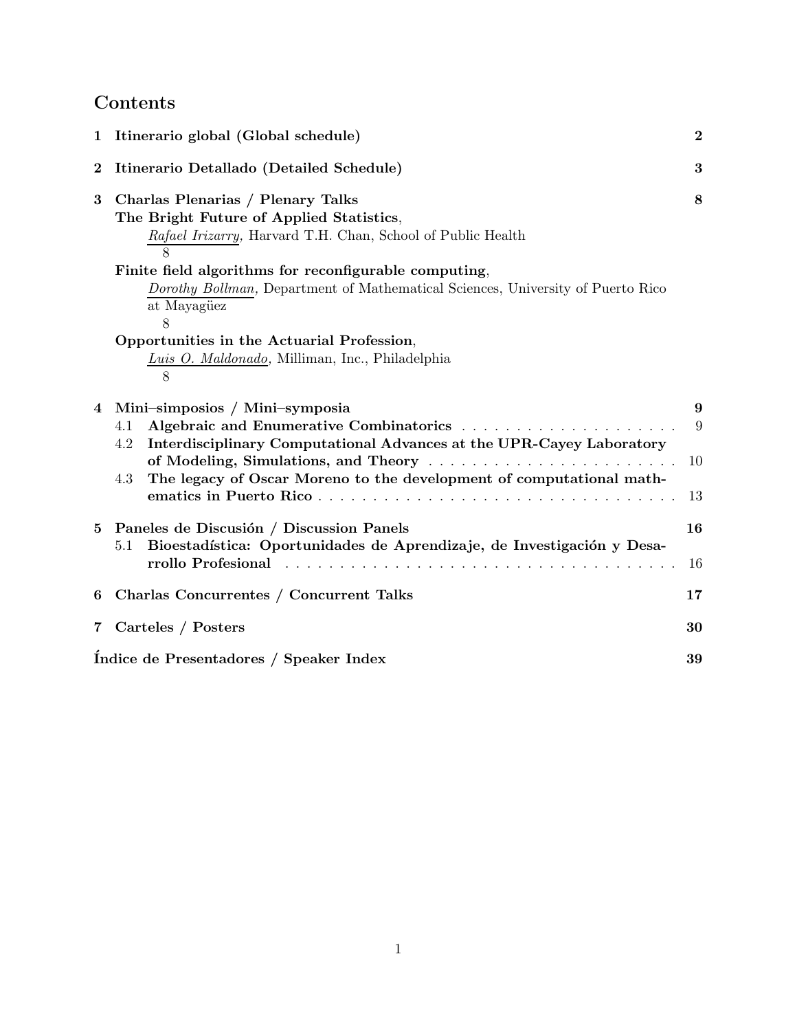# Contents

**1 Itinerario global (Global schedule)** — **2**

**2 Itinerario Detallado (Detailed Schedule)** — **3**

**3 Charlas Plenarias / Plenary Talks** — **8**

**The Bright Future of Applied Statistics**,
*Rafael Irizarry,* Harvard T.H. Chan, School of Public Health
8

**Finite field algorithms for reconfigurable computing**,
*Dorothy Bollman,* Department of Mathematical Sciences, University of Puerto Rico at Mayagüez
8

**Opportunities in the Actuarial Profession**,
*Luis O. Maldonado,* Milliman, Inc., Philadelphia
8

**4 Mini–simposios / Mini–symposia** — **9**

4.1 **Algebraic and Enumerative Combinatorics** . . . . . . . . . . . . . . . . . . . . 9

4.2 **Interdisciplinary Computational Advances at the UPR-Cayey Laboratory of Modeling, Simulations, and Theory** . . . . . . . . . . . . . . . . . . . . . . . 10

4.3 **The legacy of Oscar Moreno to the development of computational mathematics in Puerto Rico** . . . . . . . . . . . . . . . . . . . . . . . . . . . . . . . . . 13

**5 Paneles de Discusión / Discussion Panels** — **16**

5.1 **Bioestadística: Oportunidades de Aprendizaje, de Investigación y Desarrollo Profesional** . . . . . . . . . . . . . . . . . . . . . . . . . . . . . . . . . . . . . . 16

**6 Charlas Concurrentes / Concurrent Talks** — **17**

**7 Carteles / Posters** — **30**

**Índice de Presentadores / Speaker Index** — **39**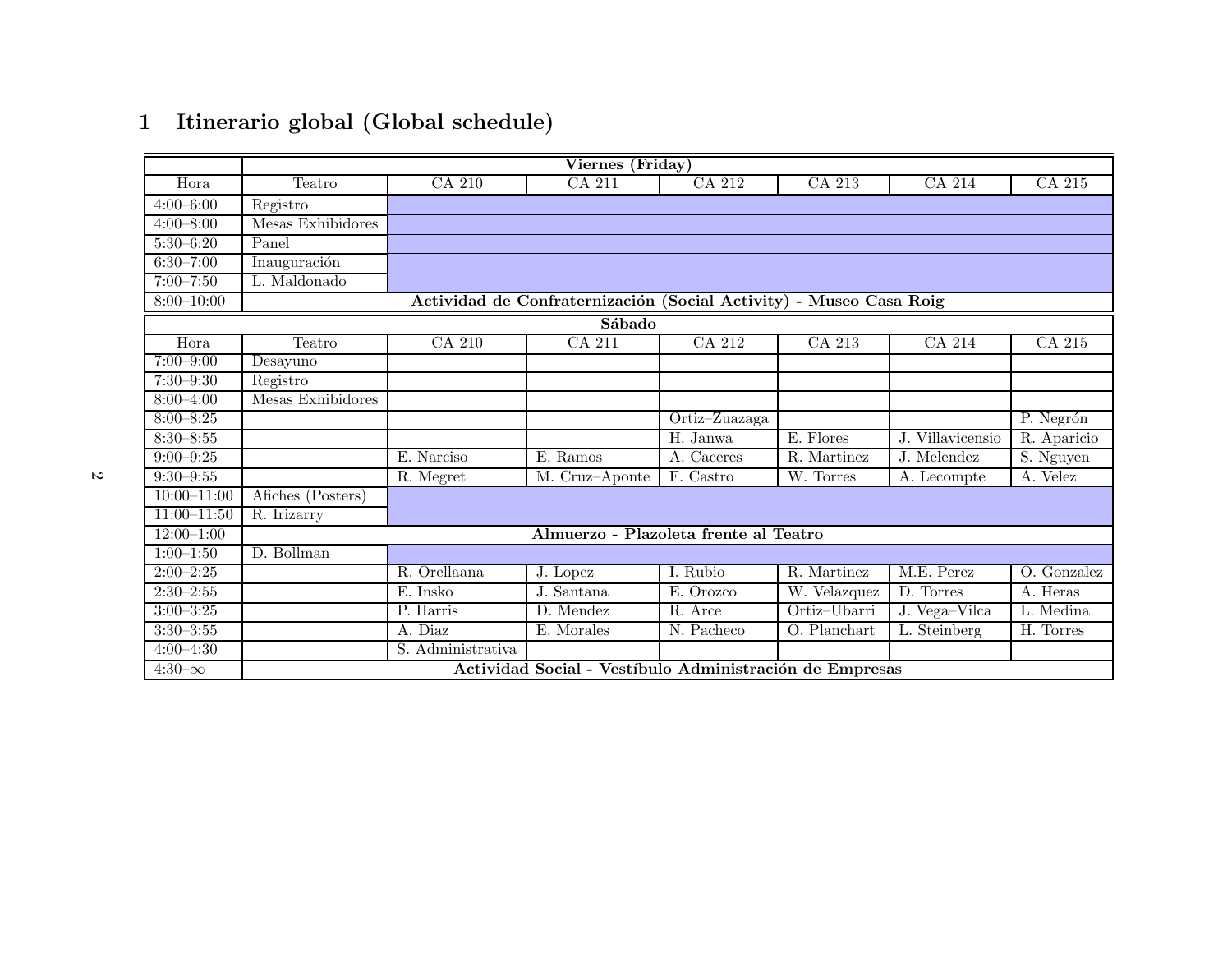# 1 Itinerario global (Global schedule)

| | Viernes (Friday) | | | | | | |
|---|---|---|---|---|---|---|---|
| Hora | Teatro | CA 210 | CA 211 | CA 212 | CA 213 | CA 214 | CA 215 |
| 4:00–6:00 | Registro | | | | | | |
| 4:00–8:00 | Mesas Exhibidores | | | | | | |
| 5:30–6:20 | Panel | | | | | | |
| 6:30–7:00 | Inauguración | | | | | | |
| 7:00–7:50 | L. Maldonado | | | | | | |
| 8:00–10:00 | **Actividad de Confraternización (Social Activity) - Museo Casa Roig** | | | | | | |
| | **Sábado** | | | | | | |
| Hora | Teatro | CA 210 | CA 211 | CA 212 | CA 213 | CA 214 | CA 215 |
| 7:00–9:00 | Desayuno | | | | | | |
| 7:30–9:30 | Registro | | | | | | |
| 8:00–4:00 | Mesas Exhibidores | | | | | | |
| 8:00–8:25 | | | | Ortiz–Zuazaga | | | P. Negrón |
| 8:30–8:55 | | | | H. Janwa | E. Flores | J. Villavicensio | R. Aparicio |
| 9:00–9:25 | | E. Narciso | E. Ramos | A. Caceres | R. Martinez | J. Melendez | S. Nguyen |
| 9:30–9:55 | | R. Megret | M. Cruz–Aponte | F. Castro | W. Torres | A. Lecompte | A. Velez |
| 10:00–11:00 | Afiches (Posters) | | | | | | |
| 11:00–11:50 | R. Irizarry | | | | | | |
| 12:00–1:00 | **Almuerzo - Plazoleta frente al Teatro** | | | | | | |
| 1:00–1:50 | D. Bollman | | | | | | |
| 2:00–2:25 | | R. Orellaana | J. Lopez | I. Rubio | R. Martinez | M.E. Perez | O. Gonzalez |
| 2:30–2:55 | | E. Insko | J. Santana | E. Orozco | W. Velazquez | D. Torres | A. Heras |
| 3:00–3:25 | | P. Harris | D. Mendez | R. Arce | Ortiz–Ubarri | J. Vega–Vilca | L. Medina |
| 3:30–3:55 | | A. Diaz | E. Morales | N. Pacheco | O. Planchart | L. Steinberg | H. Torres |
| 4:00–4:30 | | S. Administrativa | | | | | |
| 4:30–$\infty$ | **Actividad Social - Vestíbulo Administración de Empresas** | | | | | | |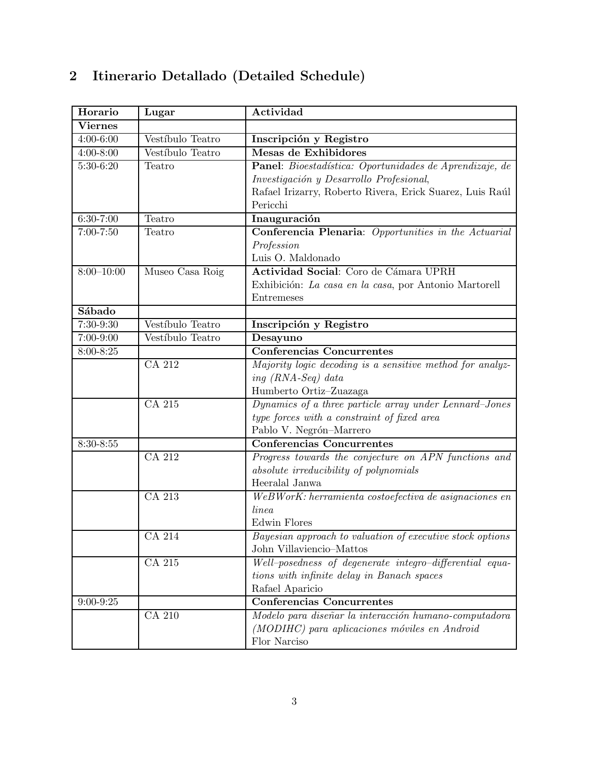## 2 Itinerario Detallado (Detailed Schedule)

| Horario | Lugar | Actividad |
|---|---|---|
| **Viernes** | | |
| 4:00-6:00 | Vestíbulo Teatro | **Inscripción y Registro** |
| 4:00-8:00 | Vestíbulo Teatro | **Mesas de Exhibidores** |
| 5:30-6:20 | Teatro | **Panel**: *Bioestadística: Oportunidades de Aprendizaje, de Investigación y Desarrollo Profesional*, Rafael Irizarry, Roberto Rivera, Erick Suarez, Luis Raúl Pericchi |
| 6:30-7:00 | Teatro | **Inauguración** |
| 7:00-7:50 | Teatro | **Conferencia Plenaria**: *Opportunities in the Actuarial Profession* Luis O. Maldonado |
| 8:00–10:00 | Museo Casa Roig | **Actividad Social**: Coro de Cámara UPRH Exhibición: *La casa en la casa*, por Antonio Martorell Entremeses |
| **Sábado** | | |
| 7:30-9:30 | Vestíbulo Teatro | **Inscripción y Registro** |
| 7:00-9:00 | Vestíbulo Teatro | **Desayuno** |
| 8:00-8:25 | | **Conferencias Concurrentes** |
| | CA 212 | *Majority logic decoding is a sensitive method for analyzing (RNA-Seq) data* Humberto Ortiz–Zuazaga |
| | CA 215 | *Dynamics of a three particle array under Lennard–Jones type forces with a constraint of fixed area* Pablo V. Negrón–Marrero |
| 8:30-8:55 | | **Conferencias Concurrentes** |
| | CA 212 | *Progress towards the conjecture on APN functions and absolute irreducibility of polynomials* Heeralal Janwa |
| | CA 213 | *WeBWorK: herramienta costoefectiva de asignaciones en linea* Edwin Flores |
| | CA 214 | *Bayesian approach to valuation of executive stock options* John Villaviencio–Mattos |
| | CA 215 | *Well–posedness of degenerate integro–differential equations with infinite delay in Banach spaces* Rafael Aparicio |
| 9:00-9:25 | | **Conferencias Concurrentes** |
| | CA 210 | *Modelo para diseñar la interacción humano-computadora (MODIHC) para aplicaciones móviles en Android* Flor Narciso |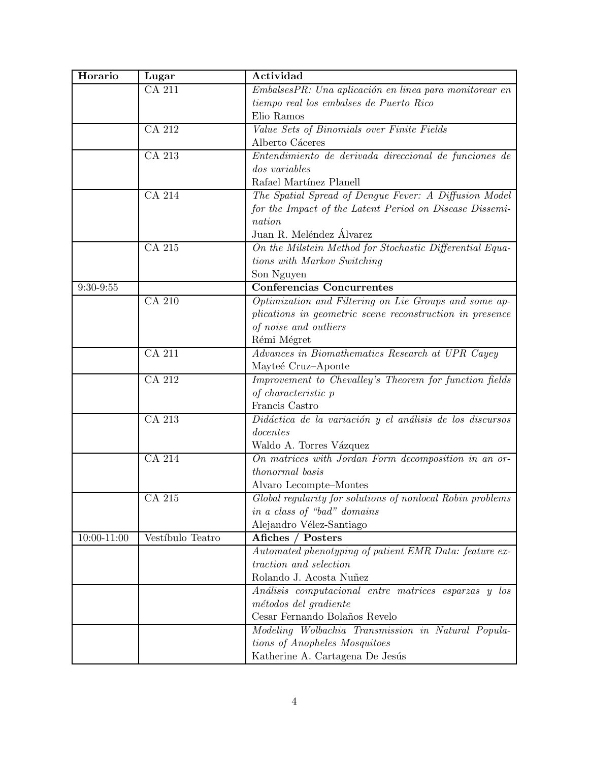| Horario | Lugar | Actividad |
|---|---|---|
| | CA 211 | *EmbalsesPR: Una aplicación en linea para monitorear en tiempo real los embalses de Puerto Rico*<br>Elio Ramos |
| | CA 212 | *Value Sets of Binomials over Finite Fields*<br>Alberto Cáceres |
| | CA 213 | *Entendimiento de derivada direccional de funciones de dos variables*<br>Rafael Martínez Planell |
| | CA 214 | *The Spatial Spread of Dengue Fever: A Diffusion Model for the Impact of the Latent Period on Disease Dissemination*<br>Juan R. Meléndez Álvarez |
| | CA 215 | *On the Milstein Method for Stochastic Differential Equations with Markov Switching*<br>Son Nguyen |
| 9:30-9:55 | | **Conferencias Concurrentes** |
| | CA 210 | *Optimization and Filtering on Lie Groups and some applications in geometric scene reconstruction in presence of noise and outliers*<br>Rémi Mégret |
| | CA 211 | *Advances in Biomathematics Research at UPR Cayey*<br>Mayteé Cruz–Aponte |
| | CA 212 | *Improvement to Chevalley's Theorem for function fields of characteristic p*<br>Francis Castro |
| | CA 213 | *Didáctica de la variación y el análisis de los discursos docentes*<br>Waldo A. Torres Vázquez |
| | CA 214 | *On matrices with Jordan Form decomposition in an orthonormal basis*<br>Alvaro Lecompte–Montes |
| | CA 215 | *Global regularity for solutions of nonlocal Robin problems in a class of "bad" domains*<br>Alejandro Vélez-Santiago |
| 10:00-11:00 | Vestíbulo Teatro | **Afiches / Posters** |
| | | *Automated phenotyping of patient EMR Data: feature extraction and selection*<br>Rolando J. Acosta Nuñez |
| | | *Análisis computacional entre matrices esparzas y los métodos del gradiente*<br>Cesar Fernando Bolaños Revelo |
| | | *Modeling Wolbachia Transmission in Natural Populations of Anopheles Mosquitoes*<br>Katherine A. Cartagena De Jesús |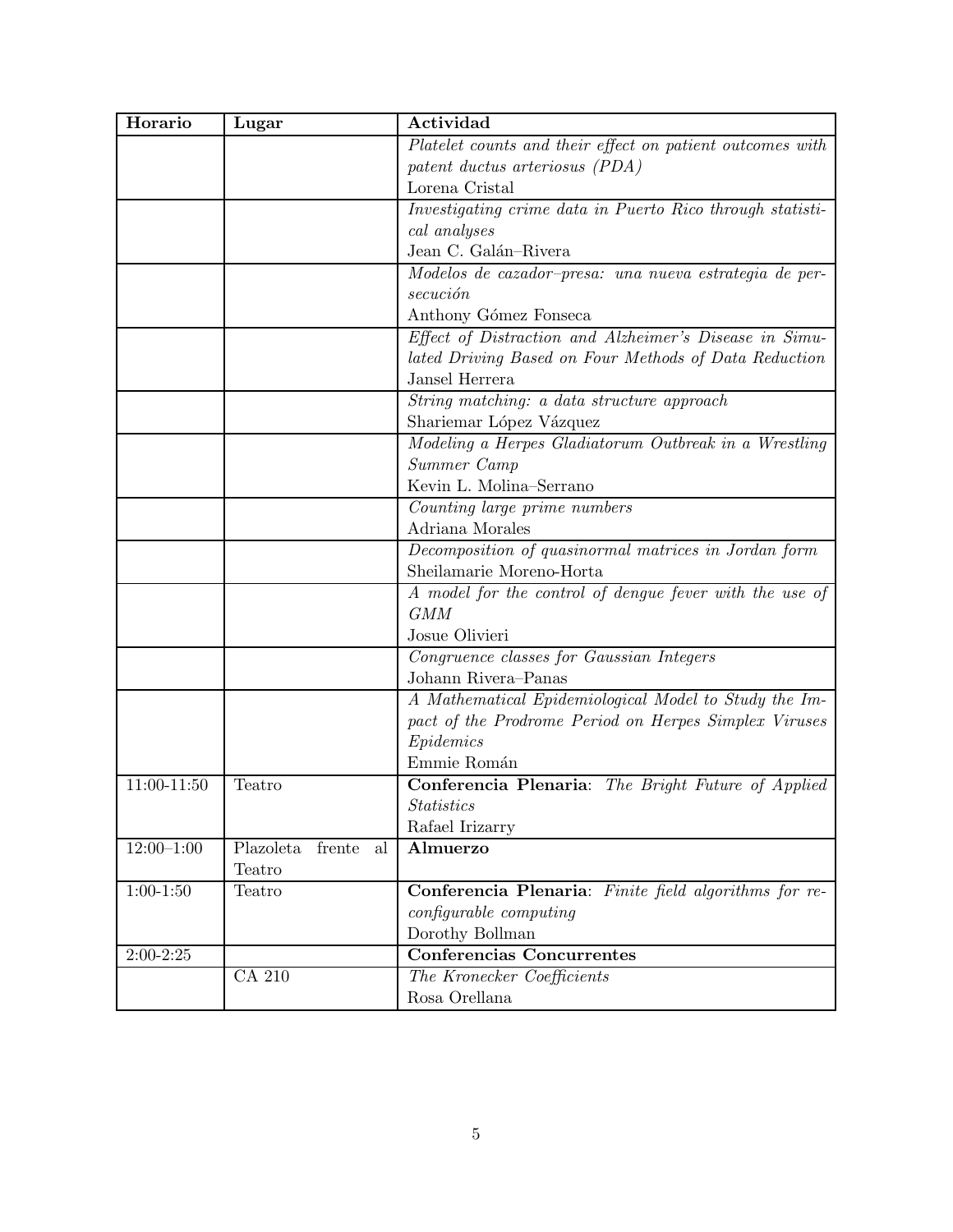| Horario | Lugar | Actividad |
|---|---|---|
| | | *Platelet counts and their effect on patient outcomes with patent ductus arteriosus (PDA)*<br>Lorena Cristal |
| | | *Investigating crime data in Puerto Rico through statistical analyses*<br>Jean C. Galán–Rivera |
| | | *Modelos de cazador–presa: una nueva estrategia de persecución*<br>Anthony Gómez Fonseca |
| | | *Effect of Distraction and Alzheimer's Disease in Simulated Driving Based on Four Methods of Data Reduction*<br>Jansel Herrera |
| | | *String matching: a data structure approach*<br>Shariemar López Vázquez |
| | | *Modeling a Herpes Gladiatorum Outbreak in a Wrestling Summer Camp*<br>Kevin L. Molina–Serrano |
| | | *Counting large prime numbers*<br>Adriana Morales |
| | | *Decomposition of quasinormal matrices in Jordan form*<br>Sheilamarie Moreno-Horta |
| | | *A model for the control of dengue fever with the use of GMM*<br>Josue Olivieri |
| | | *Congruence classes for Gaussian Integers*<br>Johann Rivera–Panas |
| | | *A Mathematical Epidemiological Model to Study the Impact of the Prodrome Period on Herpes Simplex Viruses Epidemics*<br>Emmie Román |
| 11:00-11:50 | Teatro | **Conferencia Plenaria**: *The Bright Future of Applied Statistics*<br>Rafael Irizarry |
| 12:00–1:00 | Plazoleta frente al Teatro | **Almuerzo** |
| 1:00-1:50 | Teatro | **Conferencia Plenaria**: *Finite field algorithms for reconfigurable computing*<br>Dorothy Bollman |
| 2:00-2:25 | | **Conferencias Concurrentes** |
| | CA 210 | *The Kronecker Coefficients*<br>Rosa Orellana |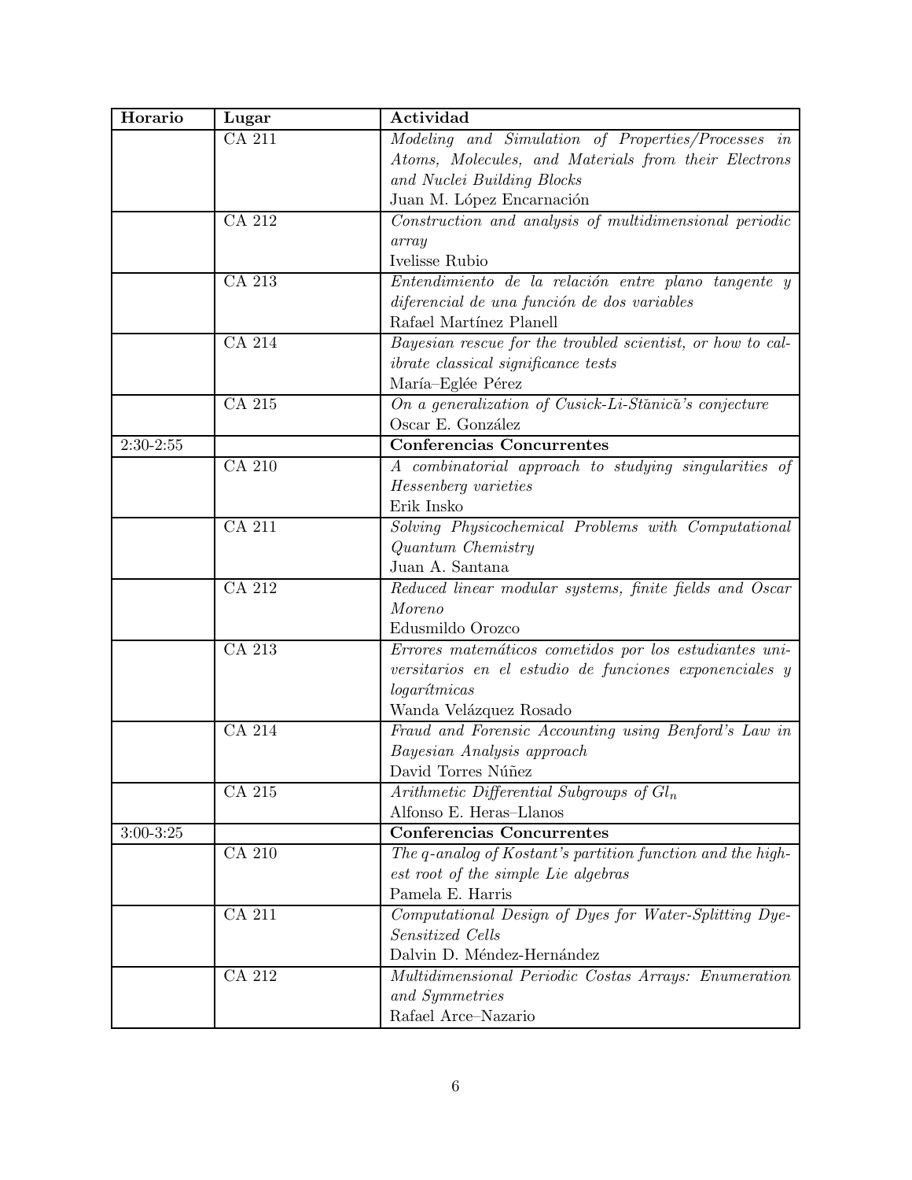| Horario | Lugar | Actividad |
|---|---|---|
| | CA 211 | *Modeling and Simulation of Properties/Processes in Atoms, Molecules, and Materials from their Electrons and Nuclei Building Blocks*<br>Juan M. López Encarnación |
| | CA 212 | *Construction and analysis of multidimensional periodic array*<br>Ivelisse Rubio |
| | CA 213 | *Entendimiento de la relación entre plano tangente y diferencial de una función de dos variables*<br>Rafael Martínez Planell |
| | CA 214 | *Bayesian rescue for the troubled scientist, or how to calibrate classical significance tests*<br>María–Eglée Pérez |
| | CA 215 | *On a generalization of Cusick-Li-Stănică's conjecture*<br>Oscar E. González |
| 2:30-2:55 | | **Conferencias Concurrentes** |
| | CA 210 | *A combinatorial approach to studying singularities of Hessenberg varieties*<br>Erik Insko |
| | CA 211 | *Solving Physicochemical Problems with Computational Quantum Chemistry*<br>Juan A. Santana |
| | CA 212 | *Reduced linear modular systems, finite fields and Oscar Moreno*<br>Edusmildo Orozco |
| | CA 213 | *Errores matemáticos cometidos por los estudiantes universitarios en el estudio de funciones exponenciales y logarítmicas*<br>Wanda Velázquez Rosado |
| | CA 214 | *Fraud and Forensic Accounting using Benford's Law in Bayesian Analysis approach*<br>David Torres Núñez |
| | CA 215 | *Arithmetic Differential Subgroups of* $Gl_n$<br>Alfonso E. Heras–Llanos |
| 3:00-3:25 | | **Conferencias Concurrentes** |
| | CA 210 | *The q-analog of Kostant's partition function and the highest root of the simple Lie algebras*<br>Pamela E. Harris |
| | CA 211 | *Computational Design of Dyes for Water-Splitting Dye-Sensitized Cells*<br>Dalvin D. Méndez-Hernández |
| | CA 212 | *Multidimensional Periodic Costas Arrays: Enumeration and Symmetries*<br>Rafael Arce–Nazario |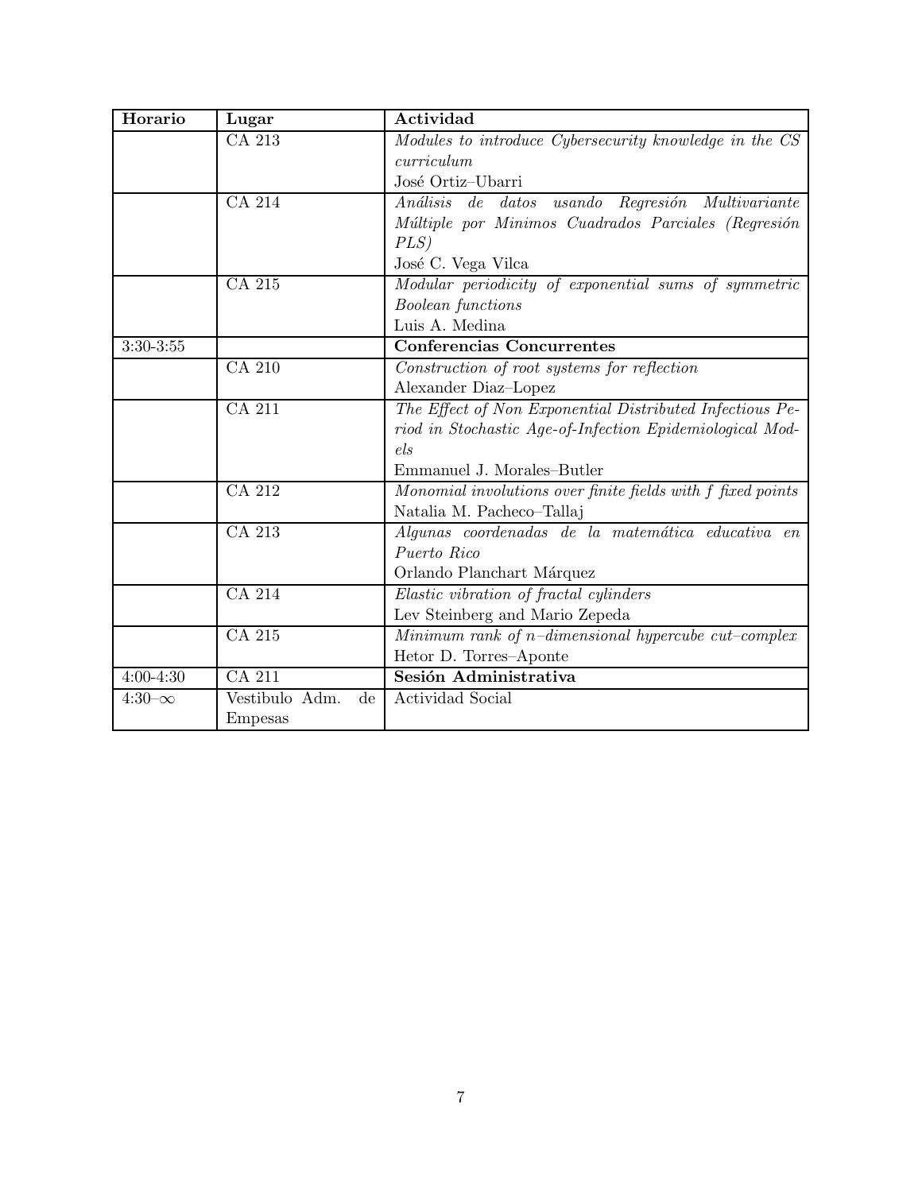| Horario | Lugar | Actividad |
|---|---|---|
| | CA 213 | *Modules to introduce Cybersecurity knowledge in the CS curriculum*<br>José Ortiz–Ubarri |
| | CA 214 | *Análisis de datos usando Regresión Multivariante Múltiple por Minimos Cuadrados Parciales (Regresión PLS)*<br>José C. Vega Vilca |
| | CA 215 | *Modular periodicity of exponential sums of symmetric Boolean functions*<br>Luis A. Medina |
| 3:30-3:55 | | **Conferencias Concurrentes** |
| | CA 210 | *Construction of root systems for reflection*<br>Alexander Diaz–Lopez |
| | CA 211 | *The Effect of Non Exponential Distributed Infectious Period in Stochastic Age-of-Infection Epidemiological Models*<br>Emmanuel J. Morales–Butler |
| | CA 212 | *Monomial involutions over finite fields with $f$ fixed points*<br>Natalia M. Pacheco–Tallaj |
| | CA 213 | *Algunas coordenadas de la matemática educativa en Puerto Rico*<br>Orlando Planchart Márquez |
| | CA 214 | *Elastic vibration of fractal cylinders*<br>Lev Steinberg and Mario Zepeda |
| | CA 215 | *Minimum rank of $n$–dimensional hypercube cut–complex*<br>Hetor D. Torres–Aponte |
| 4:00-4:30 | CA 211 | **Sesión Administrativa** |
| 4:30–$\infty$ | Vestibulo Adm. de Empesas | Actividad Social |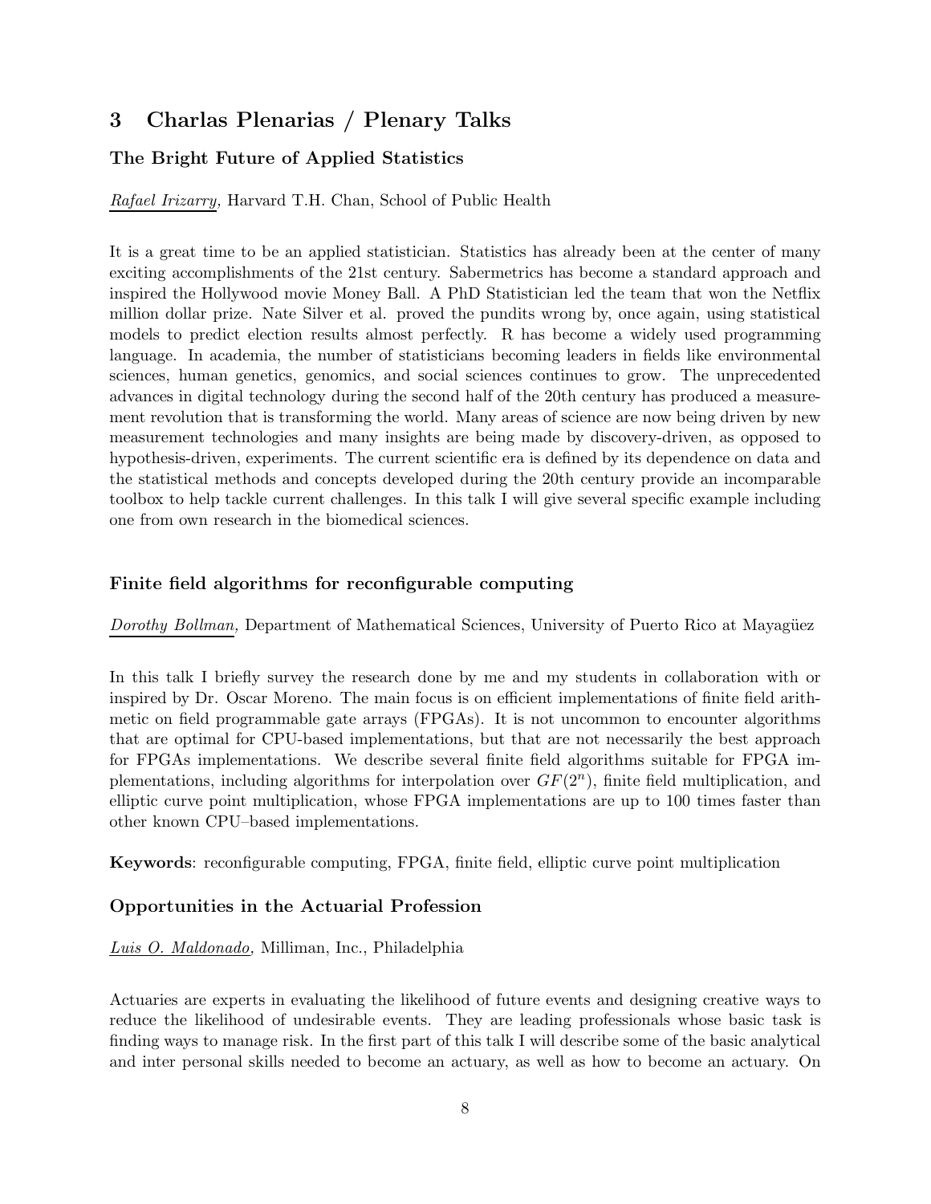# 3 Charlas Plenarias / Plenary Talks

### The Bright Future of Applied Statistics

*Rafael Irizarry,* Harvard T.H. Chan, School of Public Health

It is a great time to be an applied statistician. Statistics has already been at the center of many exciting accomplishments of the 21st century. Sabermetrics has become a standard approach and inspired the Hollywood movie Money Ball. A PhD Statistician led the team that won the Netflix million dollar prize. Nate Silver et al. proved the pundits wrong by, once again, using statistical models to predict election results almost perfectly. R has become a widely used programming language. In academia, the number of statisticians becoming leaders in fields like environmental sciences, human genetics, genomics, and social sciences continues to grow. The unprecedented advances in digital technology during the second half of the 20th century has produced a measurement revolution that is transforming the world. Many areas of science are now being driven by new measurement technologies and many insights are being made by discovery-driven, as opposed to hypothesis-driven, experiments. The current scientific era is defined by its dependence on data and the statistical methods and concepts developed during the 20th century provide an incomparable toolbox to help tackle current challenges. In this talk I will give several specific example including one from own research in the biomedical sciences.

### Finite field algorithms for reconfigurable computing

*Dorothy Bollman,* Department of Mathematical Sciences, University of Puerto Rico at Mayagüez

In this talk I briefly survey the research done by me and my students in collaboration with or inspired by Dr. Oscar Moreno. The main focus is on efficient implementations of finite field arithmetic on field programmable gate arrays (FPGAs). It is not uncommon to encounter algorithms that are optimal for CPU-based implementations, but that are not necessarily the best approach for FPGAs implementations. We describe several finite field algorithms suitable for FPGA implementations, including algorithms for interpolation over $GF(2^n)$, finite field multiplication, and elliptic curve point multiplication, whose FPGA implementations are up to 100 times faster than other known CPU–based implementations.

**Keywords**: reconfigurable computing, FPGA, finite field, elliptic curve point multiplication

### Opportunities in the Actuarial Profession

*Luis O. Maldonado,* Milliman, Inc., Philadelphia

Actuaries are experts in evaluating the likelihood of future events and designing creative ways to reduce the likelihood of undesirable events. They are leading professionals whose basic task is finding ways to manage risk. In the first part of this talk I will describe some of the basic analytical and inter personal skills needed to become an actuary, as well as how to become an actuary. On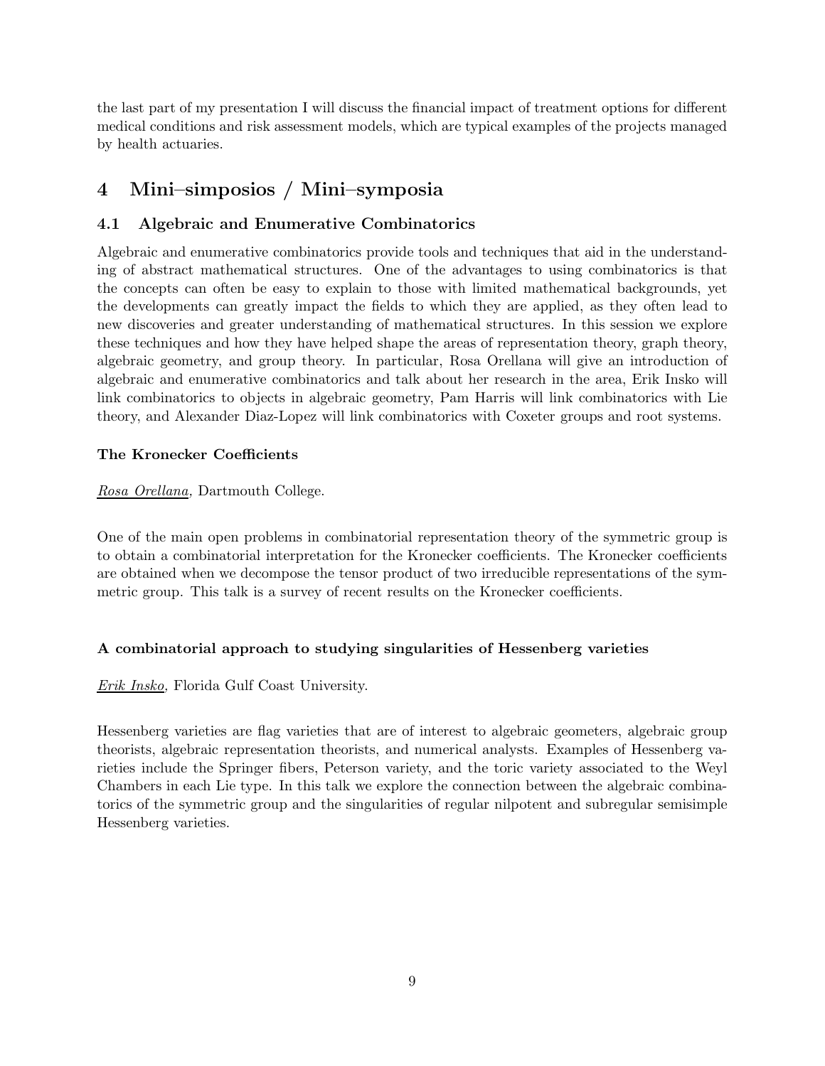the last part of my presentation I will discuss the financial impact of treatment options for different medical conditions and risk assessment models, which are typical examples of the projects managed by health actuaries.

# 4 Mini–simposios / Mini–symposia

## 4.1 Algebraic and Enumerative Combinatorics

Algebraic and enumerative combinatorics provide tools and techniques that aid in the understanding of abstract mathematical structures. One of the advantages to using combinatorics is that the concepts can often be easy to explain to those with limited mathematical backgrounds, yet the developments can greatly impact the fields to which they are applied, as they often lead to new discoveries and greater understanding of mathematical structures. In this session we explore these techniques and how they have helped shape the areas of representation theory, graph theory, algebraic geometry, and group theory. In particular, Rosa Orellana will give an introduction of algebraic and enumerative combinatorics and talk about her research in the area, Erik Insko will link combinatorics to objects in algebraic geometry, Pam Harris will link combinatorics with Lie theory, and Alexander Diaz-Lopez will link combinatorics with Coxeter groups and root systems.

**The Kronecker Coefficients**

*Rosa Orellana*, Dartmouth College.

One of the main open problems in combinatorial representation theory of the symmetric group is to obtain a combinatorial interpretation for the Kronecker coefficients. The Kronecker coefficients are obtained when we decompose the tensor product of two irreducible representations of the symmetric group. This talk is a survey of recent results on the Kronecker coefficients.

**A combinatorial approach to studying singularities of Hessenberg varieties**

*Erik Insko*, Florida Gulf Coast University.

Hessenberg varieties are flag varieties that are of interest to algebraic geometers, algebraic group theorists, algebraic representation theorists, and numerical analysts. Examples of Hessenberg varieties include the Springer fibers, Peterson variety, and the toric variety associated to the Weyl Chambers in each Lie type. In this talk we explore the connection between the algebraic combinatorics of the symmetric group and the singularities of regular nilpotent and subregular semisimple Hessenberg varieties.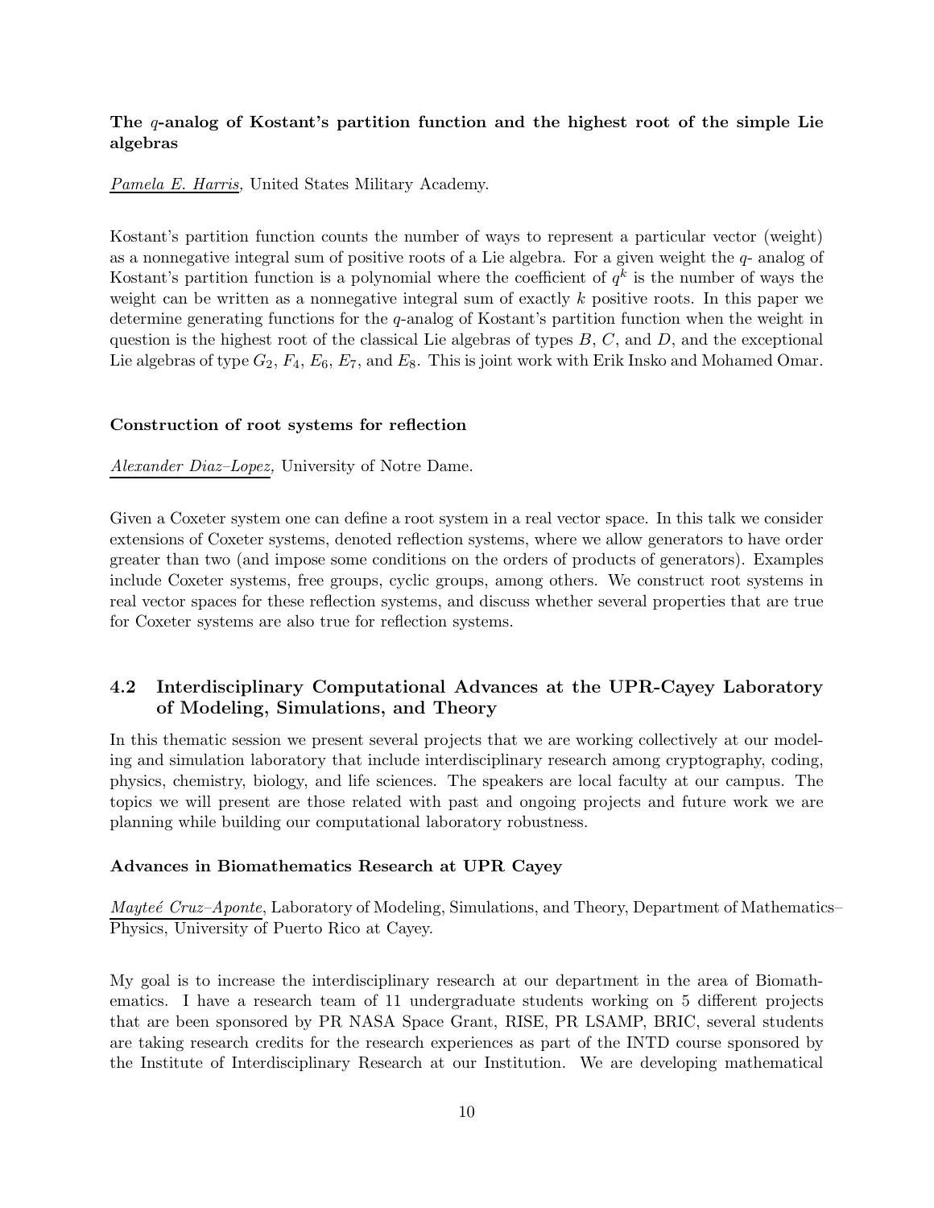**The $q$-analog of Kostant's partition function and the highest root of the simple Lie algebras**

*Pamela E. Harris*, United States Military Academy.

Kostant's partition function counts the number of ways to represent a particular vector (weight) as a nonnegative integral sum of positive roots of a Lie algebra. For a given weight the $q$- analog of Kostant's partition function is a polynomial where the coefficient of $q^k$ is the number of ways the weight can be written as a nonnegative integral sum of exactly $k$ positive roots. In this paper we determine generating functions for the $q$-analog of Kostant's partition function when the weight in question is the highest root of the classical Lie algebras of types $B$, $C$, and $D$, and the exceptional Lie algebras of type $G_2$, $F_4$, $E_6$, $E_7$, and $E_8$. This is joint work with Erik Insko and Mohamed Omar.

**Construction of root systems for reflection**

*Alexander Diaz–Lopez,* University of Notre Dame.

Given a Coxeter system one can define a root system in a real vector space. In this talk we consider extensions of Coxeter systems, denoted reflection systems, where we allow generators to have order greater than two (and impose some conditions on the orders of products of generators). Examples include Coxeter systems, free groups, cyclic groups, among others. We construct root systems in real vector spaces for these reflection systems, and discuss whether several properties that are true for Coxeter systems are also true for reflection systems.

## 4.2 Interdisciplinary Computational Advances at the UPR-Cayey Laboratory of Modeling, Simulations, and Theory

In this thematic session we present several projects that we are working collectively at our modeling and simulation laboratory that include interdisciplinary research among cryptography, coding, physics, chemistry, biology, and life sciences. The speakers are local faculty at our campus. The topics we will present are those related with past and ongoing projects and future work we are planning while building our computational laboratory robustness.

**Advances in Biomathematics Research at UPR Cayey**

*Mayteé Cruz–Aponte*, Laboratory of Modeling, Simulations, and Theory, Department of Mathematics–Physics, University of Puerto Rico at Cayey.

My goal is to increase the interdisciplinary research at our department in the area of Biomathematics. I have a research team of 11 undergraduate students working on 5 different projects that are been sponsored by PR NASA Space Grant, RISE, PR LSAMP, BRIC, several students are taking research credits for the research experiences as part of the INTD course sponsored by the Institute of Interdisciplinary Research at our Institution. We are developing mathematical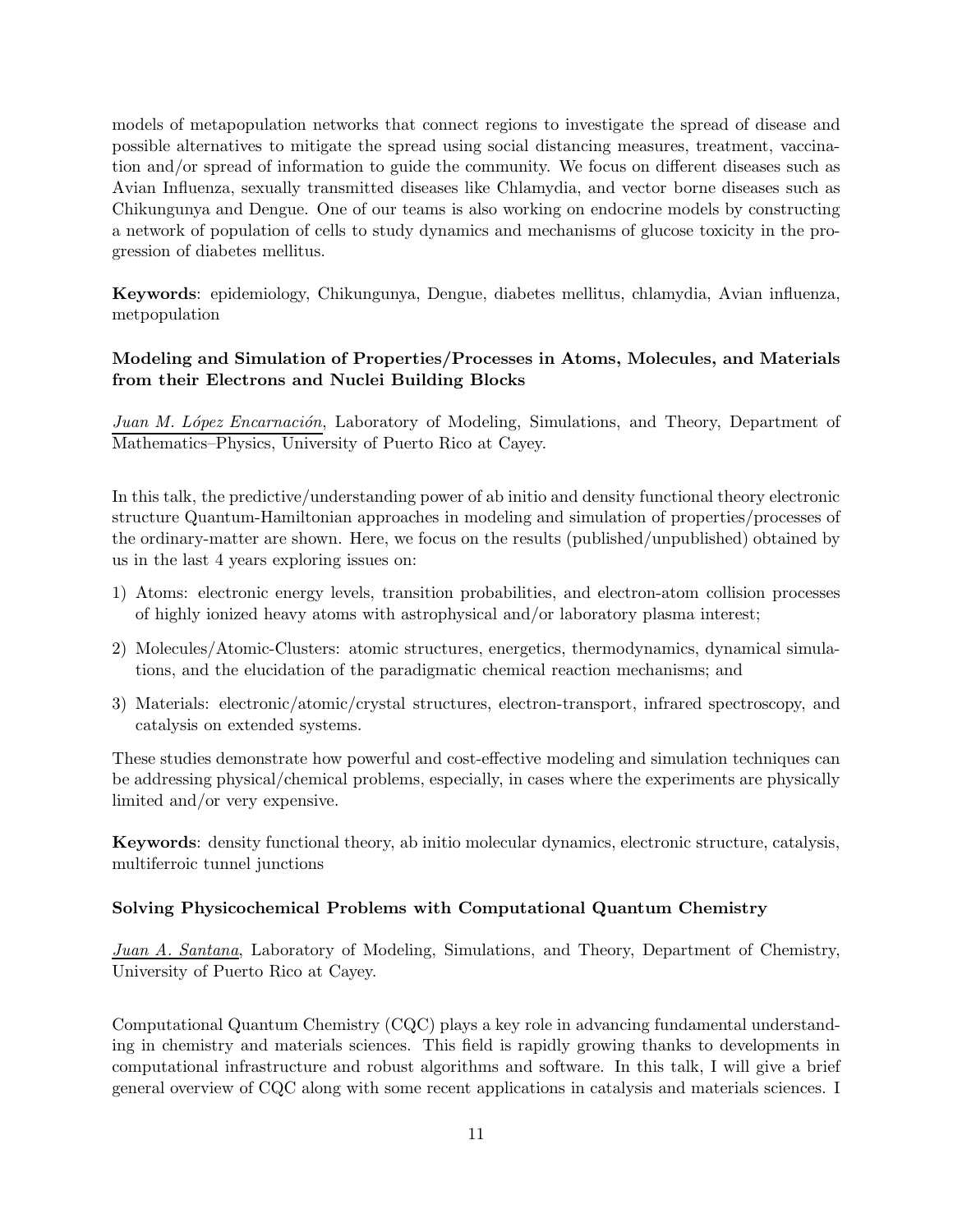models of metapopulation networks that connect regions to investigate the spread of disease and possible alternatives to mitigate the spread using social distancing measures, treatment, vaccination and/or spread of information to guide the community. We focus on different diseases such as Avian Influenza, sexually transmitted diseases like Chlamydia, and vector borne diseases such as Chikungunya and Dengue. One of our teams is also working on endocrine models by constructing a network of population of cells to study dynamics and mechanisms of glucose toxicity in the progression of diabetes mellitus.

**Keywords**: epidemiology, Chikungunya, Dengue, diabetes mellitus, chlamydia, Avian influenza, metpopulation

### Modeling and Simulation of Properties/Processes in Atoms, Molecules, and Materials from their Electrons and Nuclei Building Blocks

*Juan M. López Encarnación*, Laboratory of Modeling, Simulations, and Theory, Department of Mathematics–Physics, University of Puerto Rico at Cayey.

In this talk, the predictive/understanding power of ab initio and density functional theory electronic structure Quantum-Hamiltonian approaches in modeling and simulation of properties/processes of the ordinary-matter are shown. Here, we focus on the results (published/unpublished) obtained by us in the last 4 years exploring issues on:

1) Atoms: electronic energy levels, transition probabilities, and electron-atom collision processes of highly ionized heavy atoms with astrophysical and/or laboratory plasma interest;
2) Molecules/Atomic-Clusters: atomic structures, energetics, thermodynamics, dynamical simulations, and the elucidation of the paradigmatic chemical reaction mechanisms; and
3) Materials: electronic/atomic/crystal structures, electron-transport, infrared spectroscopy, and catalysis on extended systems.

These studies demonstrate how powerful and cost-effective modeling and simulation techniques can be addressing physical/chemical problems, especially, in cases where the experiments are physically limited and/or very expensive.

**Keywords**: density functional theory, ab initio molecular dynamics, electronic structure, catalysis, multiferroic tunnel junctions

### Solving Physicochemical Problems with Computational Quantum Chemistry

*Juan A. Santana*, Laboratory of Modeling, Simulations, and Theory, Department of Chemistry, University of Puerto Rico at Cayey.

Computational Quantum Chemistry (CQC) plays a key role in advancing fundamental understanding in chemistry and materials sciences. This field is rapidly growing thanks to developments in computational infrastructure and robust algorithms and software. In this talk, I will give a brief general overview of CQC along with some recent applications in catalysis and materials sciences. I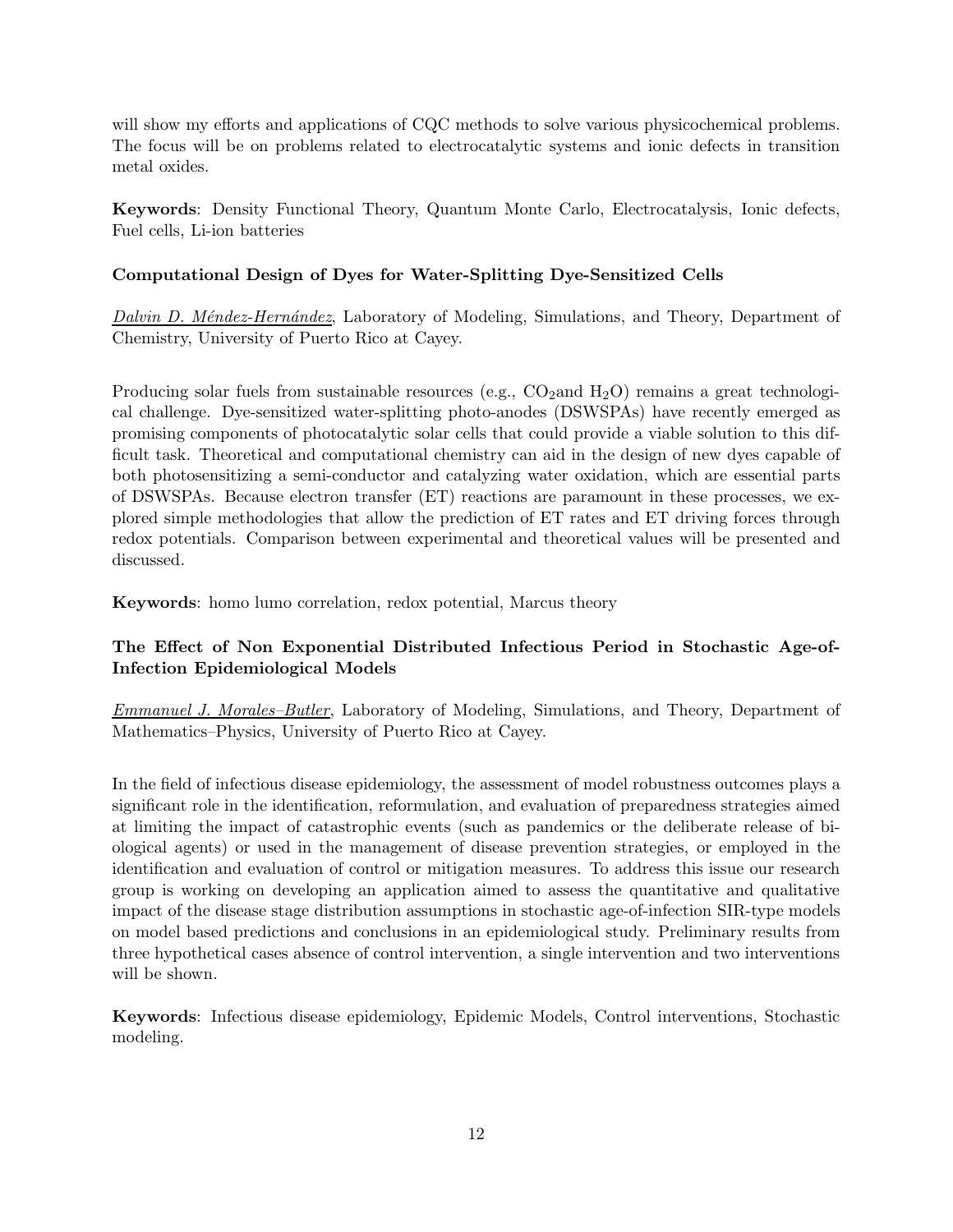will show my efforts and applications of CQC methods to solve various physicochemical problems. The focus will be on problems related to electrocatalytic systems and ionic defects in transition metal oxides.

**Keywords**: Density Functional Theory, Quantum Monte Carlo, Electrocatalysis, Ionic defects, Fuel cells, Li-ion batteries

### Computational Design of Dyes for Water-Splitting Dye-Sensitized Cells

*Dalvin D. Méndez-Hernández*, Laboratory of Modeling, Simulations, and Theory, Department of Chemistry, University of Puerto Rico at Cayey.

Producing solar fuels from sustainable resources (e.g., $CO_2$and $H_2O$) remains a great technological challenge. Dye-sensitized water-splitting photo-anodes (DSWSPAs) have recently emerged as promising components of photocatalytic solar cells that could provide a viable solution to this difficult task. Theoretical and computational chemistry can aid in the design of new dyes capable of both photosensitizing a semi-conductor and catalyzing water oxidation, which are essential parts of DSWSPAs. Because electron transfer (ET) reactions are paramount in these processes, we explored simple methodologies that allow the prediction of ET rates and ET driving forces through redox potentials. Comparison between experimental and theoretical values will be presented and discussed.

**Keywords**: homo lumo correlation, redox potential, Marcus theory

### The Effect of Non Exponential Distributed Infectious Period in Stochastic Age-of-Infection Epidemiological Models

*Emmanuel J. Morales–Butler*, Laboratory of Modeling, Simulations, and Theory, Department of Mathematics–Physics, University of Puerto Rico at Cayey.

In the field of infectious disease epidemiology, the assessment of model robustness outcomes plays a significant role in the identification, reformulation, and evaluation of preparedness strategies aimed at limiting the impact of catastrophic events (such as pandemics or the deliberate release of biological agents) or used in the management of disease prevention strategies, or employed in the identification and evaluation of control or mitigation measures. To address this issue our research group is working on developing an application aimed to assess the quantitative and qualitative impact of the disease stage distribution assumptions in stochastic age-of-infection SIR-type models on model based predictions and conclusions in an epidemiological study. Preliminary results from three hypothetical cases absence of control intervention, a single intervention and two interventions will be shown.

**Keywords**: Infectious disease epidemiology, Epidemic Models, Control interventions, Stochastic modeling.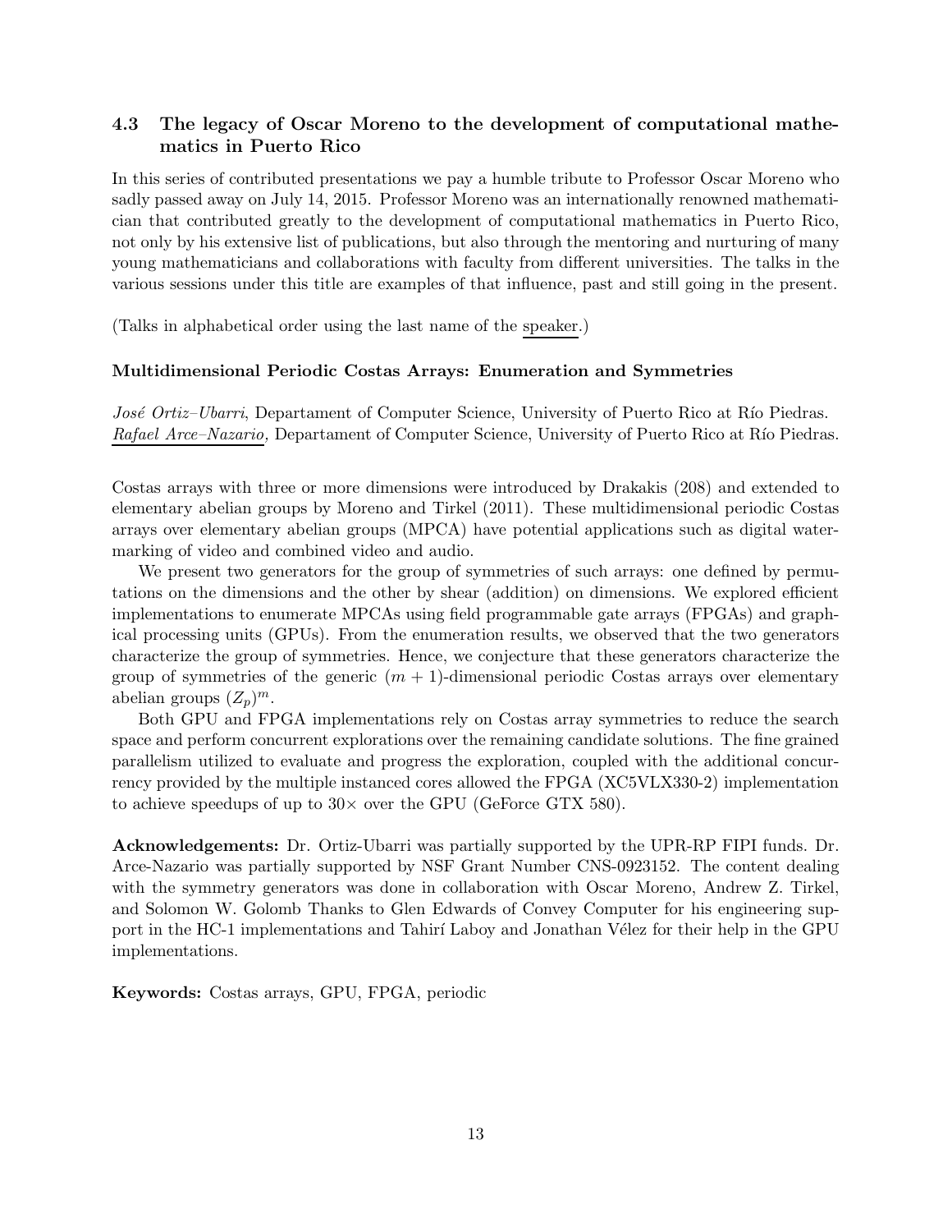### 4.3 The legacy of Oscar Moreno to the development of computational mathematics in Puerto Rico

In this series of contributed presentations we pay a humble tribute to Professor Oscar Moreno who sadly passed away on July 14, 2015. Professor Moreno was an internationally renowned mathematician that contributed greatly to the development of computational mathematics in Puerto Rico, not only by his extensive list of publications, but also through the mentoring and nurturing of many young mathematicians and collaborations with faculty from different universities. The talks in the various sessions under this title are examples of that influence, past and still going in the present.

(Talks in alphabetical order using the last name of the speaker.)

#### Multidimensional Periodic Costas Arrays: Enumeration and Symmetries

*José Ortiz–Ubarri*, Departament of Computer Science, University of Puerto Rico at Río Piedras.
*Rafael Arce–Nazario,* Departament of Computer Science, University of Puerto Rico at Río Piedras.

Costas arrays with three or more dimensions were introduced by Drakakis (208) and extended to elementary abelian groups by Moreno and Tirkel (2011). These multidimensional periodic Costas arrays over elementary abelian groups (MPCA) have potential applications such as digital watermarking of video and combined video and audio.

We present two generators for the group of symmetries of such arrays: one defined by permutations on the dimensions and the other by shear (addition) on dimensions. We explored efficient implementations to enumerate MPCAs using field programmable gate arrays (FPGAs) and graphical processing units (GPUs). From the enumeration results, we observed that the two generators characterize the group of symmetries. Hence, we conjecture that these generators characterize the group of symmetries of the generic $(m+1)$-dimensional periodic Costas arrays over elementary abelian groups $(Z_p)^m$.

Both GPU and FPGA implementations rely on Costas array symmetries to reduce the search space and perform concurrent explorations over the remaining candidate solutions. The fine grained parallelism utilized to evaluate and progress the exploration, coupled with the additional concurrency provided by the multiple instanced cores allowed the FPGA (XC5VLX330-2) implementation to achieve speedups of up to 30× over the GPU (GeForce GTX 580).

**Acknowledgements:** Dr. Ortiz-Ubarri was partially supported by the UPR-RP FIPI funds. Dr. Arce-Nazario was partially supported by NSF Grant Number CNS-0923152. The content dealing with the symmetry generators was done in collaboration with Oscar Moreno, Andrew Z. Tirkel, and Solomon W. Golomb Thanks to Glen Edwards of Convey Computer for his engineering support in the HC-1 implementations and Tahirí Laboy and Jonathan Vélez for their help in the GPU implementations.

**Keywords:** Costas arrays, GPU, FPGA, periodic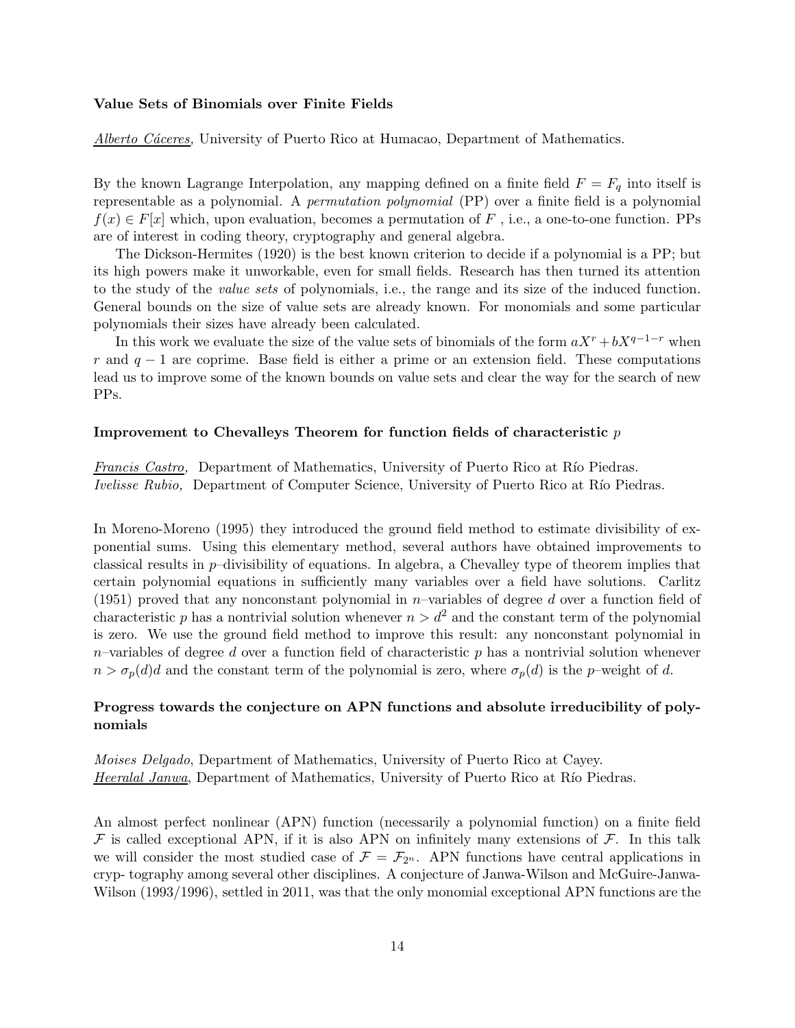### Value Sets of Binomials over Finite Fields

*Alberto Cáceres,* University of Puerto Rico at Humacao, Department of Mathematics.

By the known Lagrange Interpolation, any mapping defined on a finite field $F = F_q$ into itself is representable as a polynomial. A *permutation polynomial* (PP) over a finite field is a polynomial $f(x) \in F[x]$ which, upon evaluation, becomes a permutation of $F$ , i.e., a one-to-one function. PPs are of interest in coding theory, cryptography and general algebra.

The Dickson-Hermites (1920) is the best known criterion to decide if a polynomial is a PP; but its high powers make it unworkable, even for small fields. Research has then turned its attention to the study of the *value sets* of polynomials, i.e., the range and its size of the induced function. General bounds on the size of value sets are already known. For monomials and some particular polynomials their sizes have already been calculated.

In this work we evaluate the size of the value sets of binomials of the form $aX^r + bX^{q-1-r}$ when $r$ and $q - 1$ are coprime. Base field is either a prime or an extension field. These computations lead us to improve some of the known bounds on value sets and clear the way for the search of new PPs.

### Improvement to Chevalleys Theorem for function fields of characteristic $p$

*Francis Castro,* Department of Mathematics, University of Puerto Rico at Río Piedras.
*Ivelisse Rubio,* Department of Computer Science, University of Puerto Rico at Río Piedras.

In Moreno-Moreno (1995) they introduced the ground field method to estimate divisibility of exponential sums. Using this elementary method, several authors have obtained improvements to classical results in $p$–divisibility of equations. In algebra, a Chevalley type of theorem implies that certain polynomial equations in sufficiently many variables over a field have solutions. Carlitz (1951) proved that any nonconstant polynomial in $n$–variables of degree $d$ over a function field of characteristic $p$ has a nontrivial solution whenever $n > d^2$ and the constant term of the polynomial is zero. We use the ground field method to improve this result: any nonconstant polynomial in $n$–variables of degree $d$ over a function field of characteristic $p$ has a nontrivial solution whenever $n > \sigma_p(d)d$ and the constant term of the polynomial is zero, where $\sigma_p(d)$ is the $p$–weight of $d$.

### Progress towards the conjecture on APN functions and absolute irreducibility of polynomials

*Moises Delgado*, Department of Mathematics, University of Puerto Rico at Cayey.
*Heeralal Janwa*, Department of Mathematics, University of Puerto Rico at Río Piedras.

An almost perfect nonlinear (APN) function (necessarily a polynomial function) on a finite field $\mathcal{F}$ is called exceptional APN, if it is also APN on infinitely many extensions of $\mathcal{F}$. In this talk we will consider the most studied case of $\mathcal{F} = \mathcal{F}_{2^n}$. APN functions have central applications in cryp- tography among several other disciplines. A conjecture of Janwa-Wilson and McGuire-Janwa-Wilson (1993/1996), settled in 2011, was that the only monomial exceptional APN functions are the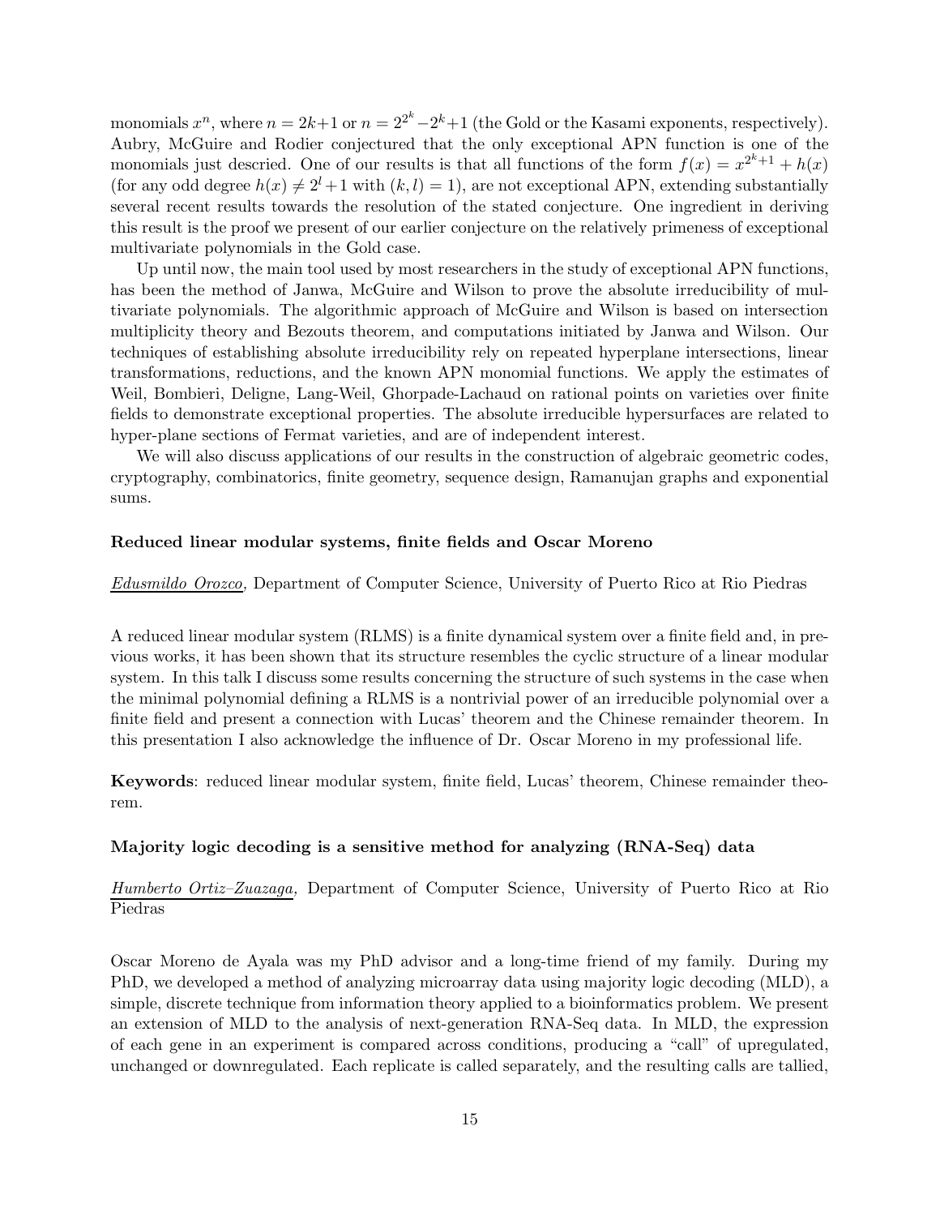monomials $x^n$, where $n = 2k+1$ or $n = 2^{2^k} - 2^k + 1$ (the Gold or the Kasami exponents, respectively). Aubry, McGuire and Rodier conjectured that the only exceptional APN function is one of the monomials just descried. One of our results is that all functions of the form $f(x) = x^{2^k+1} + h(x)$ (for any odd degree $h(x) \neq 2^l + 1$ with $(k, l) = 1$), are not exceptional APN, extending substantially several recent results towards the resolution of the stated conjecture. One ingredient in deriving this result is the proof we present of our earlier conjecture on the relatively primeness of exceptional multivariate polynomials in the Gold case.

Up until now, the main tool used by most researchers in the study of exceptional APN functions, has been the method of Janwa, McGuire and Wilson to prove the absolute irreducibility of multivariate polynomials. The algorithmic approach of McGuire and Wilson is based on intersection multiplicity theory and Bezouts theorem, and computations initiated by Janwa and Wilson. Our techniques of establishing absolute irreducibility rely on repeated hyperplane intersections, linear transformations, reductions, and the known APN monomial functions. We apply the estimates of Weil, Bombieri, Deligne, Lang-Weil, Ghorpade-Lachaud on rational points on varieties over finite fields to demonstrate exceptional properties. The absolute irreducible hypersurfaces are related to hyper-plane sections of Fermat varieties, and are of independent interest.

We will also discuss applications of our results in the construction of algebraic geometric codes, cryptography, combinatorics, finite geometry, sequence design, Ramanujan graphs and exponential sums.

### Reduced linear modular systems, finite fields and Oscar Moreno

*Edusmildo Orozco*, Department of Computer Science, University of Puerto Rico at Rio Piedras

A reduced linear modular system (RLMS) is a finite dynamical system over a finite field and, in previous works, it has been shown that its structure resembles the cyclic structure of a linear modular system. In this talk I discuss some results concerning the structure of such systems in the case when the minimal polynomial defining a RLMS is a nontrivial power of an irreducible polynomial over a finite field and present a connection with Lucas' theorem and the Chinese remainder theorem. In this presentation I also acknowledge the influence of Dr. Oscar Moreno in my professional life.

**Keywords**: reduced linear modular system, finite field, Lucas' theorem, Chinese remainder theorem.

### Majority logic decoding is a sensitive method for analyzing (RNA-Seq) data

*Humberto Ortiz–Zuazaga,* Department of Computer Science, University of Puerto Rico at Rio Piedras

Oscar Moreno de Ayala was my PhD advisor and a long-time friend of my family. During my PhD, we developed a method of analyzing microarray data using majority logic decoding (MLD), a simple, discrete technique from information theory applied to a bioinformatics problem. We present an extension of MLD to the analysis of next-generation RNA-Seq data. In MLD, the expression of each gene in an experiment is compared across conditions, producing a "call" of upregulated, unchanged or downregulated. Each replicate is called separately, and the resulting calls are tallied,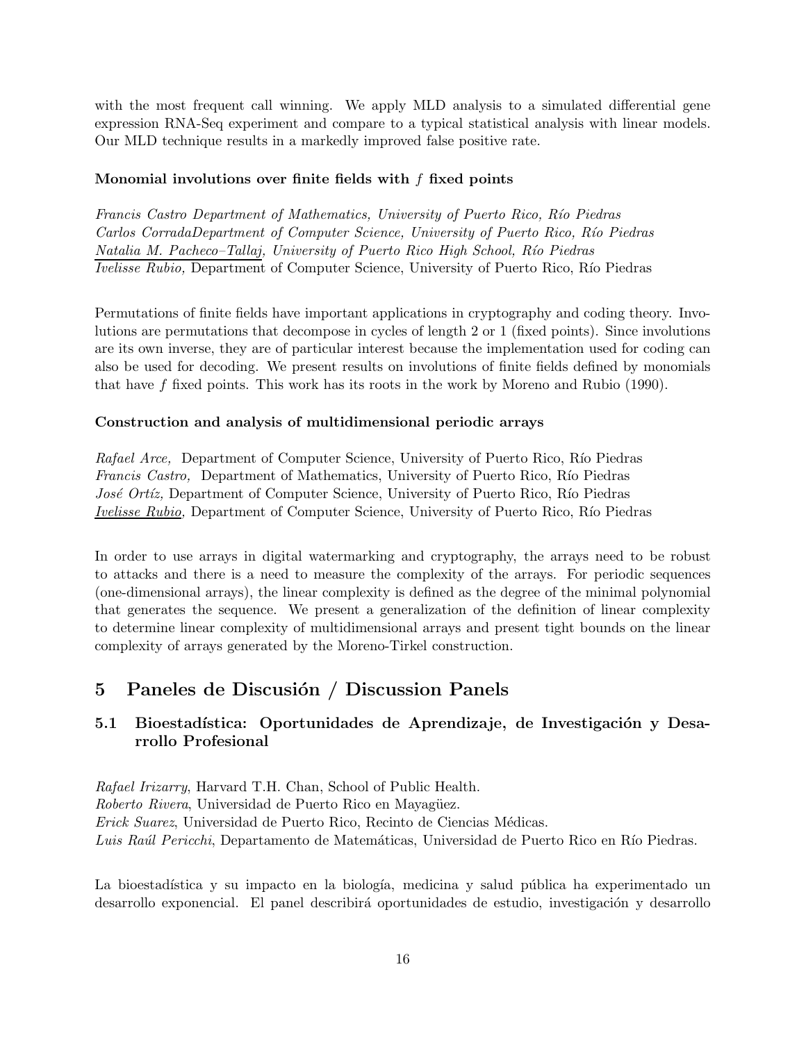with the most frequent call winning. We apply MLD analysis to a simulated differential gene expression RNA-Seq experiment and compare to a typical statistical analysis with linear models. Our MLD technique results in a markedly improved false positive rate.

**Monomial involutions over finite fields with $f$ fixed points**

*Francis Castro Department of Mathematics, University of Puerto Rico, Río Piedras*
*Carlos CorradaDepartment of Computer Science, University of Puerto Rico, Río Piedras*
*Natalia M. Pacheco–Tallaj, University of Puerto Rico High School, Río Piedras*
*Ivelisse Rubio,* Department of Computer Science, University of Puerto Rico, Río Piedras

Permutations of finite fields have important applications in cryptography and coding theory. Involutions are permutations that decompose in cycles of length 2 or 1 (fixed points). Since involutions are its own inverse, they are of particular interest because the implementation used for coding can also be used for decoding. We present results on involutions of finite fields defined by monomials that have $f$ fixed points. This work has its roots in the work by Moreno and Rubio (1990).

**Construction and analysis of multidimensional periodic arrays**

*Rafael Arce,* Department of Computer Science, University of Puerto Rico, Río Piedras
*Francis Castro,* Department of Mathematics, University of Puerto Rico, Río Piedras
*José Ortíz,* Department of Computer Science, University of Puerto Rico, Río Piedras
*Ivelisse Rubio*, Department of Computer Science, University of Puerto Rico, Río Piedras

In order to use arrays in digital watermarking and cryptography, the arrays need to be robust to attacks and there is a need to measure the complexity of the arrays. For periodic sequences (one-dimensional arrays), the linear complexity is defined as the degree of the minimal polynomial that generates the sequence. We present a generalization of the definition of linear complexity to determine linear complexity of multidimensional arrays and present tight bounds on the linear complexity of arrays generated by the Moreno-Tirkel construction.

## 5 Paneles de Discusión / Discussion Panels

### 5.1 Bioestadística: Oportunidades de Aprendizaje, de Investigación y Desarrollo Profesional

*Rafael Irizarry*, Harvard T.H. Chan, School of Public Health.
*Roberto Rivera*, Universidad de Puerto Rico en Mayagüez.
*Erick Suarez*, Universidad de Puerto Rico, Recinto de Ciencias Médicas.
*Luis Raúl Pericchi*, Departamento de Matemáticas, Universidad de Puerto Rico en Río Piedras.

La bioestadística y su impacto en la biología, medicina y salud pública ha experimentado un desarrollo exponencial. El panel describirá oportunidades de estudio, investigación y desarrollo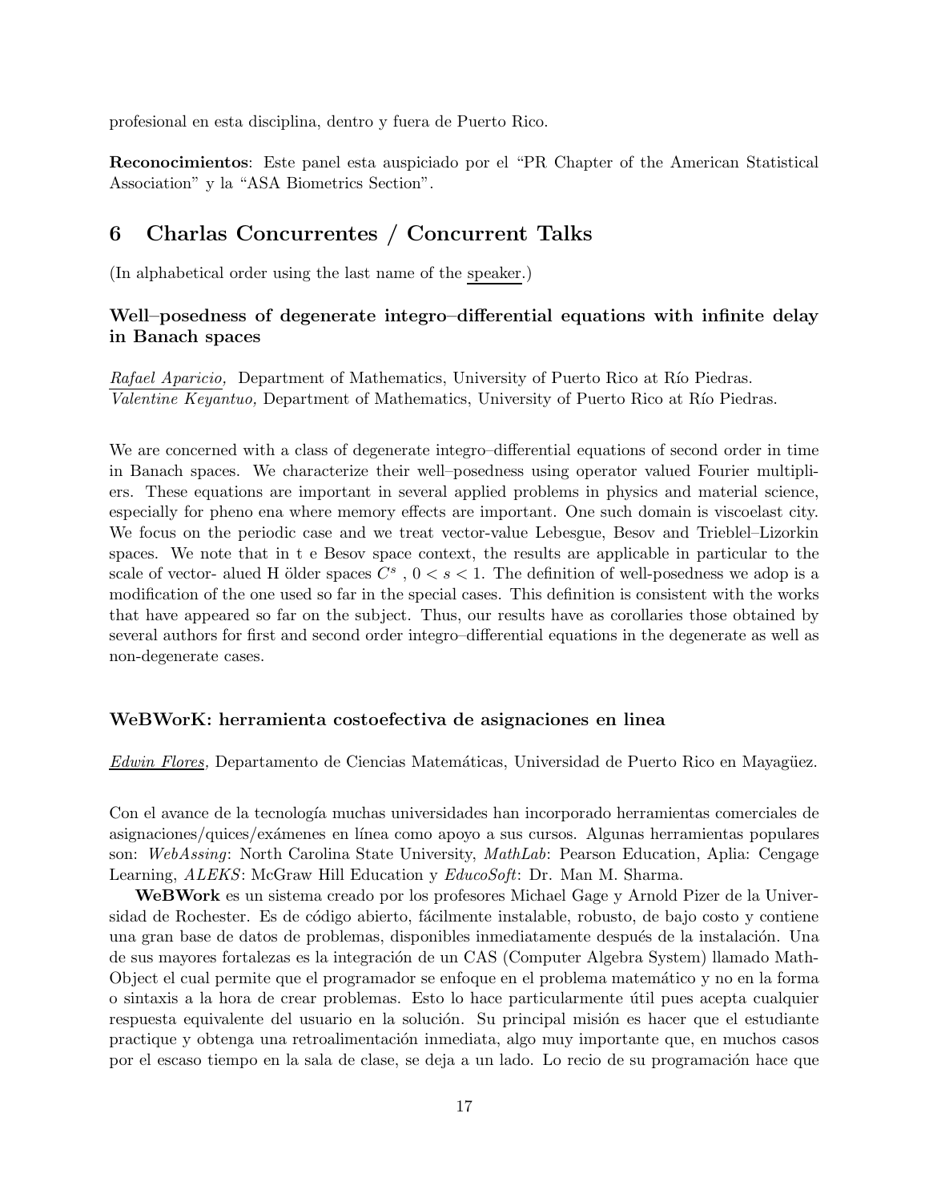profesional en esta disciplina, dentro y fuera de Puerto Rico.

**Reconocimientos**: Este panel esta auspiciado por el "PR Chapter of the American Statistical Association" y la "ASA Biometrics Section".

# 6 Charlas Concurrentes / Concurrent Talks

(In alphabetical order using the last name of the speaker.)

### Well–posedness of degenerate integro–differential equations with infinite delay in Banach spaces

*Rafael Aparicio,* Department of Mathematics, University of Puerto Rico at Río Piedras.
*Valentine Keyantuo,* Department of Mathematics, University of Puerto Rico at Río Piedras.

We are concerned with a class of degenerate integro–differential equations of second order in time in Banach spaces. We characterize their well–posedness using operator valued Fourier multipliers. These equations are important in several applied problems in physics and material science, especially for pheno ena where memory effects are important. One such domain is viscoelast city. We focus on the periodic case and we treat vector-value Lebesgue, Besov and Trieblel–Lizorkin spaces. We note that in t e Besov space context, the results are applicable in particular to the scale of vector- alued H ölder spaces $C^s$ , $0 < s < 1$. The definition of well-posedness we adop is a modification of the one used so far in the special cases. This definition is consistent with the works that have appeared so far on the subject. Thus, our results have as corollaries those obtained by several authors for first and second order integro–differential equations in the degenerate as well as non-degenerate cases.

### WeBWorK: herramienta costoefectiva de asignaciones en linea

*Edwin Flores,* Departamento de Ciencias Matemáticas, Universidad de Puerto Rico en Mayagüez.

Con el avance de la tecnología muchas universidades han incorporado herramientas comerciales de asignaciones/quices/exámenes en línea como apoyo a sus cursos. Algunas herramientas populares son: *WebAssing*: North Carolina State University, *MathLab*: Pearson Education, Aplia: Cengage Learning, *ALEKS*: McGraw Hill Education y *EducoSoft*: Dr. Man M. Sharma.

**WeBWork** es un sistema creado por los profesores Michael Gage y Arnold Pizer de la Universidad de Rochester. Es de código abierto, fácilmente instalable, robusto, de bajo costo y contiene una gran base de datos de problemas, disponibles inmediatamente después de la instalación. Una de sus mayores fortalezas es la integración de un CAS (Computer Algebra System) llamado Math-Object el cual permite que el programador se enfoque en el problema matemático y no en la forma o sintaxis a la hora de crear problemas. Esto lo hace particularmente útil pues acepta cualquier respuesta equivalente del usuario en la solución. Su principal misión es hacer que el estudiante practique y obtenga una retroalimentación inmediata, algo muy importante que, en muchos casos por el escaso tiempo en la sala de clase, se deja a un lado. Lo recio de su programación hace que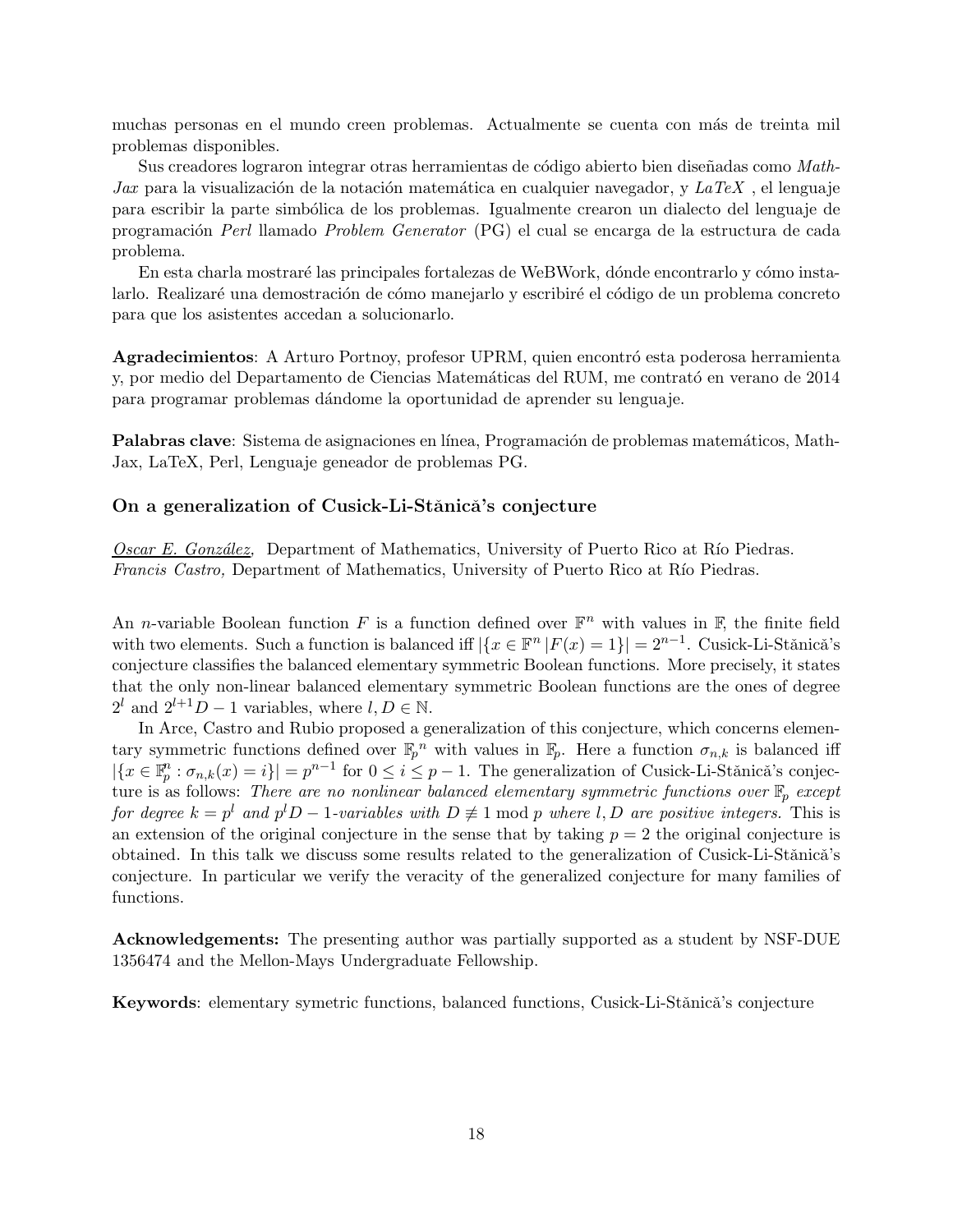muchas personas en el mundo creen problemas. Actualmente se cuenta con más de treinta mil problemas disponibles.

Sus creadores lograron integrar otras herramientas de código abierto bien diseñadas como *MathJax* para la visualización de la notación matemática en cualquier navegador, y *LaTeX* , el lenguaje para escribir la parte simbólica de los problemas. Igualmente crearon un dialecto del lenguaje de programación *Perl* llamado *Problem Generator* (PG) el cual se encarga de la estructura de cada problema.

En esta charla mostraré las principales fortalezas de WeBWork, dónde encontrarlo y cómo instalarlo. Realizaré una demostración de cómo manejarlo y escribiré el código de un problema concreto para que los asistentes accedan a solucionarlo.

**Agradecimientos**: A Arturo Portnoy, profesor UPRM, quien encontró esta poderosa herramienta y, por medio del Departamento de Ciencias Matemáticas del RUM, me contrató en verano de 2014 para programar problemas dándome la oportunidad de aprender su lenguaje.

**Palabras clave**: Sistema de asignaciones en línea, Programación de problemas matemáticos, MathJax, LaTeX, Perl, Lenguaje geneador de problemas PG.

### On a generalization of Cusick-Li-Stănică's conjecture

*Oscar E. González,* Department of Mathematics, University of Puerto Rico at Río Piedras.
*Francis Castro,* Department of Mathematics, University of Puerto Rico at Río Piedras.

An $n$-variable Boolean function $F$ is a function defined over $\mathbb{F}^n$ with values in $\mathbb{F}$, the finite field with two elements. Such a function is balanced iff $|\{x \in \mathbb{F}^n \,|F(x) = 1\}| = 2^{n-1}$. Cusick-Li-Stănică's conjecture classifies the balanced elementary symmetric Boolean functions. More precisely, it states that the only non-linear balanced elementary symmetric Boolean functions are the ones of degree $2^l$ and $2^{l+1}D - 1$ variables, where $l, D \in \mathbb{N}$.

In Arce, Castro and Rubio proposed a generalization of this conjecture, which concerns elementary symmetric functions defined over $\mathbb{F}_p{}^n$ with values in $\mathbb{F}_p$. Here a function $\sigma_{n,k}$ is balanced iff $|\{x \in \mathbb{F}_p^n : \sigma_{n,k}(x) = i\}| = p^{n-1}$ for $0 \leq i \leq p-1$. The generalization of Cusick-Li-Stănică's conjecture is as follows: *There are no nonlinear balanced elementary symmetric functions over $\mathbb{F}_p$ except for degree $k = p^l$ and $p^l D - 1$-variables with $D \not\equiv 1 \bmod p$ where $l, D$ are positive integers.* This is an extension of the original conjecture in the sense that by taking $p = 2$ the original conjecture is obtained. In this talk we discuss some results related to the generalization of Cusick-Li-Stănică's conjecture. In particular we verify the veracity of the generalized conjecture for many families of functions.

**Acknowledgements:** The presenting author was partially supported as a student by NSF-DUE 1356474 and the Mellon-Mays Undergraduate Fellowship.

**Keywords**: elementary symetric functions, balanced functions, Cusick-Li-Stănică's conjecture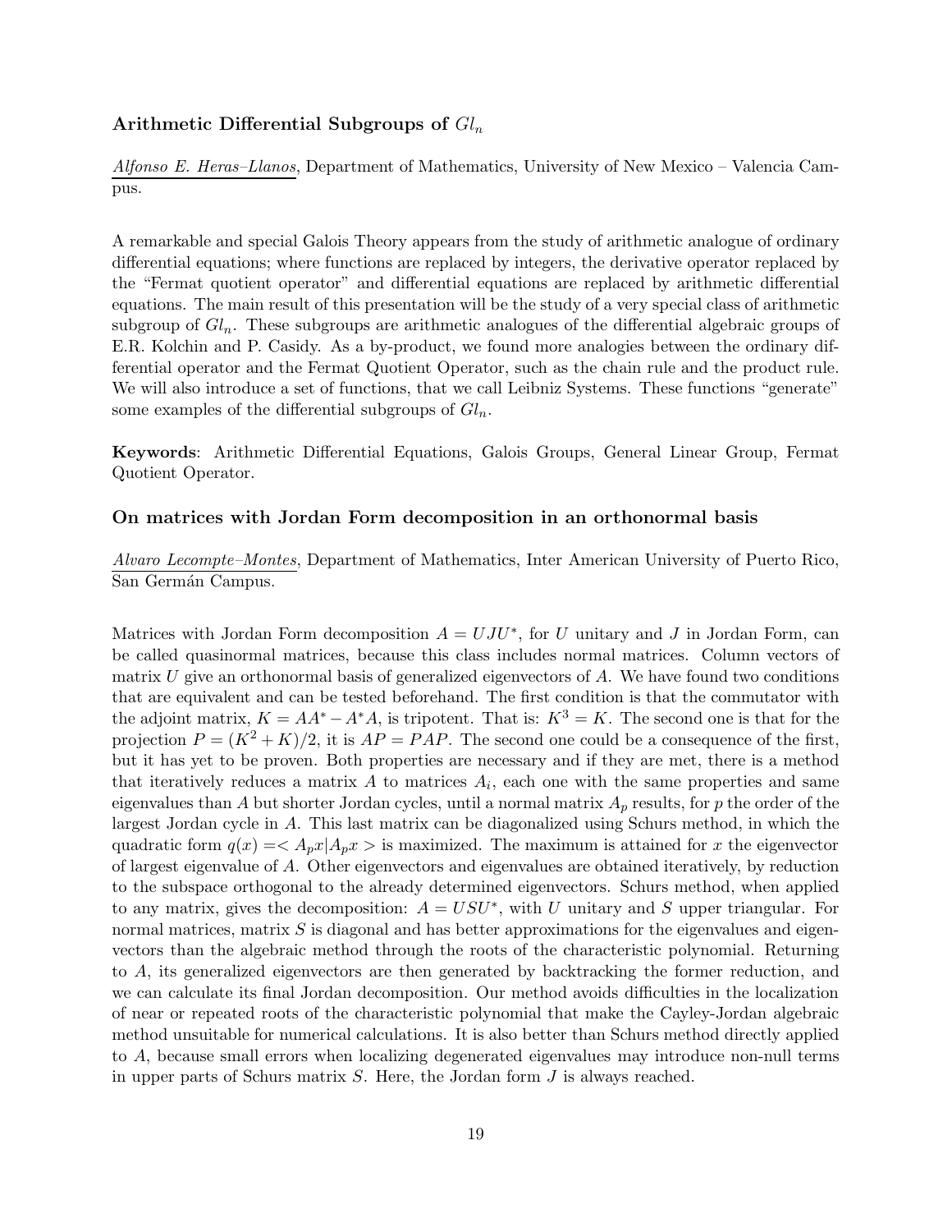### Arithmetic Differential Subgroups of $Gl_n$

Alfonso E. Heras–Llanos, Department of Mathematics, University of New Mexico – Valencia Campus.

A remarkable and special Galois Theory appears from the study of arithmetic analogue of ordinary differential equations; where functions are replaced by integers, the derivative operator replaced by the "Fermat quotient operator" and differential equations are replaced by arithmetic differential equations. The main result of this presentation will be the study of a very special class of arithmetic subgroup of $Gl_n$. These subgroups are arithmetic analogues of the differential algebraic groups of E.R. Kolchin and P. Casidy. As a by-product, we found more analogies between the ordinary differential operator and the Fermat Quotient Operator, such as the chain rule and the product rule. We will also introduce a set of functions, that we call Leibniz Systems. These functions "generate" some examples of the differential subgroups of $Gl_n$.

**Keywords**: Arithmetic Differential Equations, Galois Groups, General Linear Group, Fermat Quotient Operator.

### On matrices with Jordan Form decomposition in an orthonormal basis

Alvaro Lecompte–Montes, Department of Mathematics, Inter American University of Puerto Rico, San Germán Campus.

Matrices with Jordan Form decomposition $A = UJU^*$, for $U$ unitary and $J$ in Jordan Form, can be called quasinormal matrices, because this class includes normal matrices. Column vectors of matrix $U$ give an orthonormal basis of generalized eigenvectors of $A$. We have found two conditions that are equivalent and can be tested beforehand. The first condition is that the commutator with the adjoint matrix, $K = AA^* - A^*A$, is tripotent. That is: $K^3 = K$. The second one is that for the projection $P = (K^2 + K)/2$, it is $AP = PAP$. The second one could be a consequence of the first, but it has yet to be proven. Both properties are necessary and if they are met, there is a method that iteratively reduces a matrix $A$ to matrices $A_i$, each one with the same properties and same eigenvalues than $A$ but shorter Jordan cycles, until a normal matrix $A_p$ results, for $p$ the order of the largest Jordan cycle in $A$. This last matrix can be diagonalized using Schurs method, in which the quadratic form $q(x) = < A_p x | A_p x >$ is maximized. The maximum is attained for $x$ the eigenvector of largest eigenvalue of $A$. Other eigenvectors and eigenvalues are obtained iteratively, by reduction to the subspace orthogonal to the already determined eigenvectors. Schurs method, when applied to any matrix, gives the decomposition: $A = USU^*$, with $U$ unitary and $S$ upper triangular. For normal matrices, matrix $S$ is diagonal and has better approximations for the eigenvalues and eigenvectors than the algebraic method through the roots of the characteristic polynomial. Returning to $A$, its generalized eigenvectors are then generated by backtracking the former reduction, and we can calculate its final Jordan decomposition. Our method avoids difficulties in the localization of near or repeated roots of the characteristic polynomial that make the Cayley-Jordan algebraic method unsuitable for numerical calculations. It is also better than Schurs method directly applied to $A$, because small errors when localizing degenerated eigenvalues may introduce non-null terms in upper parts of Schurs matrix $S$. Here, the Jordan form $J$ is always reached.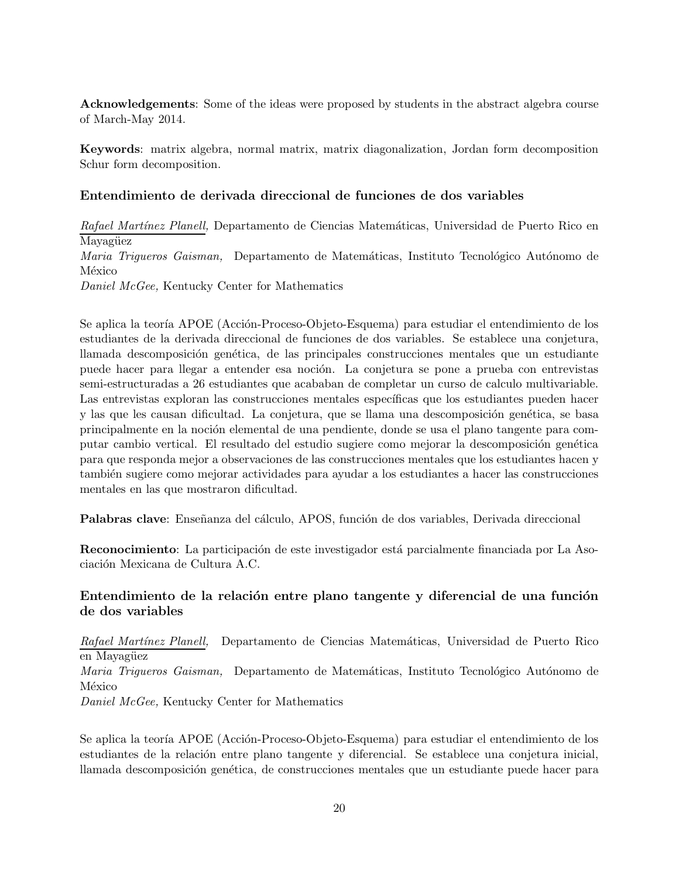**Acknowledgements**: Some of the ideas were proposed by students in the abstract algebra course of March-May 2014.

**Keywords**: matrix algebra, normal matrix, matrix diagonalization, Jordan form decomposition Schur form decomposition.

### Entendimiento de derivada direccional de funciones de dos variables

*Rafael Martínez Planell,* Departamento de Ciencias Matemáticas, Universidad de Puerto Rico en Mayagüez
*Maria Trigueros Gaisman,* Departamento de Matemáticas, Instituto Tecnológico Autónomo de México
*Daniel McGee,* Kentucky Center for Mathematics

Se aplica la teoría APOE (Acción-Proceso-Objeto-Esquema) para estudiar el entendimiento de los estudiantes de la derivada direccional de funciones de dos variables. Se establece una conjetura, llamada descomposición genética, de las principales construcciones mentales que un estudiante puede hacer para llegar a entender esa noción. La conjetura se pone a prueba con entrevistas semi-estructuradas a 26 estudiantes que acababan de completar un curso de calculo multivariable. Las entrevistas exploran las construcciones mentales específicas que los estudiantes pueden hacer y las que les causan dificultad. La conjetura, que se llama una descomposición genética, se basa principalmente en la noción elemental de una pendiente, donde se usa el plano tangente para computar cambio vertical. El resultado del estudio sugiere como mejorar la descomposición genética para que responda mejor a observaciones de las construcciones mentales que los estudiantes hacen y también sugiere como mejorar actividades para ayudar a los estudiantes a hacer las construcciones mentales en las que mostraron dificultad.

**Palabras clave**: Enseñanza del cálculo, APOS, función de dos variables, Derivada direccional

**Reconocimiento**: La participación de este investigador está parcialmente financiada por La Asociación Mexicana de Cultura A.C.

### Entendimiento de la relación entre plano tangente y diferencial de una función de dos variables

*Rafael Martínez Planell,* Departamento de Ciencias Matemáticas, Universidad de Puerto Rico en Mayagüez
*Maria Trigueros Gaisman,* Departamento de Matemáticas, Instituto Tecnológico Autónomo de México
*Daniel McGee,* Kentucky Center for Mathematics

Se aplica la teoría APOE (Acción-Proceso-Objeto-Esquema) para estudiar el entendimiento de los estudiantes de la relación entre plano tangente y diferencial. Se establece una conjetura inicial, llamada descomposición genética, de construcciones mentales que un estudiante puede hacer para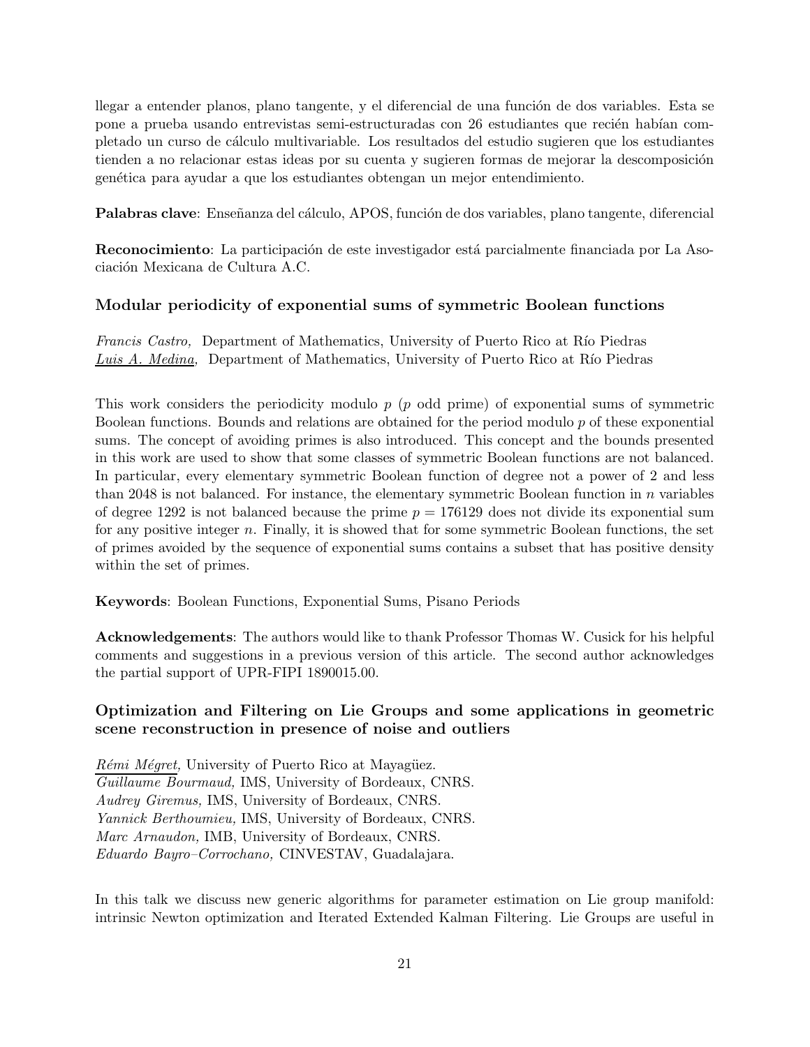llegar a entender planos, plano tangente, y el diferencial de una función de dos variables. Esta se pone a prueba usando entrevistas semi-estructuradas con 26 estudiantes que recién habían completado un curso de cálculo multivariable. Los resultados del estudio sugieren que los estudiantes tienden a no relacionar estas ideas por su cuenta y sugieren formas de mejorar la descomposición genética para ayudar a que los estudiantes obtengan un mejor entendimiento.

**Palabras clave**: Enseñanza del cálculo, APOS, función de dos variables, plano tangente, diferencial

**Reconocimiento**: La participación de este investigador está parcialmente financiada por La Asociación Mexicana de Cultura A.C.

### Modular periodicity of exponential sums of symmetric Boolean functions

*Francis Castro,* Department of Mathematics, University of Puerto Rico at Río Piedras
*Luis A. Medina,* Department of Mathematics, University of Puerto Rico at Río Piedras

This work considers the periodicity modulo $p$ ($p$ odd prime) of exponential sums of symmetric Boolean functions. Bounds and relations are obtained for the period modulo $p$ of these exponential sums. The concept of avoiding primes is also introduced. This concept and the bounds presented in this work are used to show that some classes of symmetric Boolean functions are not balanced. In particular, every elementary symmetric Boolean function of degree not a power of 2 and less than 2048 is not balanced. For instance, the elementary symmetric Boolean function in $n$ variables of degree 1292 is not balanced because the prime $p = 176129$ does not divide its exponential sum for any positive integer $n$. Finally, it is showed that for some symmetric Boolean functions, the set of primes avoided by the sequence of exponential sums contains a subset that has positive density within the set of primes.

**Keywords**: Boolean Functions, Exponential Sums, Pisano Periods

**Acknowledgements**: The authors would like to thank Professor Thomas W. Cusick for his helpful comments and suggestions in a previous version of this article. The second author acknowledges the partial support of UPR-FIPI 1890015.00.

### Optimization and Filtering on Lie Groups and some applications in geometric scene reconstruction in presence of noise and outliers

*Rémi Mégret,* University of Puerto Rico at Mayagüez.
*Guillaume Bourmaud,* IMS, University of Bordeaux, CNRS.
*Audrey Giremus,* IMS, University of Bordeaux, CNRS.
*Yannick Berthoumieu,* IMS, University of Bordeaux, CNRS.
*Marc Arnaudon,* IMB, University of Bordeaux, CNRS.
*Eduardo Bayro–Corrochano,* CINVESTAV, Guadalajara.

In this talk we discuss new generic algorithms for parameter estimation on Lie group manifold: intrinsic Newton optimization and Iterated Extended Kalman Filtering. Lie Groups are useful in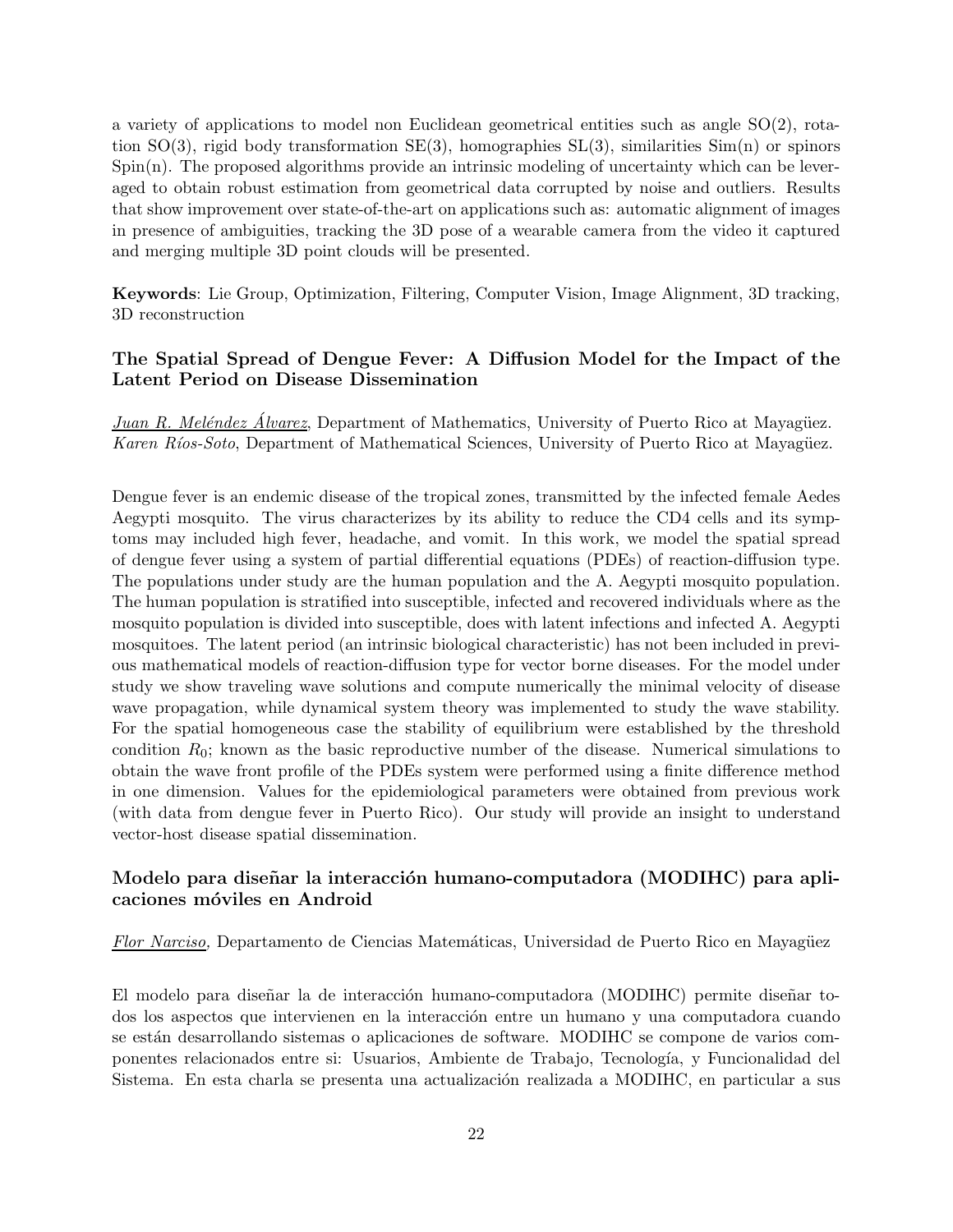a variety of applications to model non Euclidean geometrical entities such as angle SO(2), rotation SO(3), rigid body transformation SE(3), homographies SL(3), similarities Sim(n) or spinors Spin(n). The proposed algorithms provide an intrinsic modeling of uncertainty which can be leveraged to obtain robust estimation from geometrical data corrupted by noise and outliers. Results that show improvement over state-of-the-art on applications such as: automatic alignment of images in presence of ambiguities, tracking the 3D pose of a wearable camera from the video it captured and merging multiple 3D point clouds will be presented.

**Keywords**: Lie Group, Optimization, Filtering, Computer Vision, Image Alignment, 3D tracking, 3D reconstruction

### The Spatial Spread of Dengue Fever: A Diffusion Model for the Impact of the Latent Period on Disease Dissemination

*Juan R. Meléndez Álvarez*, Department of Mathematics, University of Puerto Rico at Mayagüez.
*Karen Ríos-Soto*, Department of Mathematical Sciences, University of Puerto Rico at Mayagüez.

Dengue fever is an endemic disease of the tropical zones, transmitted by the infected female Aedes Aegypti mosquito. The virus characterizes by its ability to reduce the CD4 cells and its symptoms may included high fever, headache, and vomit. In this work, we model the spatial spread of dengue fever using a system of partial differential equations (PDEs) of reaction-diffusion type. The populations under study are the human population and the A. Aegypti mosquito population. The human population is stratified into susceptible, infected and recovered individuals where as the mosquito population is divided into susceptible, does with latent infections and infected A. Aegypti mosquitoes. The latent period (an intrinsic biological characteristic) has not been included in previous mathematical models of reaction-diffusion type for vector borne diseases. For the model under study we show traveling wave solutions and compute numerically the minimal velocity of disease wave propagation, while dynamical system theory was implemented to study the wave stability. For the spatial homogeneous case the stability of equilibrium were established by the threshold condition $R_0$; known as the basic reproductive number of the disease. Numerical simulations to obtain the wave front profile of the PDEs system were performed using a finite difference method in one dimension. Values for the epidemiological parameters were obtained from previous work (with data from dengue fever in Puerto Rico). Our study will provide an insight to understand vector-host disease spatial dissemination.

### Modelo para diseñar la interacción humano-computadora (MODIHC) para aplicaciones móviles en Android

*Flor Narciso,* Departamento de Ciencias Matemáticas, Universidad de Puerto Rico en Mayagüez

El modelo para diseñar la de interacción humano-computadora (MODIHC) permite diseñar todos los aspectos que intervienen en la interacción entre un humano y una computadora cuando se están desarrollando sistemas o aplicaciones de software. MODIHC se compone de varios componentes relacionados entre si: Usuarios, Ambiente de Trabajo, Tecnología, y Funcionalidad del Sistema. En esta charla se presenta una actualización realizada a MODIHC, en particular a sus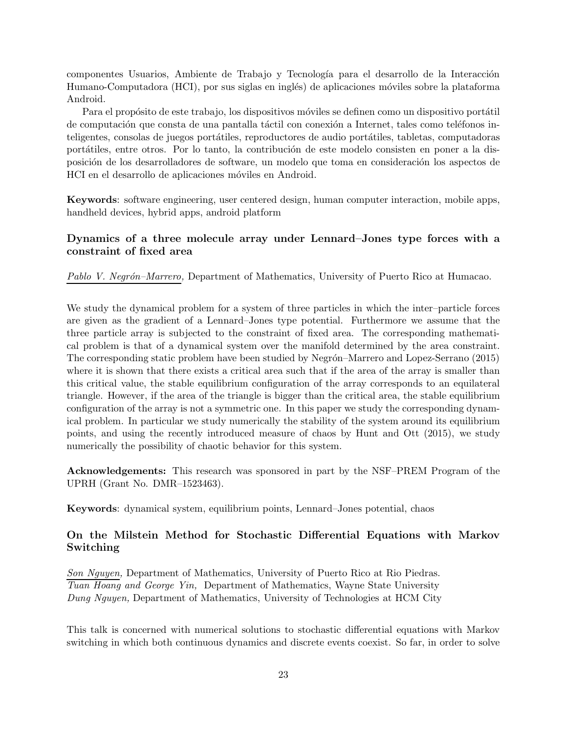componentes Usuarios, Ambiente de Trabajo y Tecnología para el desarrollo de la Interacción Humano-Computadora (HCI), por sus siglas en inglés) de aplicaciones móviles sobre la plataforma Android.

Para el propósito de este trabajo, los dispositivos móviles se definen como un dispositivo portátil de computación que consta de una pantalla táctil con conexión a Internet, tales como teléfonos inteligentes, consolas de juegos portátiles, reproductores de audio portátiles, tabletas, computadoras portátiles, entre otros. Por lo tanto, la contribución de este modelo consisten en poner a la disposición de los desarrolladores de software, un modelo que toma en consideración los aspectos de HCI en el desarrollo de aplicaciones móviles en Android.

**Keywords**: software engineering, user centered design, human computer interaction, mobile apps, handheld devices, hybrid apps, android platform

### Dynamics of a three molecule array under Lennard–Jones type forces with a constraint of fixed area

*Pablo V. Negrón–Marrero,* Department of Mathematics, University of Puerto Rico at Humacao.

We study the dynamical problem for a system of three particles in which the inter–particle forces are given as the gradient of a Lennard–Jones type potential. Furthermore we assume that the three particle array is subjected to the constraint of fixed area. The corresponding mathematical problem is that of a dynamical system over the manifold determined by the area constraint. The corresponding static problem have been studied by Negrón–Marrero and Lopez-Serrano (2015) where it is shown that there exists a critical area such that if the area of the array is smaller than this critical value, the stable equilibrium configuration of the array corresponds to an equilateral triangle. However, if the area of the triangle is bigger than the critical area, the stable equilibrium configuration of the array is not a symmetric one. In this paper we study the corresponding dynamical problem. In particular we study numerically the stability of the system around its equilibrium points, and using the recently introduced measure of chaos by Hunt and Ott (2015), we study numerically the possibility of chaotic behavior for this system.

**Acknowledgements:** This research was sponsored in part by the NSF–PREM Program of the UPRH (Grant No. DMR–1523463).

**Keywords**: dynamical system, equilibrium points, Lennard–Jones potential, chaos

### On the Milstein Method for Stochastic Differential Equations with Markov Switching

*Son Nguyen,* Department of Mathematics, University of Puerto Rico at Rio Piedras.
*Tuan Hoang and George Yin,* Department of Mathematics, Wayne State University
*Dung Nguyen,* Department of Mathematics, University of Technologies at HCM City

This talk is concerned with numerical solutions to stochastic differential equations with Markov switching in which both continuous dynamics and discrete events coexist. So far, in order to solve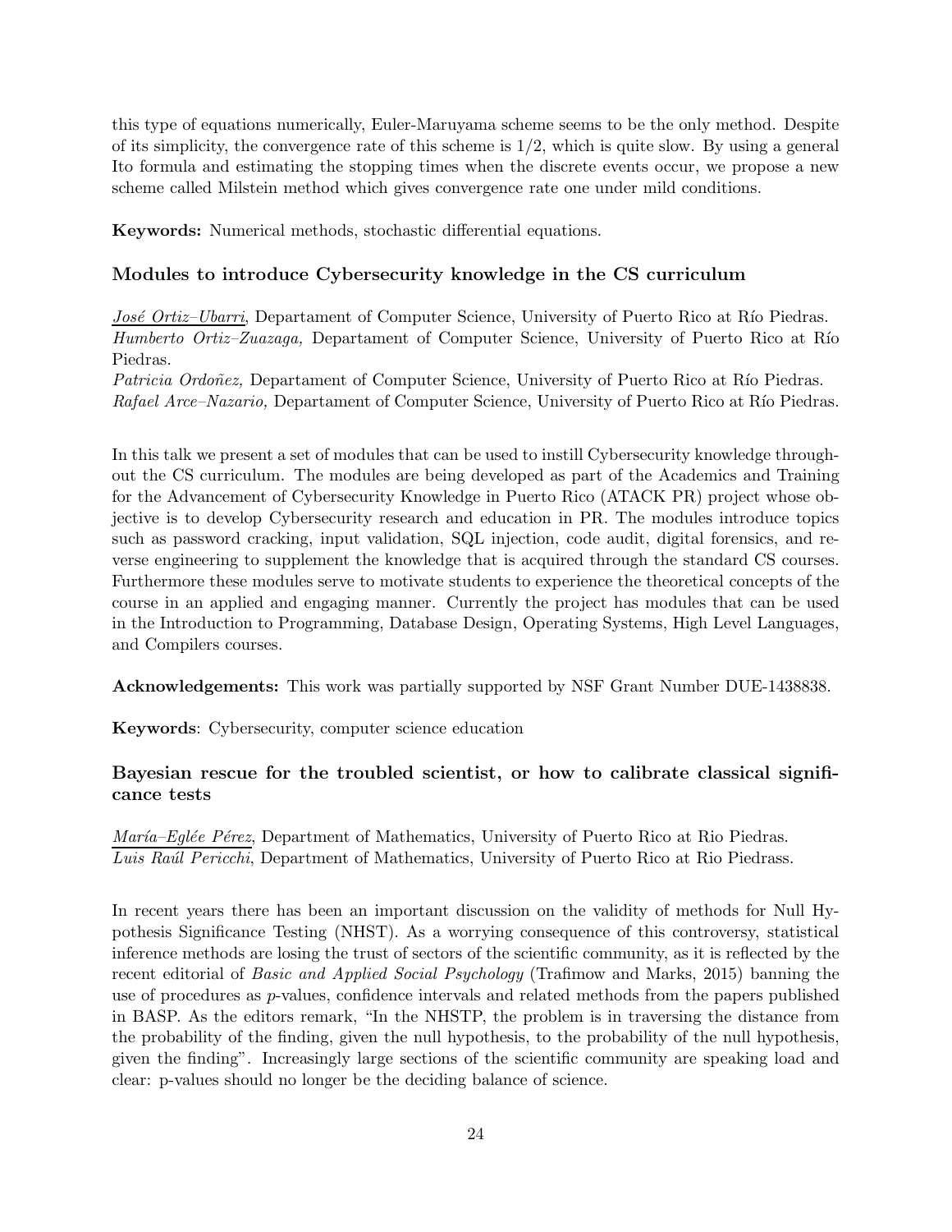this type of equations numerically, Euler-Maruyama scheme seems to be the only method. Despite of its simplicity, the convergence rate of this scheme is $1/2$, which is quite slow. By using a general Ito formula and estimating the stopping times when the discrete events occur, we propose a new scheme called Milstein method which gives convergence rate one under mild conditions.

**Keywords:** Numerical methods, stochastic differential equations.

### Modules to introduce Cybersecurity knowledge in the CS curriculum

*José Ortiz–Ubarri*, Departament of Computer Science, University of Puerto Rico at Río Piedras.
*Humberto Ortiz–Zuazaga,* Departament of Computer Science, University of Puerto Rico at Río Piedras.
*Patricia Ordoñez,* Departament of Computer Science, University of Puerto Rico at Río Piedras.
*Rafael Arce–Nazario,* Departament of Computer Science, University of Puerto Rico at Río Piedras.

In this talk we present a set of modules that can be used to instill Cybersecurity knowledge throughout the CS curriculum. The modules are being developed as part of the Academics and Training for the Advancement of Cybersecurity Knowledge in Puerto Rico (ATACK PR) project whose objective is to develop Cybersecurity research and education in PR. The modules introduce topics such as password cracking, input validation, SQL injection, code audit, digital forensics, and reverse engineering to supplement the knowledge that is acquired through the standard CS courses. Furthermore these modules serve to motivate students to experience the theoretical concepts of the course in an applied and engaging manner. Currently the project has modules that can be used in the Introduction to Programming, Database Design, Operating Systems, High Level Languages, and Compilers courses.

**Acknowledgements:** This work was partially supported by NSF Grant Number DUE-1438838.

**Keywords**: Cybersecurity, computer science education

### Bayesian rescue for the troubled scientist, or how to calibrate classical significance tests

*María–Eglée Pérez*, Department of Mathematics, University of Puerto Rico at Rio Piedras.
*Luis Raúl Pericchi*, Department of Mathematics, University of Puerto Rico at Rio Piedrass.

In recent years there has been an important discussion on the validity of methods for Null Hypothesis Significance Testing (NHST). As a worrying consequence of this controversy, statistical inference methods are losing the trust of sectors of the scientific community, as it is reflected by the recent editorial of *Basic and Applied Social Psychology* (Trafimow and Marks, 2015) banning the use of procedures as $p$-values, confidence intervals and related methods from the papers published in BASP. As the editors remark, "In the NHSTP, the problem is in traversing the distance from the probability of the finding, given the null hypothesis, to the probability of the null hypothesis, given the finding". Increasingly large sections of the scientific community are speaking load and clear: p-values should no longer be the deciding balance of science.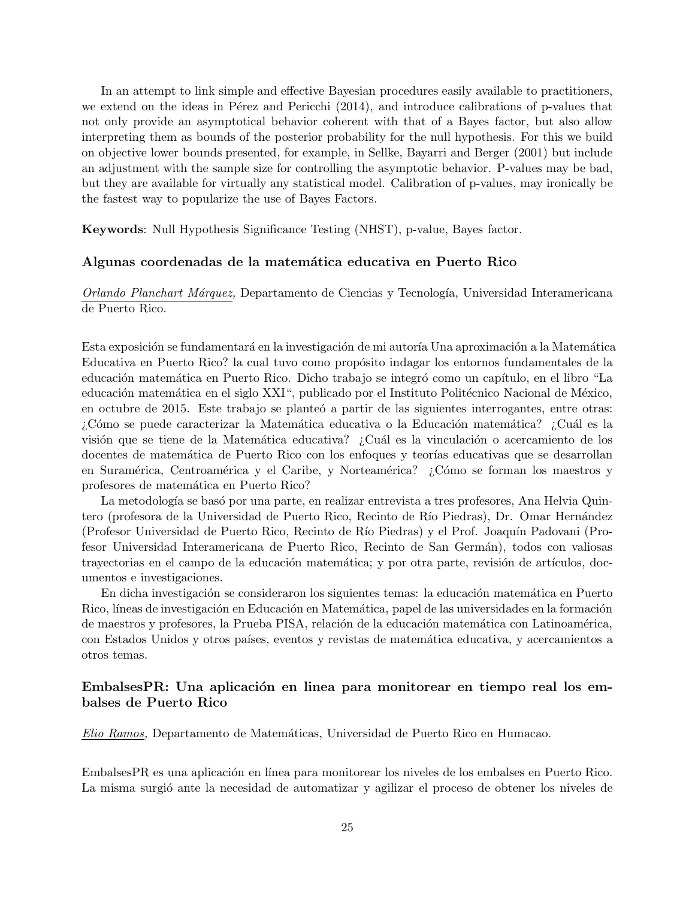In an attempt to link simple and effective Bayesian procedures easily available to practitioners, we extend on the ideas in Pérez and Pericchi (2014), and introduce calibrations of p-values that not only provide an asymptotical behavior coherent with that of a Bayes factor, but also allow interpreting them as bounds of the posterior probability for the null hypothesis. For this we build on objective lower bounds presented, for example, in Sellke, Bayarri and Berger (2001) but include an adjustment with the sample size for controlling the asymptotic behavior. P-values may be bad, but they are available for virtually any statistical model. Calibration of p-values, may ironically be the fastest way to popularize the use of Bayes Factors.

**Keywords**: Null Hypothesis Significance Testing (NHST), p-value, Bayes factor.

### Algunas coordenadas de la matemática educativa en Puerto Rico

*Orlando Planchart Márquez,* Departamento de Ciencias y Tecnología, Universidad Interamericana de Puerto Rico.

Esta exposición se fundamentará en la investigación de mi autoría Una aproximación a la Matemática Educativa en Puerto Rico? la cual tuvo como propósito indagar los entornos fundamentales de la educación matemática en Puerto Rico. Dicho trabajo se integró como un capítulo, en el libro "La educación matemática en el siglo XXI", publicado por el Instituto Politécnico Nacional de México, en octubre de 2015. Este trabajo se planteó a partir de las siguientes interrogantes, entre otras: ¿Cómo se puede caracterizar la Matemática educativa o la Educación matemática? ¿Cuál es la visión que se tiene de la Matemática educativa? ¿Cuál es la vinculación o acercamiento de los docentes de matemática de Puerto Rico con los enfoques y teorías educativas que se desarrollan en Suramérica, Centroamérica y el Caribe, y Norteamérica? ¿Cómo se forman los maestros y profesores de matemática en Puerto Rico?

La metodología se basó por una parte, en realizar entrevista a tres profesores, Ana Helvia Quintero (profesora de la Universidad de Puerto Rico, Recinto de Río Piedras), Dr. Omar Hernández (Profesor Universidad de Puerto Rico, Recinto de Río Piedras) y el Prof. Joaquín Padovani (Profesor Universidad Interamericana de Puerto Rico, Recinto de San Germán), todos con valiosas trayectorias en el campo de la educación matemática; y por otra parte, revisión de artículos, documentos e investigaciones.

En dicha investigación se consideraron los siguientes temas: la educación matemática en Puerto Rico, líneas de investigación en Educación en Matemática, papel de las universidades en la formación de maestros y profesores, la Prueba PISA, relación de la educación matemática con Latinoamérica, con Estados Unidos y otros países, eventos y revistas de matemática educativa, y acercamientos a otros temas.

### EmbalsesPR: Una aplicación en linea para monitorear en tiempo real los embalses de Puerto Rico

*Elio Ramos,* Departamento de Matemáticas, Universidad de Puerto Rico en Humacao.

EmbalsesPR es una aplicación en línea para monitorear los niveles de los embalses en Puerto Rico. La misma surgió ante la necesidad de automatizar y agilizar el proceso de obtener los niveles de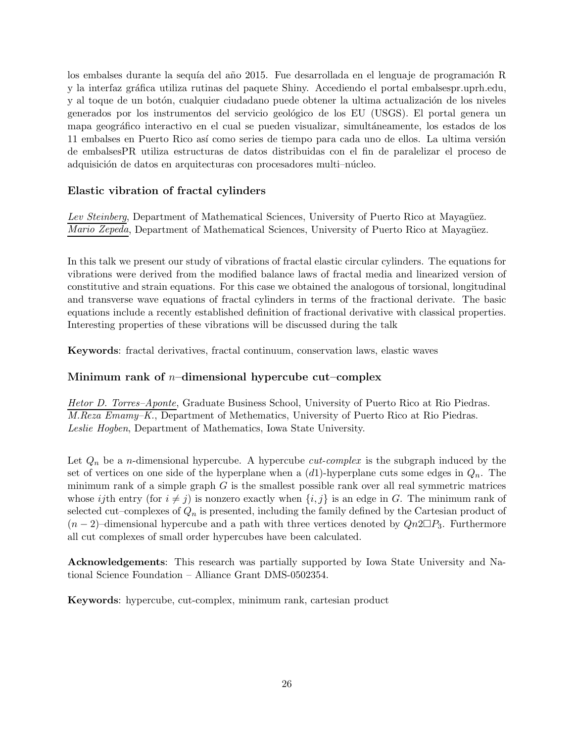los embalses durante la sequía del año 2015. Fue desarrollada en el lenguaje de programación R y la interfaz gráfica utiliza rutinas del paquete Shiny. Accediendo el portal embalsespr.uprh.edu, y al toque de un botón, cualquier ciudadano puede obtener la ultima actualización de los niveles generados por los instrumentos del servicio geológico de los EU (USGS). El portal genera un mapa geográfico interactivo en el cual se pueden visualizar, simultáneamente, los estados de los 11 embalses en Puerto Rico así como series de tiempo para cada uno de ellos. La ultima versión de embalsesPR utiliza estructuras de datos distribuidas con el fin de paralelizar el proceso de adquisición de datos en arquitecturas con procesadores multi–núcleo.

### Elastic vibration of fractal cylinders

*Lev Steinberg*, Department of Mathematical Sciences, University of Puerto Rico at Mayagüez.
*Mario Zepeda*, Department of Mathematical Sciences, University of Puerto Rico at Mayagüez.

In this talk we present our study of vibrations of fractal elastic circular cylinders. The equations for vibrations were derived from the modified balance laws of fractal media and linearized version of constitutive and strain equations. For this case we obtained the analogous of torsional, longitudinal and transverse wave equations of fractal cylinders in terms of the fractional derivate. The basic equations include a recently established definition of fractional derivative with classical properties. Interesting properties of these vibrations will be discussed during the talk

**Keywords**: fractal derivatives, fractal continuum, conservation laws, elastic waves

### Minimum rank of $n$–dimensional hypercube cut–complex

*Hetor D. Torres–Aponte*, Graduate Business School, University of Puerto Rico at Rio Piedras.
*M.Reza Emamy–K.*, Department of Methematics, University of Puerto Rico at Rio Piedras.
*Leslie Hogben*, Department of Mathematics, Iowa State University.

Let $Q_n$ be a $n$-dimensional hypercube. A hypercube *cut-complex* is the subgraph induced by the set of vertices on one side of the hyperplane when a $(d1)$-hyperplane cuts some edges in $Q_n$. The minimum rank of a simple graph $G$ is the smallest possible rank over all real symmetric matrices whose $ij$th entry (for $i \neq j$) is nonzero exactly when $\{i, j\}$ is an edge in $G$. The minimum rank of selected cut–complexes of $Q_n$ is presented, including the family defined by the Cartesian product of $(n-2)$–dimensional hypercube and a path with three vertices denoted by $Qn2\square P_3$. Furthermore all cut complexes of small order hypercubes have been calculated.

**Acknowledgements**: This research was partially supported by Iowa State University and National Science Foundation – Alliance Grant DMS-0502354.

**Keywords**: hypercube, cut-complex, minimum rank, cartesian product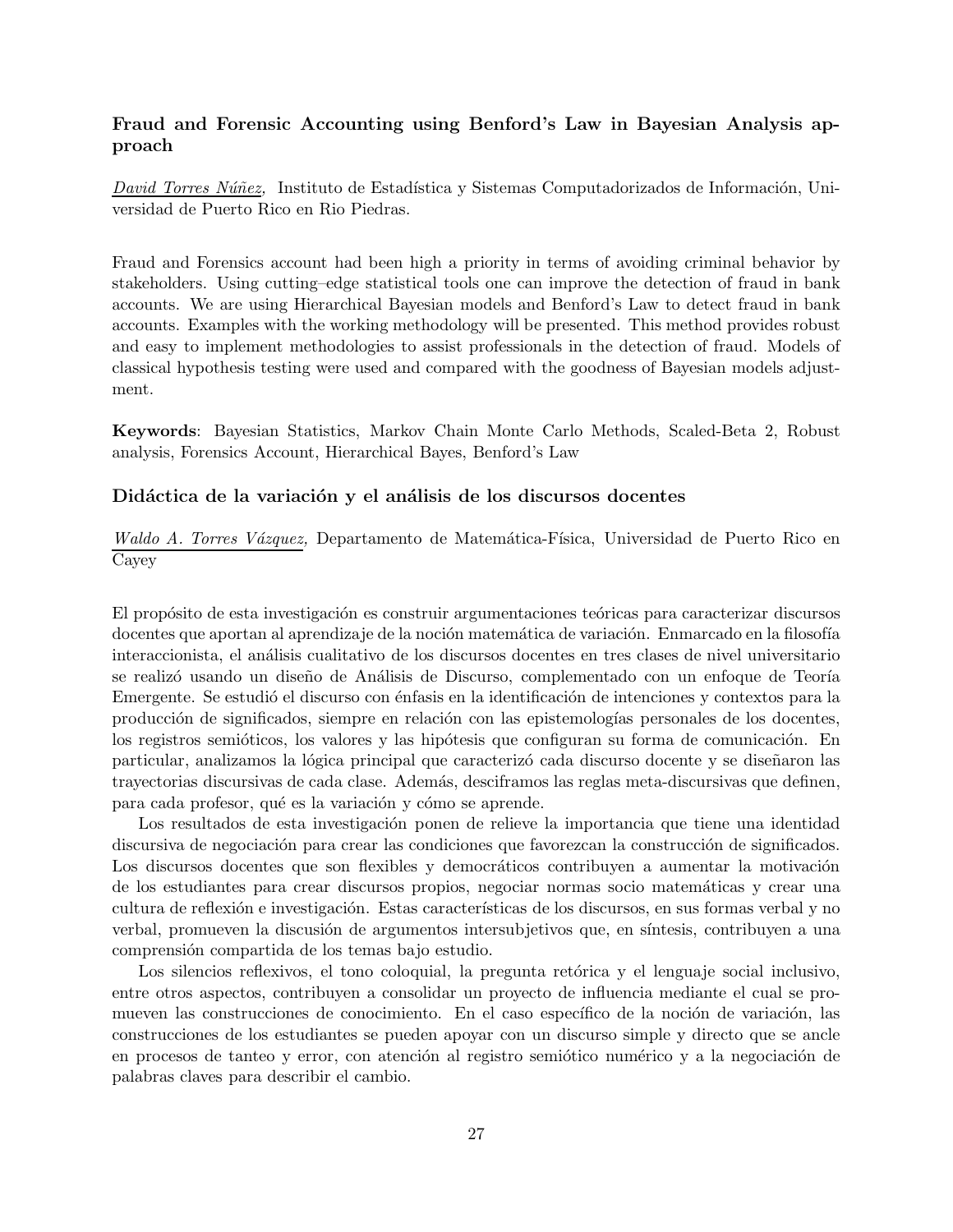### Fraud and Forensic Accounting using Benford's Law in Bayesian Analysis approach

*David Torres Núñez,* Instituto de Estadística y Sistemas Computadorizados de Información, Universidad de Puerto Rico en Rio Piedras.

Fraud and Forensics account had been high a priority in terms of avoiding criminal behavior by stakeholders. Using cutting–edge statistical tools one can improve the detection of fraud in bank accounts. We are using Hierarchical Bayesian models and Benford's Law to detect fraud in bank accounts. Examples with the working methodology will be presented. This method provides robust and easy to implement methodologies to assist professionals in the detection of fraud. Models of classical hypothesis testing were used and compared with the goodness of Bayesian models adjustment.

**Keywords**: Bayesian Statistics, Markov Chain Monte Carlo Methods, Scaled-Beta 2, Robust analysis, Forensics Account, Hierarchical Bayes, Benford's Law

### Didáctica de la variación y el análisis de los discursos docentes

*Waldo A. Torres Vázquez,* Departamento de Matemática-Física, Universidad de Puerto Rico en Cayey

El propósito de esta investigación es construir argumentaciones teóricas para caracterizar discursos docentes que aportan al aprendizaje de la noción matemática de variación. Enmarcado en la filosofía interaccionista, el análisis cualitativo de los discursos docentes en tres clases de nivel universitario se realizó usando un diseño de Análisis de Discurso, complementado con un enfoque de Teoría Emergente. Se estudió el discurso con énfasis en la identificación de intenciones y contextos para la producción de significados, siempre en relación con las epistemologías personales de los docentes, los registros semióticos, los valores y las hipótesis que configuran su forma de comunicación. En particular, analizamos la lógica principal que caracterizó cada discurso docente y se diseñaron las trayectorias discursivas de cada clase. Además, desciframos las reglas meta-discursivas que definen, para cada profesor, qué es la variación y cómo se aprende.

Los resultados de esta investigación ponen de relieve la importancia que tiene una identidad discursiva de negociación para crear las condiciones que favorezcan la construcción de significados. Los discursos docentes que son flexibles y democráticos contribuyen a aumentar la motivación de los estudiantes para crear discursos propios, negociar normas socio matemáticas y crear una cultura de reflexión e investigación. Estas características de los discursos, en sus formas verbal y no verbal, promueven la discusión de argumentos intersubjetivos que, en síntesis, contribuyen a una comprensión compartida de los temas bajo estudio.

Los silencios reflexivos, el tono coloquial, la pregunta retórica y el lenguaje social inclusivo, entre otros aspectos, contribuyen a consolidar un proyecto de influencia mediante el cual se promueven las construcciones de conocimiento. En el caso específico de la noción de variación, las construcciones de los estudiantes se pueden apoyar con un discurso simple y directo que se ancle en procesos de tanteo y error, con atención al registro semiótico numérico y a la negociación de palabras claves para describir el cambio.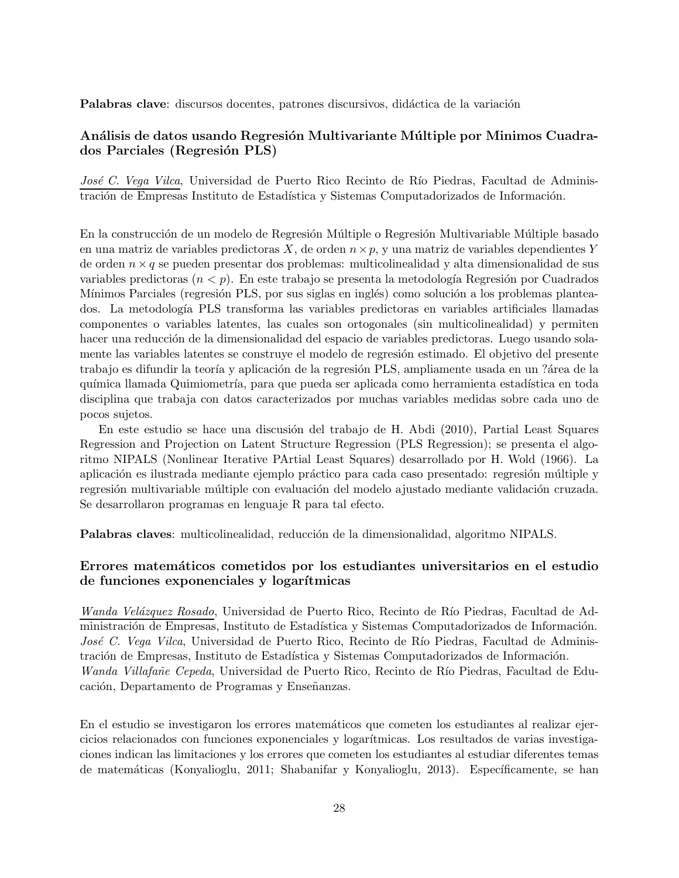**Palabras clave**: discursos docentes, patrones discursivos, didáctica de la variación

### Análisis de datos usando Regresión Multivariante Múltiple por Minimos Cuadrados Parciales (Regresión PLS)

*José C. Vega Vilca*, Universidad de Puerto Rico Recinto de Río Piedras, Facultad de Administración de Empresas Instituto de Estadística y Sistemas Computadorizados de Información.

En la construcción de un modelo de Regresión Múltiple o Regresión Multivariable Múltiple basado en una matriz de variables predictoras $X$, de orden $n \times p$, y una matriz de variables dependientes $Y$ de orden $n \times q$ se pueden presentar dos problemas: multicolinealidad y alta dimensionalidad de sus variables predictoras ($n < p$). En este trabajo se presenta la metodología Regresión por Cuadrados Mínimos Parciales (regresión PLS, por sus siglas en inglés) como solución a los problemas planteados. La metodología PLS transforma las variables predictoras en variables artificiales llamadas componentes o variables latentes, las cuales son ortogonales (sin multicolinealidad) y permiten hacer una reducción de la dimensionalidad del espacio de variables predictoras. Luego usando solamente las variables latentes se construye el modelo de regresión estimado. El objetivo del presente trabajo es difundir la teoría y aplicación de la regresión PLS, ampliamente usada en un ?área de la química llamada Quimiometría, para que pueda ser aplicada como herramienta estadística en toda disciplina que trabaja con datos caracterizados por muchas variables medidas sobre cada uno de pocos sujetos.

En este estudio se hace una discusión del trabajo de H. Abdi (2010), Partial Least Squares Regression and Projection on Latent Structure Regression (PLS Regression); se presenta el algoritmo NIPALS (Nonlinear Iterative PArtial Least Squares) desarrollado por H. Wold (1966). La aplicación es ilustrada mediante ejemplo práctico para cada caso presentado: regresión múltiple y regresión multivariable múltiple con evaluación del modelo ajustado mediante validación cruzada. Se desarrollaron programas en lenguaje R para tal efecto.

**Palabras claves**: multicolinealidad, reducción de la dimensionalidad, algoritmo NIPALS.

### Errores matemáticos cometidos por los estudiantes universitarios en el estudio de funciones exponenciales y logarítmicas

*Wanda Velázquez Rosado*, Universidad de Puerto Rico, Recinto de Río Piedras, Facultad de Administración de Empresas, Instituto de Estadística y Sistemas Computadorizados de Información.
*José C. Vega Vilca*, Universidad de Puerto Rico, Recinto de Río Piedras, Facultad de Administración de Empresas, Instituto de Estadística y Sistemas Computadorizados de Información.
*Wanda Villafañe Cepeda*, Universidad de Puerto Rico, Recinto de Río Piedras, Facultad de Educación, Departamento de Programas y Enseñanzas.

En el estudio se investigaron los errores matemáticos que cometen los estudiantes al realizar ejercicios relacionados con funciones exponenciales y logarítmicas. Los resultados de varias investigaciones indican las limitaciones y los errores que cometen los estudiantes al estudiar diferentes temas de matemáticas (Konyalioglu, 2011; Shabanifar y Konyalioglu, 2013). Específicamente, se han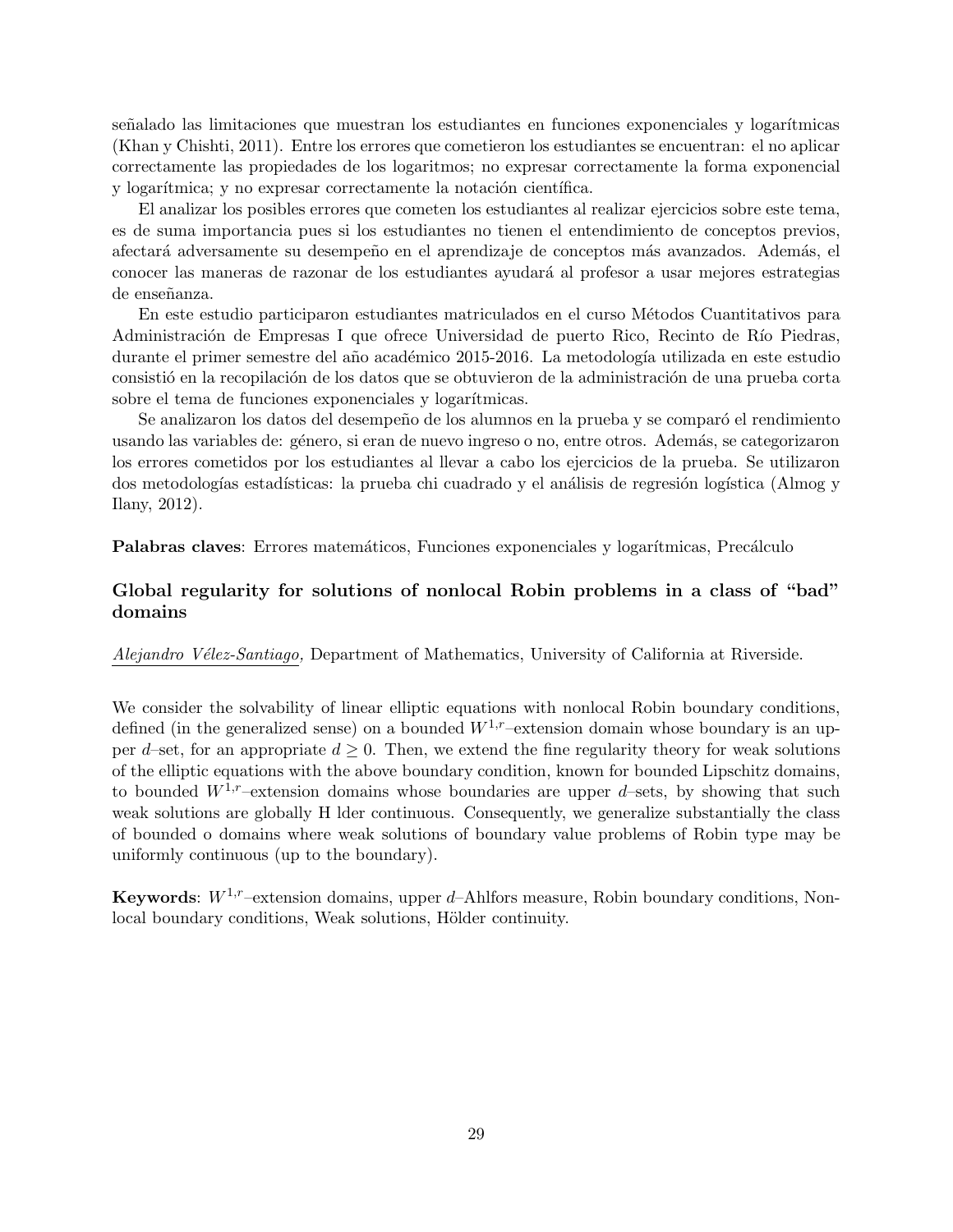señalado las limitaciones que muestran los estudiantes en funciones exponenciales y logarítmicas (Khan y Chishti, 2011). Entre los errores que cometieron los estudiantes se encuentran: el no aplicar correctamente las propiedades de los logaritmos; no expresar correctamente la forma exponencial y logarítmica; y no expresar correctamente la notación científica.

El analizar los posibles errores que cometen los estudiantes al realizar ejercicios sobre este tema, es de suma importancia pues si los estudiantes no tienen el entendimiento de conceptos previos, afectará adversamente su desempeño en el aprendizaje de conceptos más avanzados. Además, el conocer las maneras de razonar de los estudiantes ayudará al profesor a usar mejores estrategias de enseñanza.

En este estudio participaron estudiantes matriculados en el curso Métodos Cuantitativos para Administración de Empresas I que ofrece Universidad de puerto Rico, Recinto de Río Piedras, durante el primer semestre del año académico 2015-2016. La metodología utilizada en este estudio consistió en la recopilación de los datos que se obtuvieron de la administración de una prueba corta sobre el tema de funciones exponenciales y logarítmicas.

Se analizaron los datos del desempeño de los alumnos en la prueba y se comparó el rendimiento usando las variables de: género, si eran de nuevo ingreso o no, entre otros. Además, se categorizaron los errores cometidos por los estudiantes al llevar a cabo los ejercicios de la prueba. Se utilizaron dos metodologías estadísticas: la prueba chi cuadrado y el análisis de regresión logística (Almog y Ilany, 2012).

**Palabras claves**: Errores matemáticos, Funciones exponenciales y logarítmicas, Precálculo

### Global regularity for solutions of nonlocal Robin problems in a class of "bad" domains

*Alejandro Vélez-Santiago,* Department of Mathematics, University of California at Riverside.

We consider the solvability of linear elliptic equations with nonlocal Robin boundary conditions, defined (in the generalized sense) on a bounded $W^{1,r}$–extension domain whose boundary is an upper $d$–set, for an appropriate $d \geq 0$. Then, we extend the fine regularity theory for weak solutions of the elliptic equations with the above boundary condition, known for bounded Lipschitz domains, to bounded $W^{1,r}$–extension domains whose boundaries are upper $d$–sets, by showing that such weak solutions are globally H lder continuous. Consequently, we generalize substantially the class of bounded o domains where weak solutions of boundary value problems of Robin type may be uniformly continuous (up to the boundary).

**Keywords**: $W^{1,r}$–extension domains, upper $d$–Ahlfors measure, Robin boundary conditions, Nonlocal boundary conditions, Weak solutions, Hölder continuity.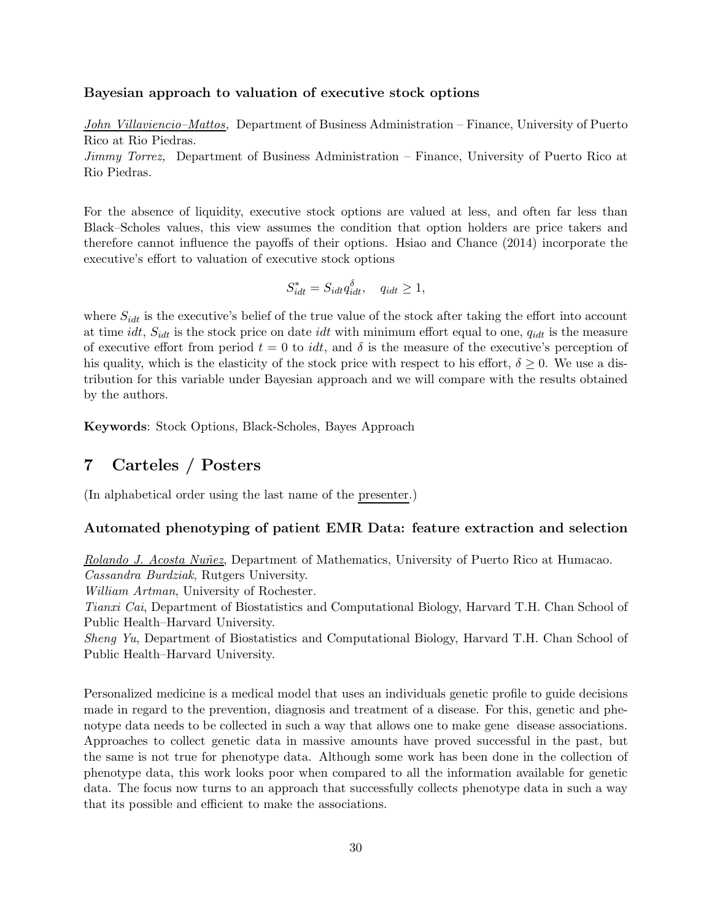### Bayesian approach to valuation of executive stock options

*John Villaviencio–Mattos,* Department of Business Administration – Finance, University of Puerto Rico at Rio Piedras.
*Jimmy Torrez,* Department of Business Administration – Finance, University of Puerto Rico at Rio Piedras.

For the absence of liquidity, executive stock options are valued at less, and often far less than Black–Scholes values, this view assumes the condition that option holders are price takers and therefore cannot influence the payoffs of their options. Hsiao and Chance (2014) incorporate the executive's effort to valuation of executive stock options

$$S^{*}_{idt} = S_{idt} q^{\delta}_{idt}, \quad q_{idt} \geq 1,$$

where $S_{idt}$ is the executive's belief of the true value of the stock after taking the effort into account at time $idt$, $S_{idt}$ is the stock price on date $idt$ with minimum effort equal to one, $q_{idt}$ is the measure of executive effort from period $t = 0$ to $idt$, and $\delta$ is the measure of the executive's perception of his quality, which is the elasticity of the stock price with respect to his effort, $\delta \geq 0$. We use a distribution for this variable under Bayesian approach and we will compare with the results obtained by the authors.

**Keywords**: Stock Options, Black-Scholes, Bayes Approach

## 7 Carteles / Posters

(In alphabetical order using the last name of the presenter.)

### Automated phenotyping of patient EMR Data: feature extraction and selection

*Rolando J. Acosta Nuñez*, Department of Mathematics, University of Puerto Rico at Humacao.
*Cassandra Burdziak*, Rutgers University.
*William Artman*, University of Rochester.
*Tianxi Cai*, Department of Biostatistics and Computational Biology, Harvard T.H. Chan School of Public Health–Harvard University.
*Sheng Yu*, Department of Biostatistics and Computational Biology, Harvard T.H. Chan School of Public Health–Harvard University.

Personalized medicine is a medical model that uses an individuals genetic profile to guide decisions made in regard to the prevention, diagnosis and treatment of a disease. For this, genetic and phenotype data needs to be collected in such a way that allows one to make gene disease associations. Approaches to collect genetic data in massive amounts have proved successful in the past, but the same is not true for phenotype data. Although some work has been done in the collection of phenotype data, this work looks poor when compared to all the information available for genetic data. The focus now turns to an approach that successfully collects phenotype data in such a way that its possible and efficient to make the associations.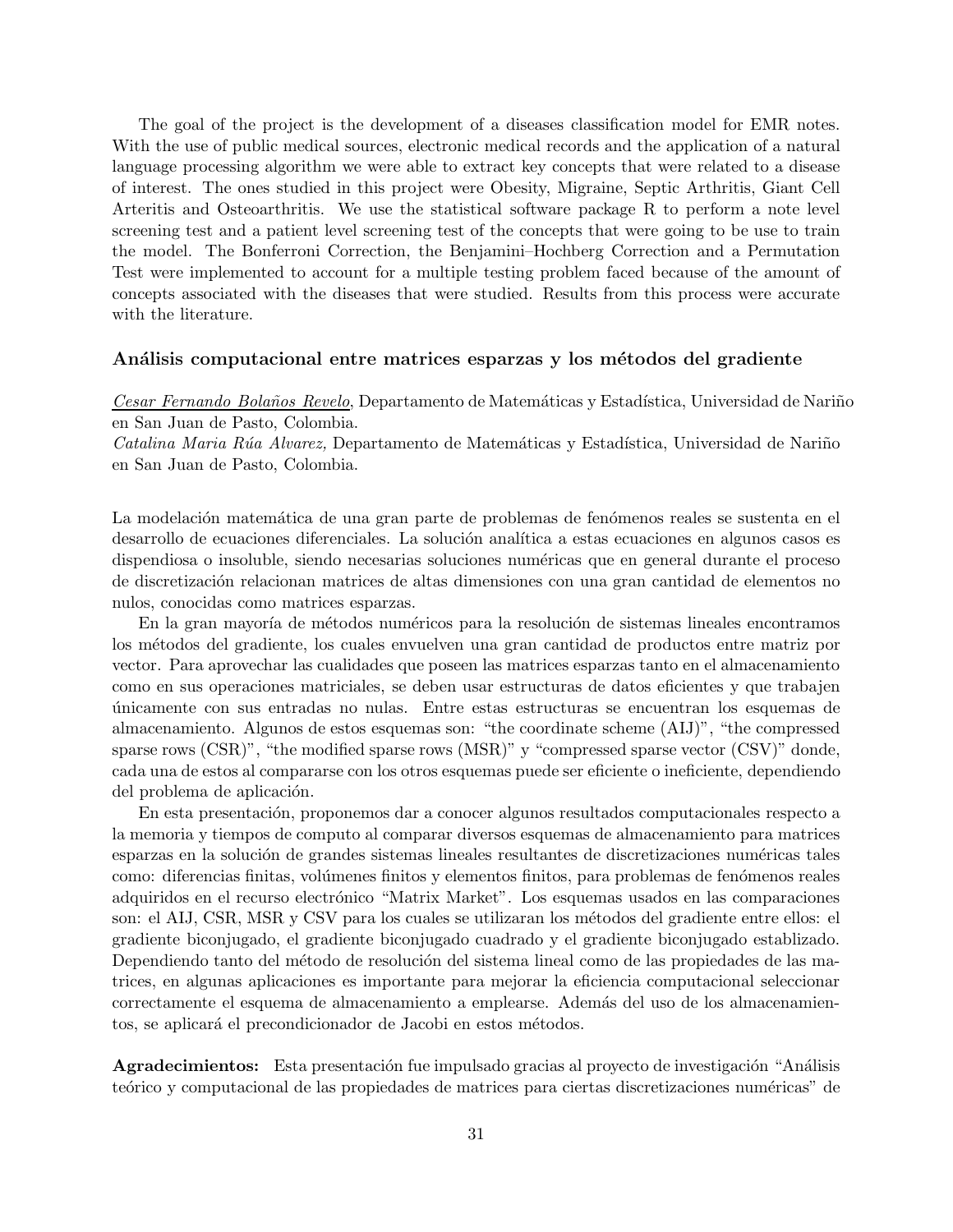The goal of the project is the development of a diseases classification model for EMR notes. With the use of public medical sources, electronic medical records and the application of a natural language processing algorithm we were able to extract key concepts that were related to a disease of interest. The ones studied in this project were Obesity, Migraine, Septic Arthritis, Giant Cell Arteritis and Osteoarthritis. We use the statistical software package R to perform a note level screening test and a patient level screening test of the concepts that were going to be use to train the model. The Bonferroni Correction, the Benjamini–Hochberg Correction and a Permutation Test were implemented to account for a multiple testing problem faced because of the amount of concepts associated with the diseases that were studied. Results from this process were accurate with the literature.

### Análisis computacional entre matrices esparzas y los métodos del gradiente

*<u>Cesar Fernando Bolaños Revelo</u>*, Departamento de Matemáticas y Estadística, Universidad de Nariño en San Juan de Pasto, Colombia.
*Catalina Maria Rúa Alvarez,* Departamento de Matemáticas y Estadística, Universidad de Nariño en San Juan de Pasto, Colombia.

La modelación matemática de una gran parte de problemas de fenómenos reales se sustenta en el desarrollo de ecuaciones diferenciales. La solución analítica a estas ecuaciones en algunos casos es dispendiosa o insoluble, siendo necesarias soluciones numéricas que en general durante el proceso de discretización relacionan matrices de altas dimensiones con una gran cantidad de elementos no nulos, conocidas como matrices esparzas.

En la gran mayoría de métodos numéricos para la resolución de sistemas lineales encontramos los métodos del gradiente, los cuales envuelven una gran cantidad de productos entre matriz por vector. Para aprovechar las cualidades que poseen las matrices esparzas tanto en el almacenamiento como en sus operaciones matriciales, se deben usar estructuras de datos eficientes y que trabajen únicamente con sus entradas no nulas. Entre estas estructuras se encuentran los esquemas de almacenamiento. Algunos de estos esquemas son: "the coordinate scheme (AIJ)", "the compressed sparse rows (CSR)", "the modified sparse rows (MSR)" y "compressed sparse vector (CSV)" donde, cada una de estos al compararse con los otros esquemas puede ser eficiente o ineficiente, dependiendo del problema de aplicación.

En esta presentación, proponemos dar a conocer algunos resultados computacionales respecto a la memoria y tiempos de computo al comparar diversos esquemas de almacenamiento para matrices esparzas en la solución de grandes sistemas lineales resultantes de discretizaciones numéricas tales como: diferencias finitas, volúmenes finitos y elementos finitos, para problemas de fenómenos reales adquiridos en el recurso electrónico "Matrix Market". Los esquemas usados en las comparaciones son: el AIJ, CSR, MSR y CSV para los cuales se utilizaran los métodos del gradiente entre ellos: el gradiente biconjugado, el gradiente biconjugado cuadrado y el gradiente biconjugado establizado. Dependiendo tanto del método de resolución del sistema lineal como de las propiedades de las matrices, en algunas aplicaciones es importante para mejorar la eficiencia computacional seleccionar correctamente el esquema de almacenamiento a emplearse. Además del uso de los almacenamientos, se aplicará el precondicionador de Jacobi en estos métodos.

**Agradecimientos:** Esta presentación fue impulsado gracias al proyecto de investigación "Análisis teórico y computacional de las propiedades de matrices para ciertas discretizaciones numéricas" de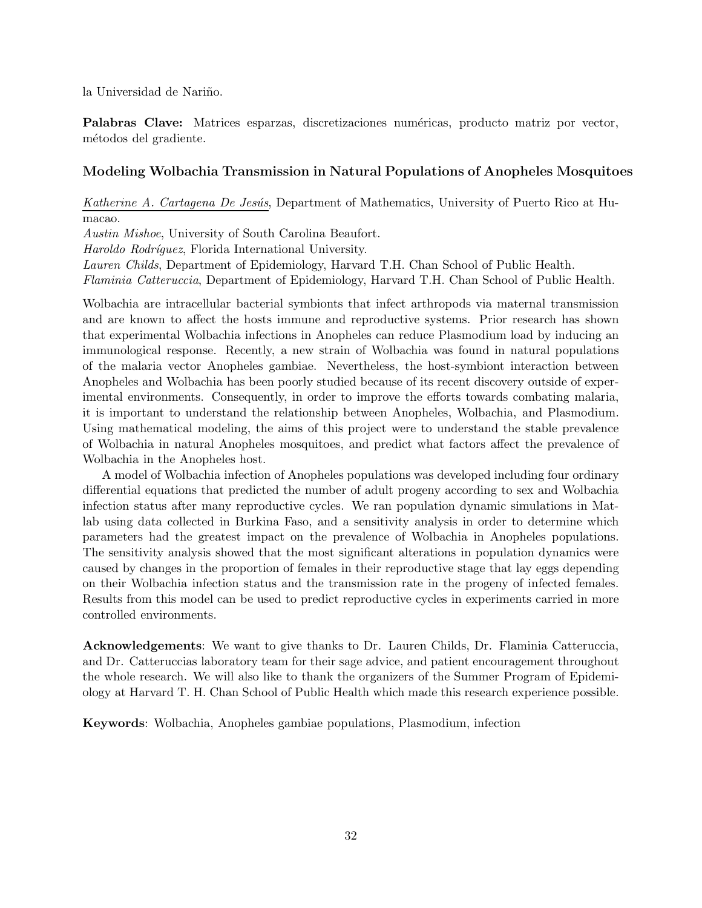la Universidad de Nariño.

**Palabras Clave:** Matrices esparzas, discretizaciones numéricas, producto matriz por vector, métodos del gradiente.

### Modeling Wolbachia Transmission in Natural Populations of Anopheles Mosquitoes

*Katherine A. Cartagena De Jesús*, Department of Mathematics, University of Puerto Rico at Humacao.
*Austin Mishoe*, University of South Carolina Beaufort.
*Haroldo Rodríguez*, Florida International University.
*Lauren Childs*, Department of Epidemiology, Harvard T.H. Chan School of Public Health.
*Flaminia Catteruccia*, Department of Epidemiology, Harvard T.H. Chan School of Public Health.

Wolbachia are intracellular bacterial symbionts that infect arthropods via maternal transmission and are known to affect the hosts immune and reproductive systems. Prior research has shown that experimental Wolbachia infections in Anopheles can reduce Plasmodium load by inducing an immunological response. Recently, a new strain of Wolbachia was found in natural populations of the malaria vector Anopheles gambiae. Nevertheless, the host-symbiont interaction between Anopheles and Wolbachia has been poorly studied because of its recent discovery outside of experimental environments. Consequently, in order to improve the efforts towards combating malaria, it is important to understand the relationship between Anopheles, Wolbachia, and Plasmodium. Using mathematical modeling, the aims of this project were to understand the stable prevalence of Wolbachia in natural Anopheles mosquitoes, and predict what factors affect the prevalence of Wolbachia in the Anopheles host.

A model of Wolbachia infection of Anopheles populations was developed including four ordinary differential equations that predicted the number of adult progeny according to sex and Wolbachia infection status after many reproductive cycles. We ran population dynamic simulations in Matlab using data collected in Burkina Faso, and a sensitivity analysis in order to determine which parameters had the greatest impact on the prevalence of Wolbachia in Anopheles populations. The sensitivity analysis showed that the most significant alterations in population dynamics were caused by changes in the proportion of females in their reproductive stage that lay eggs depending on their Wolbachia infection status and the transmission rate in the progeny of infected females. Results from this model can be used to predict reproductive cycles in experiments carried in more controlled environments.

**Acknowledgements**: We want to give thanks to Dr. Lauren Childs, Dr. Flaminia Catteruccia, and Dr. Catteruccias laboratory team for their sage advice, and patient encouragement throughout the whole research. We will also like to thank the organizers of the Summer Program of Epidemiology at Harvard T. H. Chan School of Public Health which made this research experience possible.

**Keywords**: Wolbachia, Anopheles gambiae populations, Plasmodium, infection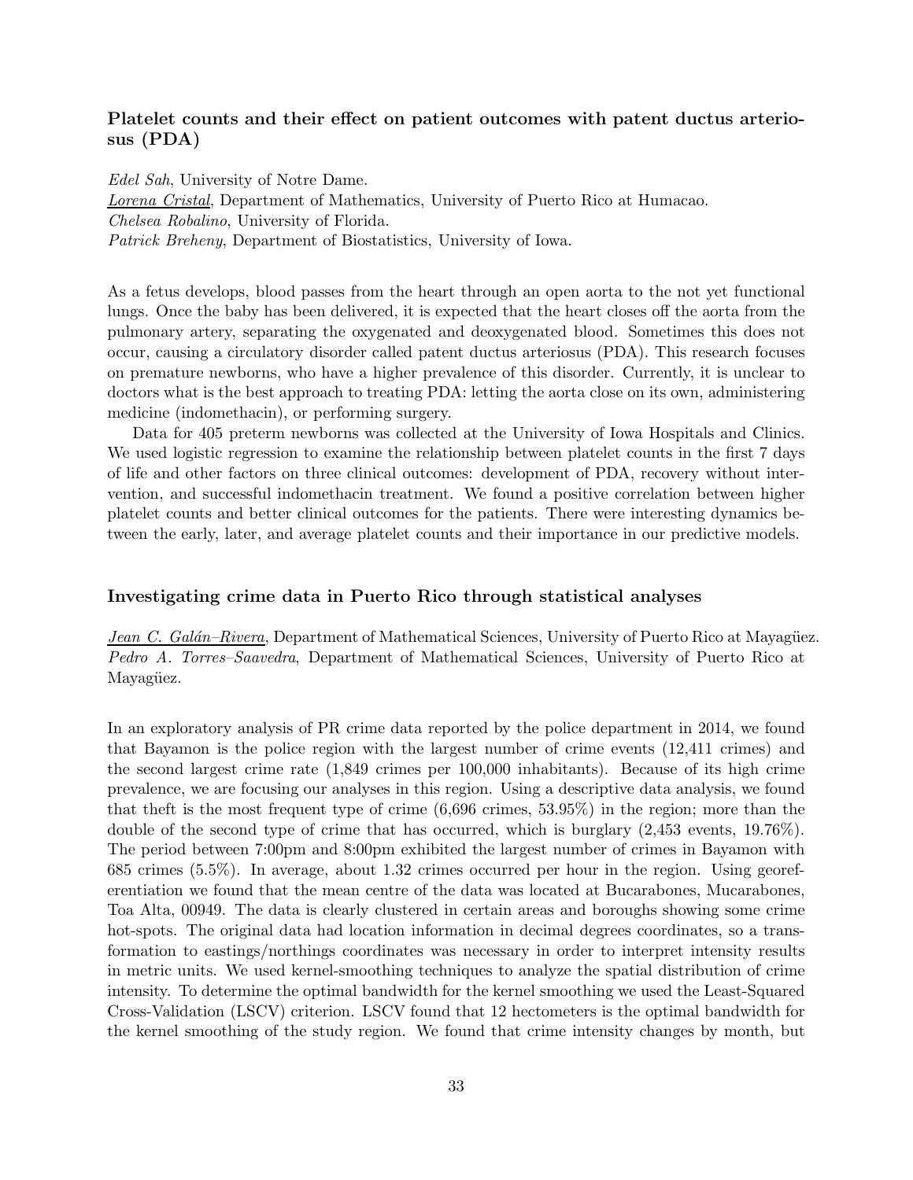### Platelet counts and their effect on patient outcomes with patent ductus arteriosus (PDA)

*Edel Sah*, University of Notre Dame.
*Lorena Cristal*, Department of Mathematics, University of Puerto Rico at Humacao.
*Chelsea Robalino*, University of Florida.
*Patrick Breheny*, Department of Biostatistics, University of Iowa.

As a fetus develops, blood passes from the heart through an open aorta to the not yet functional lungs. Once the baby has been delivered, it is expected that the heart closes off the aorta from the pulmonary artery, separating the oxygenated and deoxygenated blood. Sometimes this does not occur, causing a circulatory disorder called patent ductus arteriosus (PDA). This research focuses on premature newborns, who have a higher prevalence of this disorder. Currently, it is unclear to doctors what is the best approach to treating PDA: letting the aorta close on its own, administering medicine (indomethacin), or performing surgery.

Data for 405 preterm newborns was collected at the University of Iowa Hospitals and Clinics. We used logistic regression to examine the relationship between platelet counts in the first 7 days of life and other factors on three clinical outcomes: development of PDA, recovery without intervention, and successful indomethacin treatment. We found a positive correlation between higher platelet counts and better clinical outcomes for the patients. There were interesting dynamics between the early, later, and average platelet counts and their importance in our predictive models.

### Investigating crime data in Puerto Rico through statistical analyses

*Jean C. Galán–Rivera*, Department of Mathematical Sciences, University of Puerto Rico at Mayagüez.
*Pedro A. Torres–Saavedra*, Department of Mathematical Sciences, University of Puerto Rico at Mayagüez.

In an exploratory analysis of PR crime data reported by the police department in 2014, we found that Bayamon is the police region with the largest number of crime events (12,411 crimes) and the second largest crime rate (1,849 crimes per 100,000 inhabitants). Because of its high crime prevalence, we are focusing our analyses in this region. Using a descriptive data analysis, we found that theft is the most frequent type of crime (6,696 crimes, 53.95%) in the region; more than the double of the second type of crime that has occurred, which is burglary (2,453 events, 19.76%). The period between 7:00pm and 8:00pm exhibited the largest number of crimes in Bayamon with 685 crimes (5.5%). In average, about 1.32 crimes occurred per hour in the region. Using georeferentiation we found that the mean centre of the data was located at Bucarabones, Mucarabones, Toa Alta, 00949. The data is clearly clustered in certain areas and boroughs showing some crime hot-spots. The original data had location information in decimal degrees coordinates, so a transformation to eastings/northings coordinates was necessary in order to interpret intensity results in metric units. We used kernel-smoothing techniques to analyze the spatial distribution of crime intensity. To determine the optimal bandwidth for the kernel smoothing we used the Least-Squared Cross-Validation (LSCV) criterion. LSCV found that 12 hectometers is the optimal bandwidth for the kernel smoothing of the study region. We found that crime intensity changes by month, but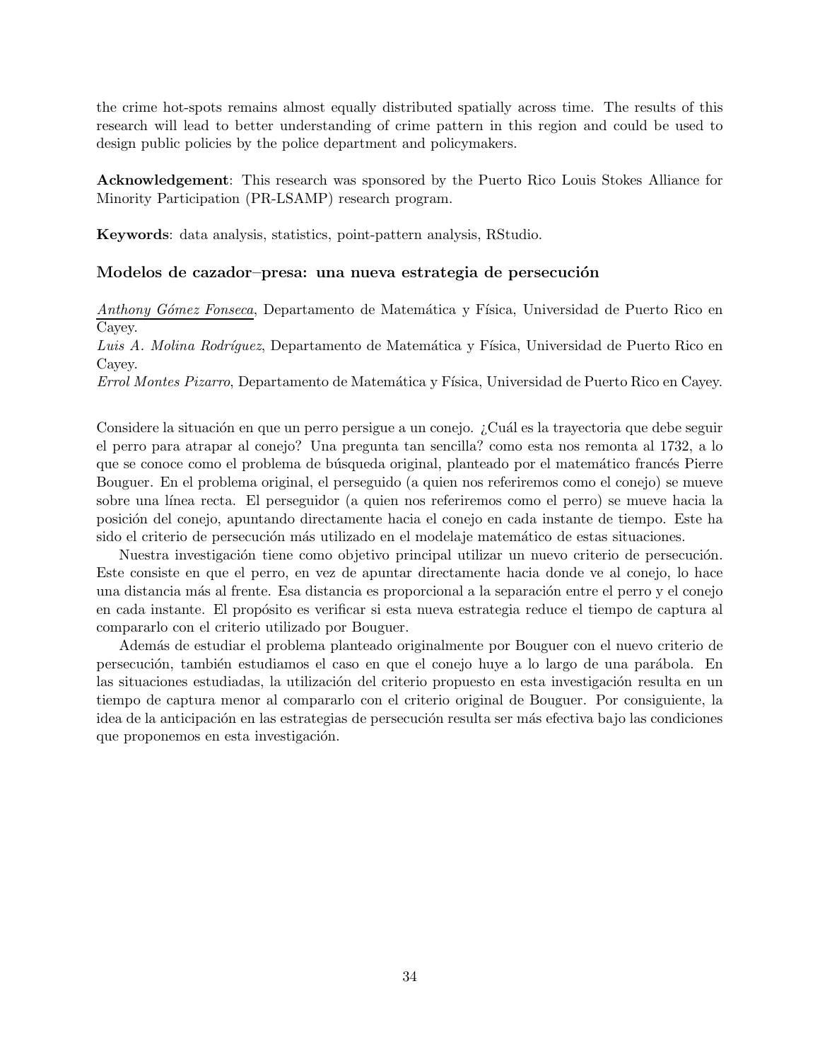the crime hot-spots remains almost equally distributed spatially across time. The results of this research will lead to better understanding of crime pattern in this region and could be used to design public policies by the police department and policymakers.

**Acknowledgement**: This research was sponsored by the Puerto Rico Louis Stokes Alliance for Minority Participation (PR-LSAMP) research program.

**Keywords**: data analysis, statistics, point-pattern analysis, RStudio.

### Modelos de cazador–presa: una nueva estrategia de persecución

*Anthony Gómez Fonseca*, Departamento de Matemática y Física, Universidad de Puerto Rico en Cayey.
*Luis A. Molina Rodríguez*, Departamento de Matemática y Física, Universidad de Puerto Rico en Cayey.
*Errol Montes Pizarro*, Departamento de Matemática y Física, Universidad de Puerto Rico en Cayey.

Considere la situación en que un perro persigue a un conejo. ¿Cuál es la trayectoria que debe seguir el perro para atrapar al conejo? Una pregunta tan sencilla? como esta nos remonta al 1732, a lo que se conoce como el problema de búsqueda original, planteado por el matemático francés Pierre Bouguer. En el problema original, el perseguido (a quien nos referiremos como el conejo) se mueve sobre una línea recta. El perseguidor (a quien nos referiremos como el perro) se mueve hacia la posición del conejo, apuntando directamente hacia el conejo en cada instante de tiempo. Este ha sido el criterio de persecución más utilizado en el modelaje matemático de estas situaciones.

Nuestra investigación tiene como objetivo principal utilizar un nuevo criterio de persecución. Este consiste en que el perro, en vez de apuntar directamente hacia donde ve al conejo, lo hace una distancia más al frente. Esa distancia es proporcional a la separación entre el perro y el conejo en cada instante. El propósito es verificar si esta nueva estrategia reduce el tiempo de captura al compararlo con el criterio utilizado por Bouguer.

Además de estudiar el problema planteado originalmente por Bouguer con el nuevo criterio de persecución, también estudiamos el caso en que el conejo huye a lo largo de una parábola. En las situaciones estudiadas, la utilización del criterio propuesto en esta investigación resulta en un tiempo de captura menor al compararlo con el criterio original de Bouguer. Por consiguiente, la idea de la anticipación en las estrategias de persecución resulta ser más efectiva bajo las condiciones que proponemos en esta investigación.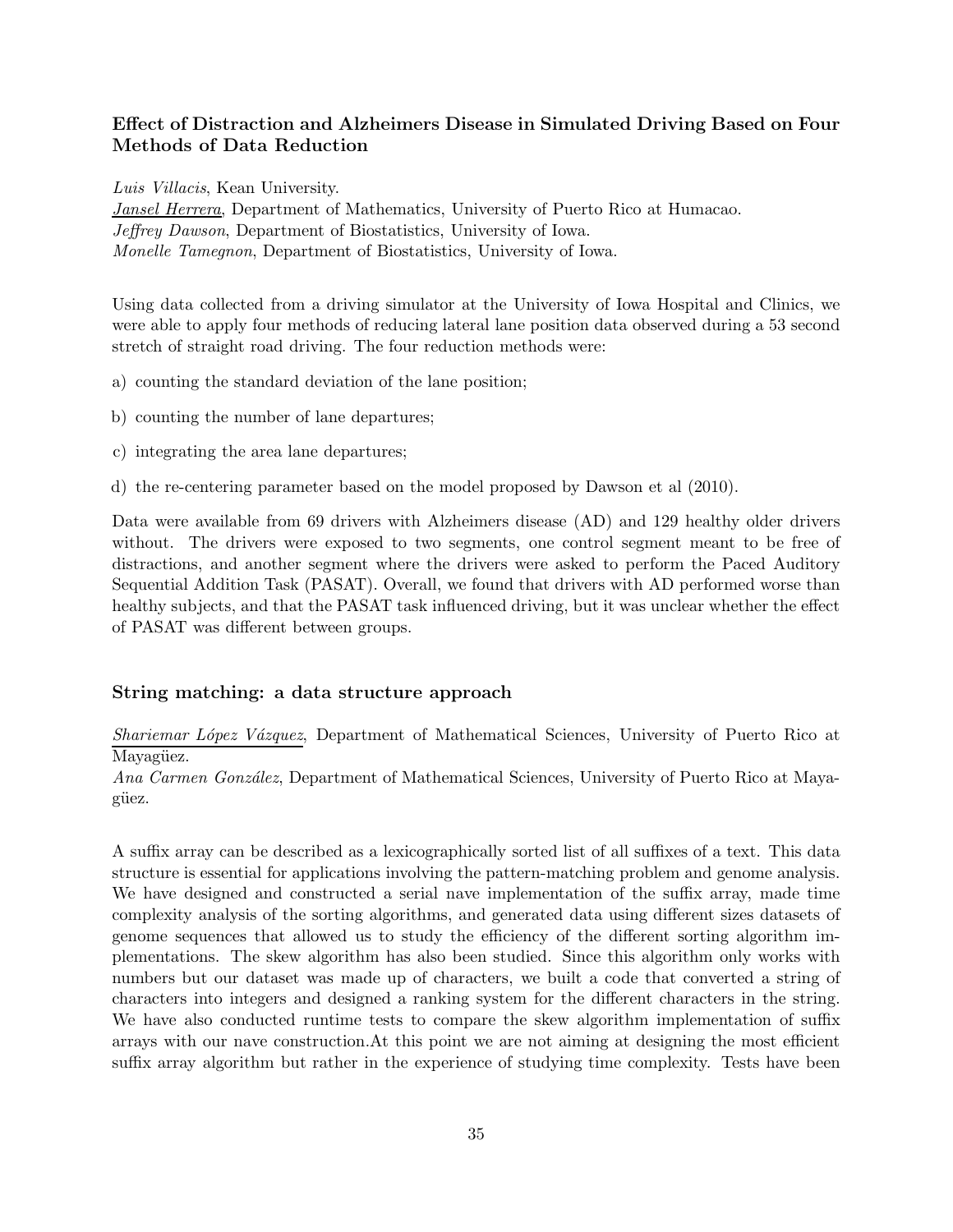### Effect of Distraction and Alzheimers Disease in Simulated Driving Based on Four Methods of Data Reduction

*Luis Villacis*, Kean University.
*Jansel Herrera*, Department of Mathematics, University of Puerto Rico at Humacao.
*Jeffrey Dawson*, Department of Biostatistics, University of Iowa.
*Monelle Tamegnon*, Department of Biostatistics, University of Iowa.

Using data collected from a driving simulator at the University of Iowa Hospital and Clinics, we were able to apply four methods of reducing lateral lane position data observed during a 53 second stretch of straight road driving. The four reduction methods were:

a) counting the standard deviation of the lane position;

b) counting the number of lane departures;

c) integrating the area lane departures;

d) the re-centering parameter based on the model proposed by Dawson et al (2010).

Data were available from 69 drivers with Alzheimers disease (AD) and 129 healthy older drivers without. The drivers were exposed to two segments, one control segment meant to be free of distractions, and another segment where the drivers were asked to perform the Paced Auditory Sequential Addition Task (PASAT). Overall, we found that drivers with AD performed worse than healthy subjects, and that the PASAT task influenced driving, but it was unclear whether the effect of PASAT was different between groups.

### String matching: a data structure approach

*Shariemar López Vázquez*, Department of Mathematical Sciences, University of Puerto Rico at Mayagüez.
*Ana Carmen González*, Department of Mathematical Sciences, University of Puerto Rico at Mayagüez.

A suffix array can be described as a lexicographically sorted list of all suffixes of a text. This data structure is essential for applications involving the pattern-matching problem and genome analysis. We have designed and constructed a serial nave implementation of the suffix array, made time complexity analysis of the sorting algorithms, and generated data using different sizes datasets of genome sequences that allowed us to study the efficiency of the different sorting algorithm implementations. The skew algorithm has also been studied. Since this algorithm only works with numbers but our dataset was made up of characters, we built a code that converted a string of characters into integers and designed a ranking system for the different characters in the string. We have also conducted runtime tests to compare the skew algorithm implementation of suffix arrays with our nave construction.At this point we are not aiming at designing the most efficient suffix array algorithm but rather in the experience of studying time complexity. Tests have been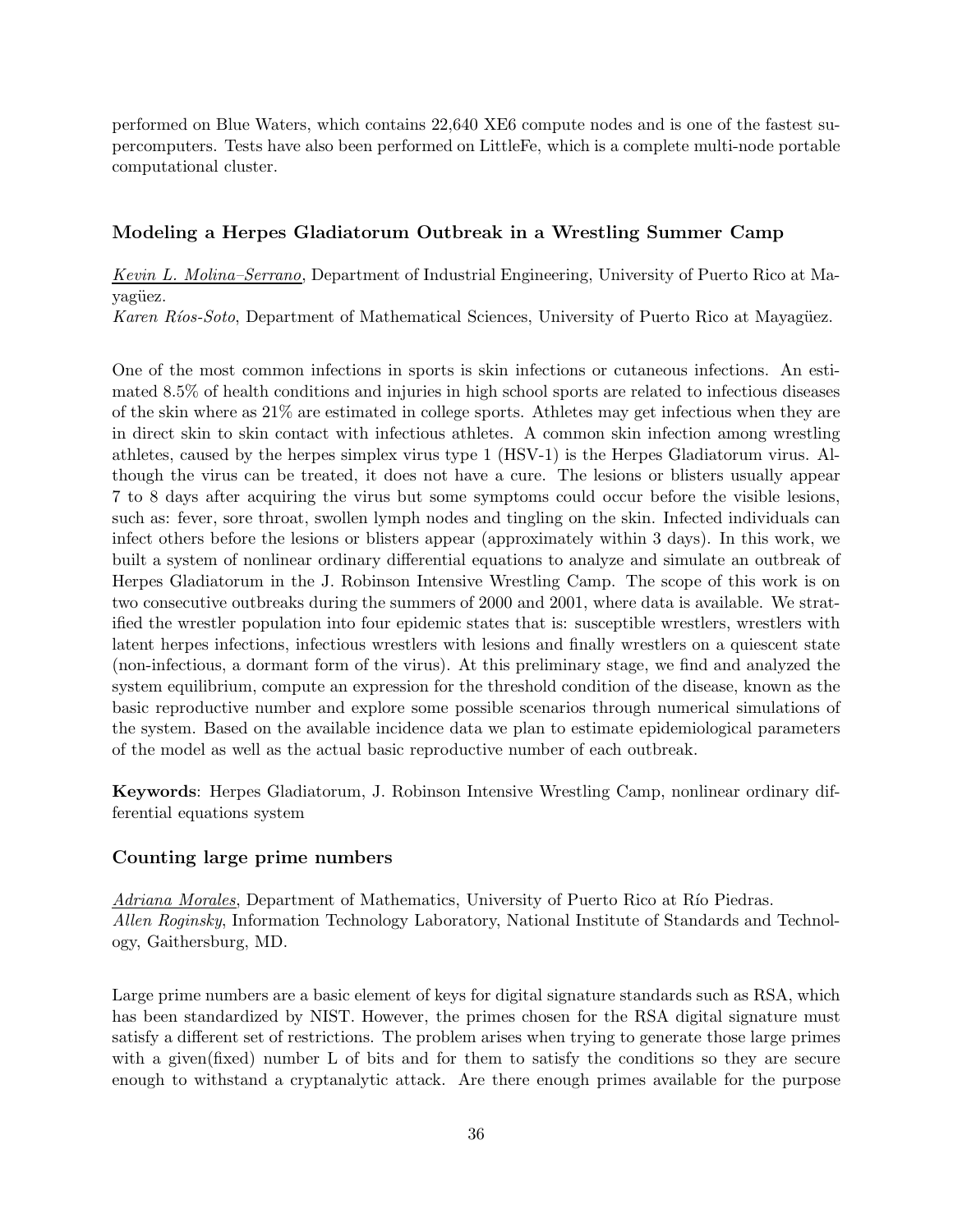performed on Blue Waters, which contains 22,640 XE6 compute nodes and is one of the fastest supercomputers. Tests have also been performed on LittleFe, which is a complete multi-node portable computational cluster.

### Modeling a Herpes Gladiatorum Outbreak in a Wrestling Summer Camp

*Kevin L. Molina–Serrano*, Department of Industrial Engineering, University of Puerto Rico at Mayagüez.
*Karen Ríos-Soto*, Department of Mathematical Sciences, University of Puerto Rico at Mayagüez.

One of the most common infections in sports is skin infections or cutaneous infections. An estimated 8.5% of health conditions and injuries in high school sports are related to infectious diseases of the skin where as 21% are estimated in college sports. Athletes may get infectious when they are in direct skin to skin contact with infectious athletes. A common skin infection among wrestling athletes, caused by the herpes simplex virus type 1 (HSV-1) is the Herpes Gladiatorum virus. Although the virus can be treated, it does not have a cure. The lesions or blisters usually appear 7 to 8 days after acquiring the virus but some symptoms could occur before the visible lesions, such as: fever, sore throat, swollen lymph nodes and tingling on the skin. Infected individuals can infect others before the lesions or blisters appear (approximately within 3 days). In this work, we built a system of nonlinear ordinary differential equations to analyze and simulate an outbreak of Herpes Gladiatorum in the J. Robinson Intensive Wrestling Camp. The scope of this work is on two consecutive outbreaks during the summers of 2000 and 2001, where data is available. We stratified the wrestler population into four epidemic states that is: susceptible wrestlers, wrestlers with latent herpes infections, infectious wrestlers with lesions and finally wrestlers on a quiescent state (non-infectious, a dormant form of the virus). At this preliminary stage, we find and analyzed the system equilibrium, compute an expression for the threshold condition of the disease, known as the basic reproductive number and explore some possible scenarios through numerical simulations of the system. Based on the available incidence data we plan to estimate epidemiological parameters of the model as well as the actual basic reproductive number of each outbreak.

**Keywords**: Herpes Gladiatorum, J. Robinson Intensive Wrestling Camp, nonlinear ordinary differential equations system

### Counting large prime numbers

*Adriana Morales*, Department of Mathematics, University of Puerto Rico at Río Piedras.
*Allen Roginsky*, Information Technology Laboratory, National Institute of Standards and Technology, Gaithersburg, MD.

Large prime numbers are a basic element of keys for digital signature standards such as RSA, which has been standardized by NIST. However, the primes chosen for the RSA digital signature must satisfy a different set of restrictions. The problem arises when trying to generate those large primes with a given(fixed) number L of bits and for them to satisfy the conditions so they are secure enough to withstand a cryptanalytic attack. Are there enough primes available for the purpose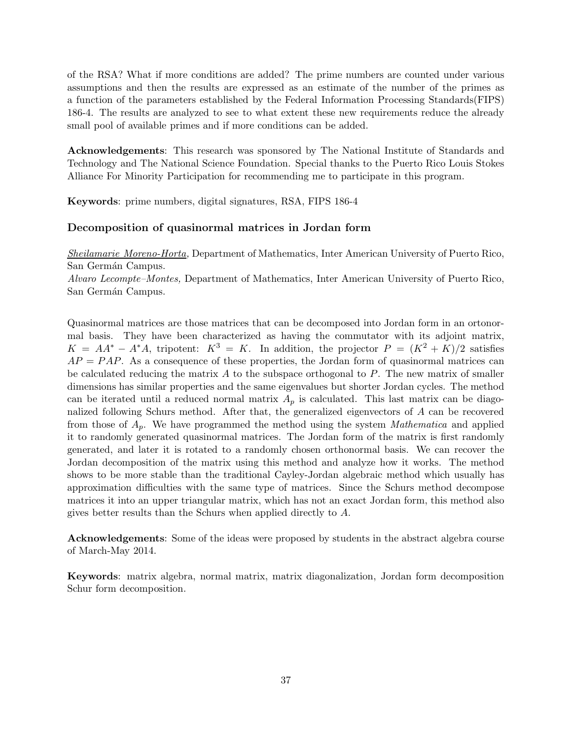of the RSA? What if more conditions are added? The prime numbers are counted under various assumptions and then the results are expressed as an estimate of the number of the primes as a function of the parameters established by the Federal Information Processing Standards(FIPS) 186-4. The results are analyzed to see to what extent these new requirements reduce the already small pool of available primes and if more conditions can be added.

**Acknowledgements**: This research was sponsored by The National Institute of Standards and Technology and The National Science Foundation. Special thanks to the Puerto Rico Louis Stokes Alliance For Minority Participation for recommending me to participate in this program.

**Keywords**: prime numbers, digital signatures, RSA, FIPS 186-4

### Decomposition of quasinormal matrices in Jordan form

*Sheilamarie Moreno-Horta,* Department of Mathematics, Inter American University of Puerto Rico, San Germán Campus.
*Alvaro Lecompte–Montes,* Department of Mathematics, Inter American University of Puerto Rico, San Germán Campus.

Quasinormal matrices are those matrices that can be decomposed into Jordan form in an ortonormal basis. They have been characterized as having the commutator with its adjoint matrix, $K = AA^* - A^*A$, tripotent: $K^3 = K$. In addition, the projector $P = (K^2 + K)/2$ satisfies $AP = PAP$. As a consequence of these properties, the Jordan form of quasinormal matrices can be calculated reducing the matrix $A$ to the subspace orthogonal to $P$. The new matrix of smaller dimensions has similar properties and the same eigenvalues but shorter Jordan cycles. The method can be iterated until a reduced normal matrix $A_p$ is calculated. This last matrix can be diagonalized following Schurs method. After that, the generalized eigenvectors of $A$ can be recovered from those of $A_p$. We have programmed the method using the system *Mathematica* and applied it to randomly generated quasinormal matrices. The Jordan form of the matrix is first randomly generated, and later it is rotated to a randomly chosen orthonormal basis. We can recover the Jordan decomposition of the matrix using this method and analyze how it works. The method shows to be more stable than the traditional Cayley-Jordan algebraic method which usually has approximation difficulties with the same type of matrices. Since the Schurs method decompose matrices it into an upper triangular matrix, which has not an exact Jordan form, this method also gives better results than the Schurs when applied directly to $A$.

**Acknowledgements**: Some of the ideas were proposed by students in the abstract algebra course of March-May 2014.

**Keywords**: matrix algebra, normal matrix, matrix diagonalization, Jordan form decomposition Schur form decomposition.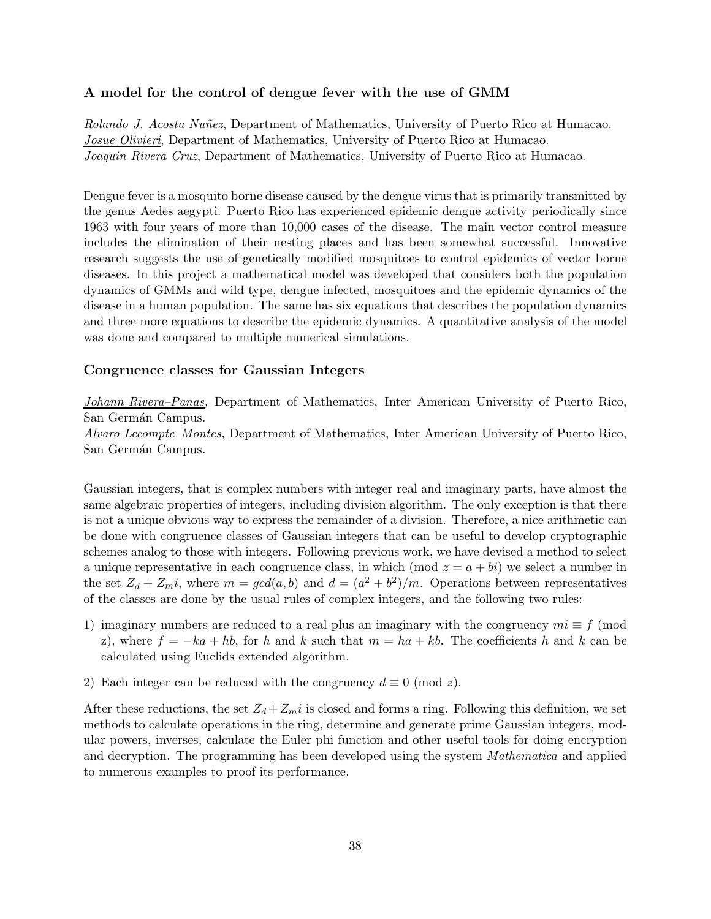### A model for the control of dengue fever with the use of GMM

*Rolando J. Acosta Nuñez*, Department of Mathematics, University of Puerto Rico at Humacao.
*Josue Olivieri*, Department of Mathematics, University of Puerto Rico at Humacao.
*Joaquin Rivera Cruz*, Department of Mathematics, University of Puerto Rico at Humacao.

Dengue fever is a mosquito borne disease caused by the dengue virus that is primarily transmitted by the genus Aedes aegypti. Puerto Rico has experienced epidemic dengue activity periodically since 1963 with four years of more than 10,000 cases of the disease. The main vector control measure includes the elimination of their nesting places and has been somewhat successful. Innovative research suggests the use of genetically modified mosquitoes to control epidemics of vector borne diseases. In this project a mathematical model was developed that considers both the population dynamics of GMMs and wild type, dengue infected, mosquitoes and the epidemic dynamics of the disease in a human population. The same has six equations that describes the population dynamics and three more equations to describe the epidemic dynamics. A quantitative analysis of the model was done and compared to multiple numerical simulations.

### Congruence classes for Gaussian Integers

*Johann Rivera–Panas,* Department of Mathematics, Inter American University of Puerto Rico, San Germán Campus.
*Alvaro Lecompte–Montes,* Department of Mathematics, Inter American University of Puerto Rico, San Germán Campus.

Gaussian integers, that is complex numbers with integer real and imaginary parts, have almost the same algebraic properties of integers, including division algorithm. The only exception is that there is not a unique obvious way to express the remainder of a division. Therefore, a nice arithmetic can be done with congruence classes of Gaussian integers that can be useful to develop cryptographic schemes analog to those with integers. Following previous work, we have devised a method to select a unique representative in each congruence class, in which (mod $z = a + bi$) we select a number in the set $Z_d + Z_m i$, where $m = gcd(a, b)$ and $d = (a^2 + b^2)/m$. Operations between representatives of the classes are done by the usual rules of complex integers, and the following two rules:

1) imaginary numbers are reduced to a real plus an imaginary with the congruency $mi \equiv f$ (mod z), where $f = -ka + hb$, for $h$ and $k$ such that $m = ha + kb$. The coefficients $h$ and $k$ can be calculated using Euclids extended algorithm.
2) Each integer can be reduced with the congruency $d \equiv 0$ (mod $z$).

After these reductions, the set $Z_d + Z_m i$ is closed and forms a ring. Following this definition, we set methods to calculate operations in the ring, determine and generate prime Gaussian integers, modular powers, inverses, calculate the Euler phi function and other useful tools for doing encryption and decryption. The programming has been developed using the system *Mathematica* and applied to numerous examples to proof its performance.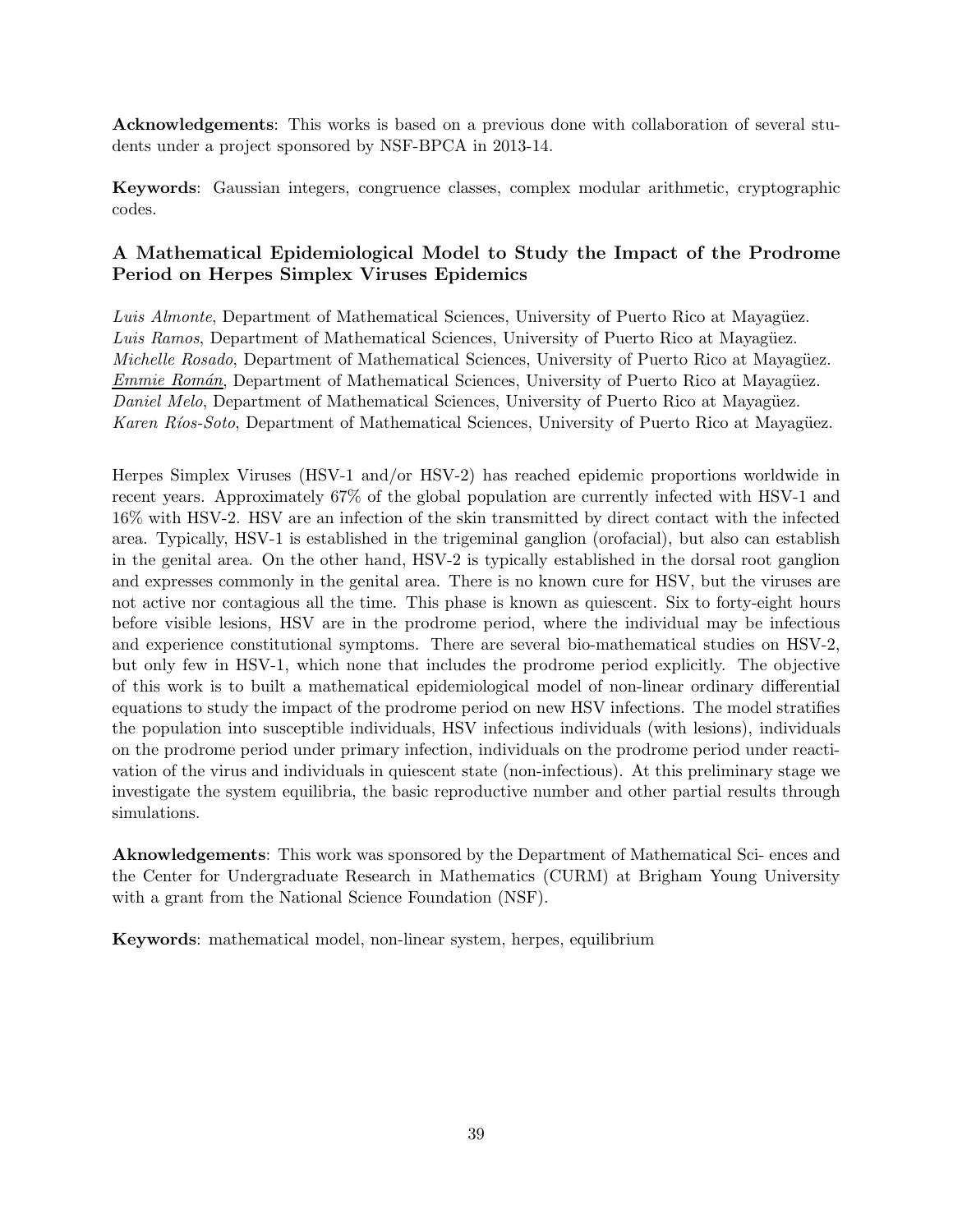**Acknowledgements**: This works is based on a previous done with collaboration of several students under a project sponsored by NSF-BPCA in 2013-14.

**Keywords**: Gaussian integers, congruence classes, complex modular arithmetic, cryptographic codes.

### A Mathematical Epidemiological Model to Study the Impact of the Prodrome Period on Herpes Simplex Viruses Epidemics

*Luis Almonte*, Department of Mathematical Sciences, University of Puerto Rico at Mayagüez.
*Luis Ramos*, Department of Mathematical Sciences, University of Puerto Rico at Mayagüez.
*Michelle Rosado*, Department of Mathematical Sciences, University of Puerto Rico at Mayagüez.
*Emmie Román*, Department of Mathematical Sciences, University of Puerto Rico at Mayagüez.
*Daniel Melo*, Department of Mathematical Sciences, University of Puerto Rico at Mayagüez.
*Karen Ríos-Soto*, Department of Mathematical Sciences, University of Puerto Rico at Mayagüez.

Herpes Simplex Viruses (HSV-1 and/or HSV-2) has reached epidemic proportions worldwide in recent years. Approximately 67% of the global population are currently infected with HSV-1 and 16% with HSV-2. HSV are an infection of the skin transmitted by direct contact with the infected area. Typically, HSV-1 is established in the trigeminal ganglion (orofacial), but also can establish in the genital area. On the other hand, HSV-2 is typically established in the dorsal root ganglion and expresses commonly in the genital area. There is no known cure for HSV, but the viruses are not active nor contagious all the time. This phase is known as quiescent. Six to forty-eight hours before visible lesions, HSV are in the prodrome period, where the individual may be infectious and experience constitutional symptoms. There are several bio-mathematical studies on HSV-2, but only few in HSV-1, which none that includes the prodrome period explicitly. The objective of this work is to built a mathematical epidemiological model of non-linear ordinary differential equations to study the impact of the prodrome period on new HSV infections. The model stratifies the population into susceptible individuals, HSV infectious individuals (with lesions), individuals on the prodrome period under primary infection, individuals on the prodrome period under reactivation of the virus and individuals in quiescent state (non-infectious). At this preliminary stage we investigate the system equilibria, the basic reproductive number and other partial results through simulations.

**Aknowledgements**: This work was sponsored by the Department of Mathematical Sci- ences and the Center for Undergraduate Research in Mathematics (CURM) at Brigham Young University with a grant from the National Science Foundation (NSF).

**Keywords**: mathematical model, non-linear system, herpes, equilibrium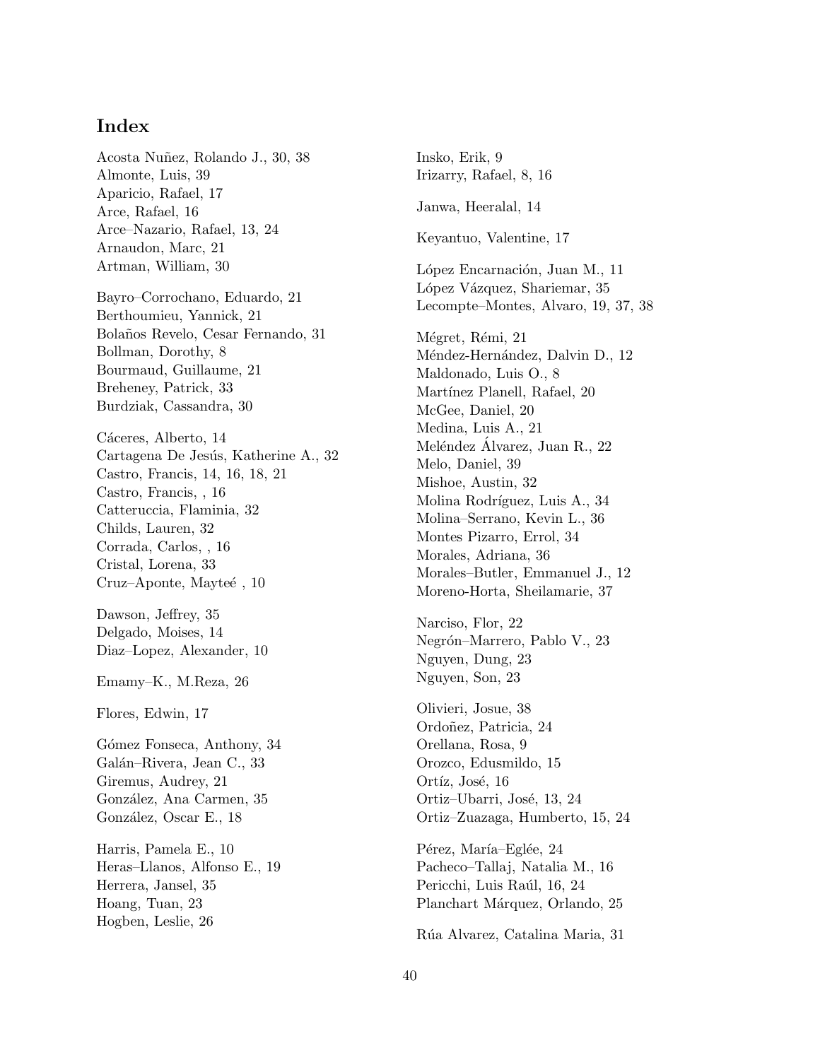# Index

Acosta Nuñez, Rolando J., 30, 38
Almonte, Luis, 39
Aparicio, Rafael, 17
Arce, Rafael, 16
Arce–Nazario, Rafael, 13, 24
Arnaudon, Marc, 21
Artman, William, 30

Bayro–Corrochano, Eduardo, 21
Berthoumieu, Yannick, 21
Bolaños Revelo, Cesar Fernando, 31
Bollman, Dorothy, 8
Bourmaud, Guillaume, 21
Breheney, Patrick, 33
Burdziak, Cassandra, 30

Cáceres, Alberto, 14
Cartagena De Jesús, Katherine A., 32
Castro, Francis, 14, 16, 18, 21
Castro, Francis, , 16
Catteruccia, Flaminia, 32
Childs, Lauren, 32
Corrada, Carlos, , 16
Cristal, Lorena, 33
Cruz–Aponte, Mayteé , 10

Dawson, Jeffrey, 35
Delgado, Moises, 14
Diaz–Lopez, Alexander, 10

Emamy–K., M.Reza, 26

Flores, Edwin, 17

Gómez Fonseca, Anthony, 34
Galán–Rivera, Jean C., 33
Giremus, Audrey, 21
González, Ana Carmen, 35
González, Oscar E., 18

Harris, Pamela E., 10
Heras–Llanos, Alfonso E., 19
Herrera, Jansel, 35
Hoang, Tuan, 23
Hogben, Leslie, 26

Insko, Erik, 9
Irizarry, Rafael, 8, 16

Janwa, Heeralal, 14

Keyantuo, Valentine, 17

López Encarnación, Juan M., 11
López Vázquez, Shariemar, 35
Lecompte–Montes, Alvaro, 19, 37, 38

Mégret, Rémi, 21
Méndez-Hernández, Dalvin D., 12
Maldonado, Luis O., 8
Martínez Planell, Rafael, 20
McGee, Daniel, 20
Medina, Luis A., 21
Meléndez Álvarez, Juan R., 22
Melo, Daniel, 39
Mishoe, Austin, 32
Molina Rodríguez, Luis A., 34
Molina–Serrano, Kevin L., 36
Montes Pizarro, Errol, 34
Morales, Adriana, 36
Morales–Butler, Emmanuel J., 12
Moreno-Horta, Sheilamarie, 37

Narciso, Flor, 22
Negrón–Marrero, Pablo V., 23
Nguyen, Dung, 23
Nguyen, Son, 23

Olivieri, Josue, 38
Ordoñez, Patricia, 24
Orellana, Rosa, 9
Orozco, Edusmildo, 15
Ortíz, José, 16
Ortiz–Ubarri, José, 13, 24
Ortiz–Zuazaga, Humberto, 15, 24

Pérez, María–Eglée, 24
Pacheco–Tallaj, Natalia M., 16
Pericchi, Luis Raúl, 16, 24
Planchart Márquez, Orlando, 25

Rúa Alvarez, Catalina Maria, 31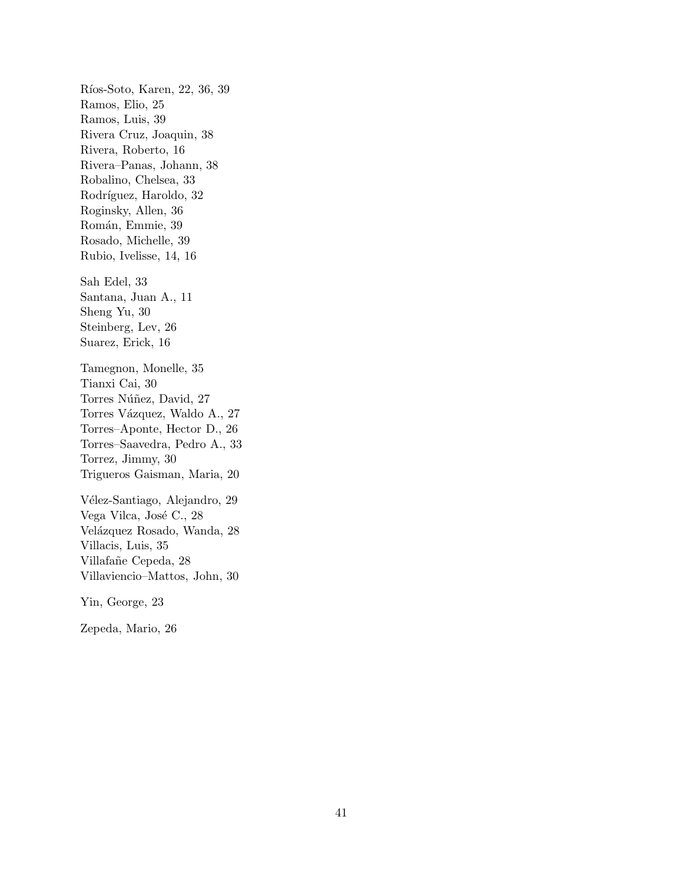Ríos-Soto, Karen, 22, 36, 39
Ramos, Elio, 25
Ramos, Luis, 39
Rivera Cruz, Joaquin, 38
Rivera, Roberto, 16
Rivera–Panas, Johann, 38
Robalino, Chelsea, 33
Rodríguez, Haroldo, 32
Roginsky, Allen, 36
Román, Emmie, 39
Rosado, Michelle, 39
Rubio, Ivelisse, 14, 16

Sah Edel, 33
Santana, Juan A., 11
Sheng Yu, 30
Steinberg, Lev, 26
Suarez, Erick, 16

Tamegnon, Monelle, 35
Tianxi Cai, 30
Torres Núñez, David, 27
Torres Vázquez, Waldo A., 27
Torres–Aponte, Hector D., 26
Torres–Saavedra, Pedro A., 33
Torrez, Jimmy, 30
Trigueros Gaisman, Maria, 20

Vélez-Santiago, Alejandro, 29
Vega Vilca, José C., 28
Velázquez Rosado, Wanda, 28
Villacis, Luis, 35
Villafañe Cepeda, 28
Villaviencio–Mattos, John, 30

Yin, George, 23

Zepeda, Mario, 26